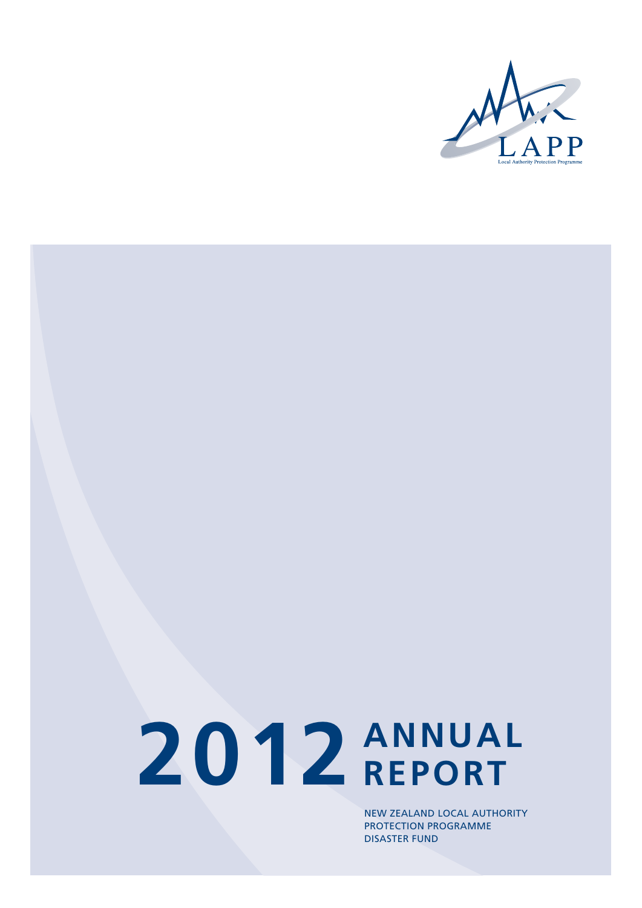LAPP

Local Authority Protection Programme

# 2012 ANNUAL REPORT

NEW ZEALAND LOCAL AUTHORITY PROTECTION PROGRAMME DISASTER FUND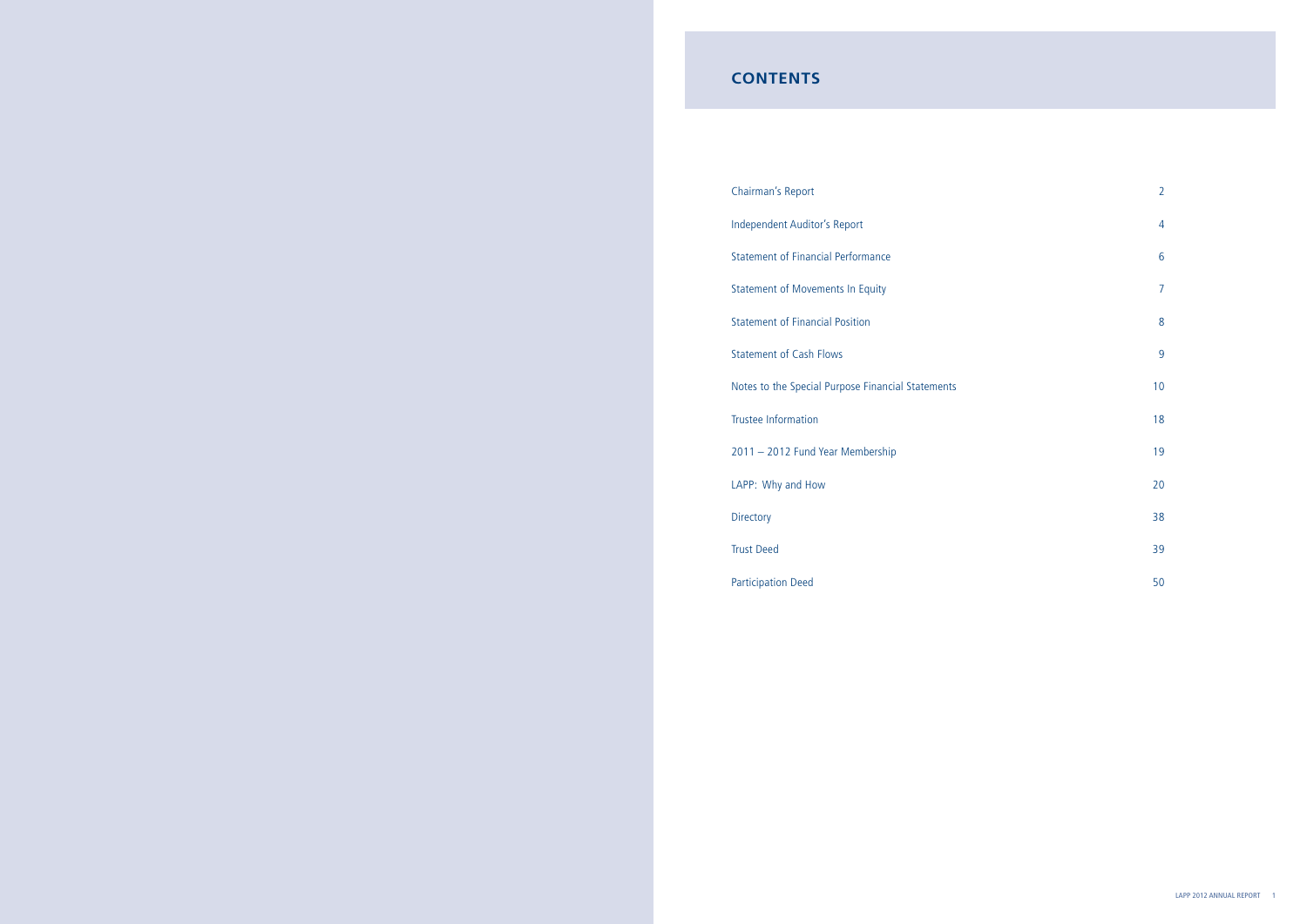# CONTENTS

| | |
|---|---|
| Chairman's Report | 2 |
| Independent Auditor's Report | 4 |
| Statement of Financial Performance | 6 |
| Statement of Movements In Equity | 7 |
| Statement of Financial Position | 8 |
| Statement of Cash Flows | 9 |
| Notes to the Special Purpose Financial Statements | 10 |
| Trustee Information | 18 |
| 2011 – 2012 Fund Year Membership | 19 |
| LAPP: Why and How | 20 |
| Directory | 38 |
| Trust Deed | 39 |
| Participation Deed | 50 |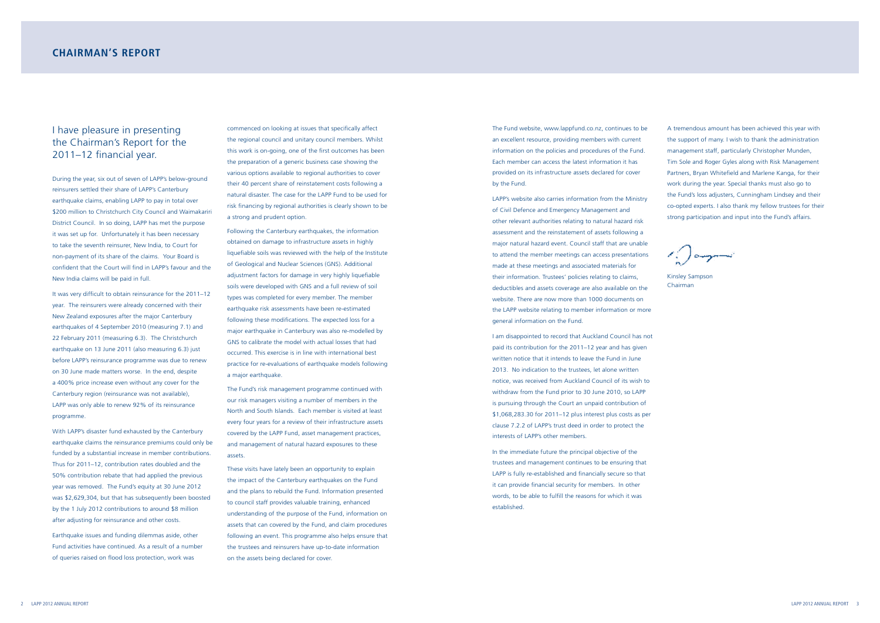# CHAIRMAN'S REPORT

## I have pleasure in presenting the Chairman's Report for the 2011–12 financial year.

During the year, six out of seven of LAPP's below-ground reinsurers settled their share of LAPP's Canterbury earthquake claims, enabling LAPP to pay in total over $200 million to Christchurch City Council and Waimakariri District Council. In so doing, LAPP has met the purpose it was set up for. Unfortunately it has been necessary to take the seventh reinsurer, New India, to Court for non-payment of its share of the claims. Your Board is confident that the Court will find in LAPP's favour and the New India claims will be paid in full.

It was very difficult to obtain reinsurance for the 2011–12 year. The reinsurers were already concerned with their New Zealand exposures after the major Canterbury earthquakes of 4 September 2010 (measuring 7.1) and 22 February 2011 (measuring 6.3). The Christchurch earthquake on 13 June 2011 (also measuring 6.3) just before LAPP's reinsurance programme was due to renew on 30 June made matters worse. In the end, despite a 400% price increase even without any cover for the Canterbury region (reinsurance was not available), LAPP was only able to renew 92% of its reinsurance programme.

With LAPP's disaster fund exhausted by the Canterbury earthquake claims the reinsurance premiums could only be funded by a substantial increase in member contributions. Thus for 2011–12, contribution rates doubled and the 50% contribution rebate that had applied the previous year was removed. The Fund's equity at 30 June 2012 was $2,629,304, but that has subsequently been boosted by the 1 July 2012 contributions to around $8 million after adjusting for reinsurance and other costs.

Earthquake issues and funding dilemmas aside, other Fund activities have continued. As a result of a number of queries raised on flood loss protection, work was commenced on looking at issues that specifically affect the regional council and unitary council members. Whilst this work is on-going, one of the first outcomes has been the preparation of a generic business case showing the various options available to regional authorities to cover their 40 percent share of reinstatement costs following a natural disaster. The case for the LAPP Fund to be used for risk financing by regional authorities is clearly shown to be a strong and prudent option.

Following the Canterbury earthquakes, the information obtained on damage to infrastructure assets in highly liquefiable soils was reviewed with the help of the Institute of Geological and Nuclear Sciences (GNS). Additional adjustment factors for damage in very highly liquefiable soils were developed with GNS and a full review of soil types was completed for every member. The member earthquake risk assessments have been re-estimated following these modifications. The expected loss for a major earthquake in Canterbury was also re-modelled by GNS to calibrate the model with actual losses that had occurred. This exercise is in line with international best practice for re-evaluations of earthquake models following a major earthquake.

The Fund's risk management programme continued with our risk managers visiting a number of members in the North and South Islands. Each member is visited at least every four years for a review of their infrastructure assets covered by the LAPP Fund, asset management practices, and management of natural hazard exposures to these assets.

These visits have lately been an opportunity to explain the impact of the Canterbury earthquakes on the Fund and the plans to rebuild the Fund. Information presented to council staff provides valuable training, enhanced understanding of the purpose of the Fund, information on assets that can covered by the Fund, and claim procedures following an event. This programme also helps ensure that the trustees and reinsurers have up-to-date information on the assets being declared for cover.

The Fund website, www.lappfund.co.nz, continues to be an excellent resource, providing members with current information on the policies and procedures of the Fund. Each member can access the latest information it has provided on its infrastructure assets declared for cover by the Fund.

LAPP's website also carries information from the Ministry of Civil Defence and Emergency Management and other relevant authorities relating to natural hazard risk assessment and the reinstatement of assets following a major natural hazard event. Council staff that are unable to attend the member meetings can access presentations made at these meetings and associated materials for their information. Trustees' policies relating to claims, deductibles and assets coverage are also available on the website. There are now more than 1000 documents on the LAPP website relating to member information or more general information on the Fund.

I am disappointed to record that Auckland Council has not paid its contribution for the 2011–12 year and has given written notice that it intends to leave the Fund in June 2013. No indication to the trustees, let alone written notice, was received from Auckland Council of its wish to withdraw from the Fund prior to 30 June 2010, so LAPP is pursuing through the Court an unpaid contribution of $1,068,283.30 for 2011–12 plus interest plus costs as per clause 7.2.2 of LAPP's trust deed in order to protect the interests of LAPP's other members.

In the immediate future the principal objective of the trustees and management continues to be ensuring that LAPP is fully re-established and financially secure so that it can provide financial security for members. In other words, to be able to fulfill the reasons for which it was established.

A tremendous amount has been achieved this year with the support of many. I wish to thank the administration management staff, particularly Christopher Munden, Tim Sole and Roger Gyles along with Risk Management Partners, Bryan Whitefield and Marlene Kanga, for their work during the year. Special thanks must also go to the Fund's loss adjusters, Cunningham Lindsey and their co-opted experts. I also thank my fellow trustees for their strong participation and input into the Fund's affairs.

Kinsley Sampson
Chairman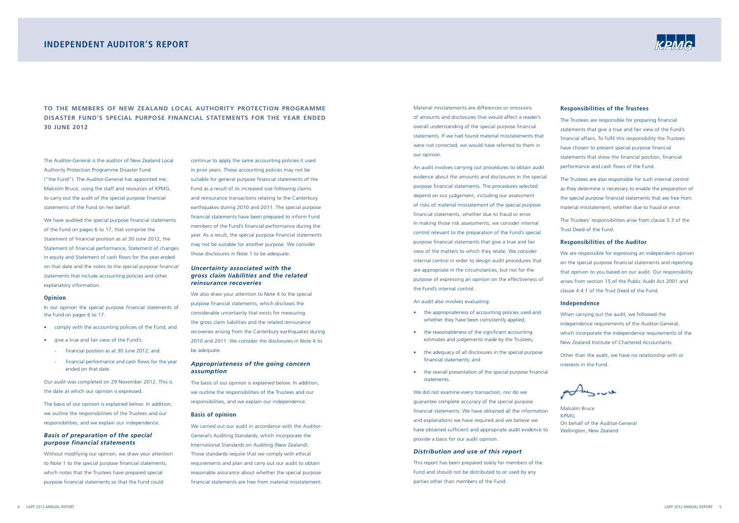# INDEPENDENT AUDITOR'S REPORT

## TO THE MEMBERS OF NEW ZEALAND LOCAL AUTHORITY PROTECTION PROGRAMME DISASTER FUND'S SPECIAL PURPOSE FINANCIAL STATEMENTS FOR THE YEAR ENDED 30 JUNE 2012

The Auditor-General is the auditor of New Zealand Local Authority Protection Programme Disaster Fund ("the Fund"). The Auditor-General has appointed me, Malcolm Bruce, using the staff and resources of KPMG, to carry out the audit of the special purpose financial statements of the Fund on her behalf.

We have audited the special purpose financial statements of the Fund on pages 6 to 17, that comprise the Statement of financial position as at 30 June 2012, the Statement of financial performance, Statement of changes in equity and Statement of cash flows for the year ended on that date and the notes to the special purpose financial statements that include accounting policies and other explanatory information.

### Opinion

In our opinion the special purpose financial statements of the Fund on pages 6 to 17:

- comply with the accounting policies of the Fund; and
- give a true and fair view of the Fund's:
  - financial position as at 30 June 2012; and
  - financial performance and cash flows for the year ended on that date.

Our audit was completed on 29 November 2012. This is the date at which our opinion is expressed.

The basis of our opinion is explained below. In addition, we outline the responsibilities of the Trustees and our responsibilities, and we explain our independence.

### *Basis of preparation of the special purpose financial statements*

Without modifying our opinion, we draw your attention to Note 1 to the special purpose financial statements, which notes that the Trustees have prepared special purpose financial statements so that the Fund could continue to apply the same accounting policies it used in prior years. Those accounting policies may not be suitable for general purpose financial statements of the Fund as a result of its increased size following claims and reinsurance transactions relating to the Canterbury earthquakes during 2010 and 2011. The special purpose financial statements have been prepared to inform Fund members of the Fund's financial performance during the year. As a result, the special purpose financial statements may not be suitable for another purpose. We consider those disclosures in Note 1 to be adequate.

### *Uncertainty associated with the gross claim liabilities and the related reinsurance recoveries*

We also draw your attention to Note 4 to the special purpose financial statements, which discloses the considerable uncertainty that exists for measuring the gross claim liabilities and the related reinsurance recoveries arising from the Canterbury earthquakes during 2010 and 2011. We consider the disclosures in Note 4 to be adequate.

### *Appropriateness of the going concern assumption*

The basis of our opinion is explained below. In addition, we outline the responsibilities of the Trustees and our responsibilities, and we explain our independence.

### Basis of opinion

We carried out our audit in accordance with the Auditor-General's Auditing Standards, which incorporate the International Standards on Auditing (New Zealand). Those standards require that we comply with ethical requirements and plan and carry out our audit to obtain reasonable assurance about whether the special purpose financial statements are free from material misstatement.

Material misstatements are differences or omissions of amounts and disclosures that would affect a reader's overall understanding of the special purpose financial statements. If we had found material misstatements that were not corrected, we would have referred to them in our opinion.

An audit involves carrying out procedures to obtain audit evidence about the amounts and disclosures in the special purpose financial statements. The procedures selected depend on our judgement, including our assessment of risks of material misstatement of the special purpose financial statements, whether due to fraud or error. In making those risk assessments; we consider internal control relevant to the preparation of the Fund's special purpose financial statements that give a true and fair view of the matters to which they relate. We consider internal control in order to design audit procedures that are appropriate in the circumstances, but not for the purpose of expressing an opinion on the effectiveness of the Fund's internal control.

An audit also involves evaluating:

- the appropriateness of accounting policies used and whether they have been consistently applied;
- the reasonableness of the significant accounting estimates and judgements made by the Trustees;
- the adequacy of all disclosures in the special purpose financial statements; and
- the overall presentation of the special purpose financial statements.

We did not examine every transaction, nor do we guarantee complete accuracy of the special purpose financial statements. We have obtained all the information and explanations we have required and we believe we have obtained sufficient and appropriate audit evidence to provide a basis for our audit opinion.

### *Distribution and use of this report*

This report has been prepared solely for members of the Fund and should not be distributed to or used by any parties other than members of the Fund.

### Responsibilities of the Trustees

The Trustees are responsible for preparing financial statements that give a true and fair view of the Fund's financial affairs. To fulfil this responsibility the Trustees have chosen to present special purpose financial statements that show the financial position, financial performance and cash flows of the Fund.

The Trustees are also responsible for such internal control as they determine is necessary to enable the preparation of the special purpose financial statements that are free from material misstatement, whether due to fraud or error.

The Trustees' responsibilities arise from clause 5.3 of the Trust Deed of the Fund.

### Responsibilities of the Auditor

We are responsible for expressing an independent opinion on the special purpose financial statements and reporting that opinion to you based on our audit. Our responsibility arises from section 15 of the Public Audit Act 2001 and clause 4.4.1 of the Trust Deed of the Fund.

### Independence

When carrying out the audit, we followed the independence requirements of the Auditor-General, which incorporate the independence requirements of the New Zealand Institute of Chartered Accountants.

Other than the audit, we have no relationship with or interests in the Fund.

Malcolm Bruce
KPMG
On behalf of the Auditor-General
Wellington, New Zealand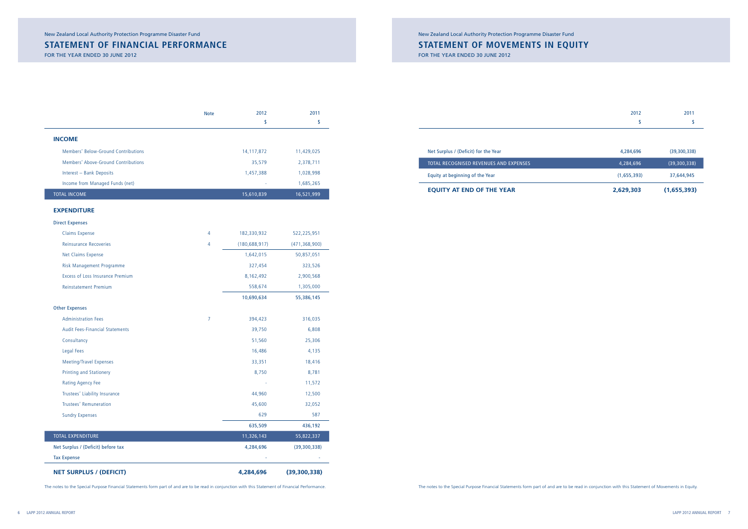New Zealand Local Authority Protection Programme Disaster Fund

## STATEMENT OF FINANCIAL PERFORMANCE

FOR THE YEAR ENDED 30 JUNE 2012

| | Note | 2012 $ | 2011 $ |
|---|---|---|---|
| **INCOME** | | | |
| Members' Below-Ground Contributions | | 14,117,872 | 11,429,025 |
| Members' Above-Ground Contributions | | 35,579 | 2,378,711 |
| Interest – Bank Deposits | | 1,457,388 | 1,028,998 |
| Income from Managed Funds (net) | | - | 1,685,265 |
| TOTAL INCOME | | 15,610,839 | 16,521,999 |
| **EXPENDITURE** | | | |
| Direct Expenses | | | |
| Claims Expense | 4 | 182,330,932 | 522,225,951 |
| Reinsurance Recoveries | 4 | (180,688,917) | (471,368,900) |
| Net Claims Expense | | 1,642,015 | 50,857,051 |
| Risk Management Programme | | 327,454 | 323,526 |
| Excess of Loss Insurance Premium | | 8,162,492 | 2,900,568 |
| Reinstatement Premium | | 558,674 | 1,305,000 |
| | | 10,690,634 | 55,386,145 |
| Other Expenses | | | |
| Administration Fees | 7 | 394,423 | 316,035 |
| Audit Fees-Financial Statements | | 39,750 | 6,808 |
| Consultancy | | 51,560 | 25,306 |
| Legal Fees | | 16,486 | 4,135 |
| Meeting/Travel Expenses | | 33,351 | 18,416 |
| Printing and Stationery | | 8,750 | 8,781 |
| Rating Agency Fee | | - | 11,572 |
| Trustees' Liability Insurance | | 44,960 | 12,500 |
| Trustees' Remuneration | | 45,600 | 32,052 |
| Sundry Expenses | | 629 | 587 |
| | | 635,509 | 436,192 |
| TOTAL EXPENDITURE | | 11,326,143 | 55,822,337 |
| Net Surplus / (Deficit) before tax | | 4,284,696 | (39,300,338) |
| Tax Expense | | - | - |
| **NET SURPLUS / (DEFICIT)** | | **4,284,696** | **(39,300,338)** |

The notes to the Special Purpose Financial Statements form part of and are to be read in conjunction with this Statement of Financial Performance.

New Zealand Local Authority Protection Programme Disaster Fund

## STATEMENT OF MOVEMENTS IN EQUITY

FOR THE YEAR ENDED 30 JUNE 2012

| | 2012 $ | 2011 $ |
|---|---|---|
| Net Surplus / (Deficit) for the Year | 4,284,696 | (39,300,338) |
| TOTAL RECOGNISED REVENUES AND EXPENSES | 4,284,696 | (39,300,338) |
| Equity at beginning of the Year | (1,655,393) | 37,644,945 |
| **EQUITY AT END OF THE YEAR** | **2,629,303** | **(1,655,393)** |

The notes to the Special Purpose Financial Statements form part of and are to be read in conjunction with this Statement of Movements in Equity.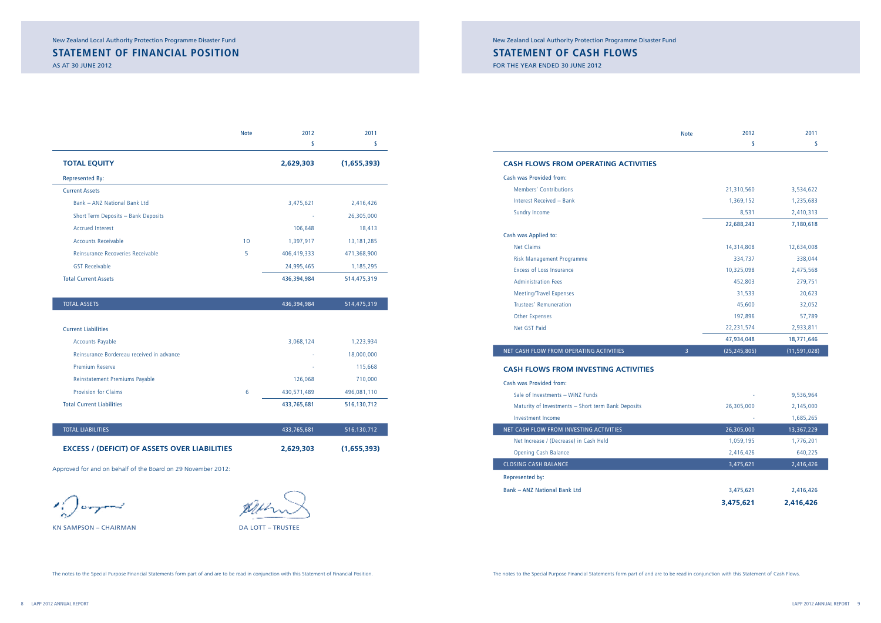New Zealand Local Authority Protection Programme Disaster Fund

# STATEMENT OF FINANCIAL POSITION

AS AT 30 JUNE 2012

| | Note | 2012 $ | 2011 $ |
|---|---|---|---|
| **TOTAL EQUITY** | | **2,629,303** | **(1,655,393)** |
| Represented By: | | | |
| Current Assets | | | |
| Bank – ANZ National Bank Ltd | | 3,475,621 | 2,416,426 |
| Short Term Deposits – Bank Deposits | | - | 26,305,000 |
| Accrued Interest | | 106,648 | 18,413 |
| Accounts Receivable | 10 | 1,397,917 | 13,181,285 |
| Reinsurance Recoveries Receivable | 5 | 406,419,333 | 471,368,900 |
| GST Receivable | | 24,995,465 | 1,185,295 |
| Total Current Assets | | 436,394,984 | 514,475,319 |
| TOTAL ASSETS | | 436,394,984 | 514,475,319 |
| Current Liabilities | | | |
| Accounts Payable | | 3,068,124 | 1,223,934 |
| Reinsurance Bordereau received in advance | | - | 18,000,000 |
| Premium Reserve | | - | 115,668 |
| Reinstatement Premiums Payable | | 126,068 | 710,000 |
| Provision for Claims | 6 | 430,571,489 | 496,081,110 |
| Total Current Liabilities | | 433,765,681 | 516,130,712 |
| TOTAL LIABILITIES | | 433,765,681 | 516,130,712 |
| **EXCESS / (DEFICIT) OF ASSETS OVER LIABILITIES** | | **2,629,303** | **(1,655,393)** |

Approved for and on behalf of the Board on 29 November 2012:

KN SAMPSON – CHAIRMAN

DA LOTT – TRUSTEE

The notes to the Special Purpose Financial Statements form part of and are to be read in conjunction with this Statement of Financial Position.

New Zealand Local Authority Protection Programme Disaster Fund

# STATEMENT OF CASH FLOWS

FOR THE YEAR ENDED 30 JUNE 2012

| | Note | 2012 $ | 2011 $ |
|---|---|---|---|
| **CASH FLOWS FROM OPERATING ACTIVITIES** | | | |
| Cash was Provided from: | | | |
| Members' Contributions | | 21,310,560 | 3,534,622 |
| Interest Received – Bank | | 1,369,152 | 1,235,683 |
| Sundry Income | | 8,531 | 2,410,313 |
| | | 22,688,243 | 7,180,618 |
| Cash was Applied to: | | | |
| Net Claims | | 14,314,808 | 12,634,008 |
| Risk Management Programme | | 334,737 | 338,044 |
| Excess of Loss Insurance | | 10,325,098 | 2,475,568 |
| Administration Fees | | 452,803 | 279,751 |
| Meeting/Travel Expenses | | 31,533 | 20,623 |
| Trustees' Remuneration | | 45,600 | 32,052 |
| Other Expenses | | 197,896 | 57,789 |
| Net GST Paid | | 22,231,574 | 2,933,811 |
| | | 47,934,048 | 18,771,646 |
| NET CASH FLOW FROM OPERATING ACTIVITIES | 3 | (25,245,805) | (11,591,028) |
| **CASH FLOWS FROM INVESTING ACTIVITIES** | | | |
| Cash was Provided from: | | | |
| Sale of Investments – WiNZ Funds | | - | 9,536,964 |
| Maturity of Investments – Short term Bank Deposits | | 26,305,000 | 2,145,000 |
| Investment Income | | - | 1,685,265 |
| NET CASH FLOW FROM INVESTING ACTIVITIES | | 26,305,000 | 13,367,229 |
| Net Increase / (Decrease) in Cash Held | | 1,059,195 | 1,776,201 |
| Opening Cash Balance | | 2,416,426 | 640,225 |
| CLOSING CASH BALANCE | | 3,475,621 | 2,416,426 |
| Represented by: | | | |
| Bank – ANZ National Bank Ltd | | 3,475,621 | 2,416,426 |
| | | **3,475,621** | **2,416,426** |

The notes to the Special Purpose Financial Statements form part of and are to be read in conjunction with this Statement of Cash Flows.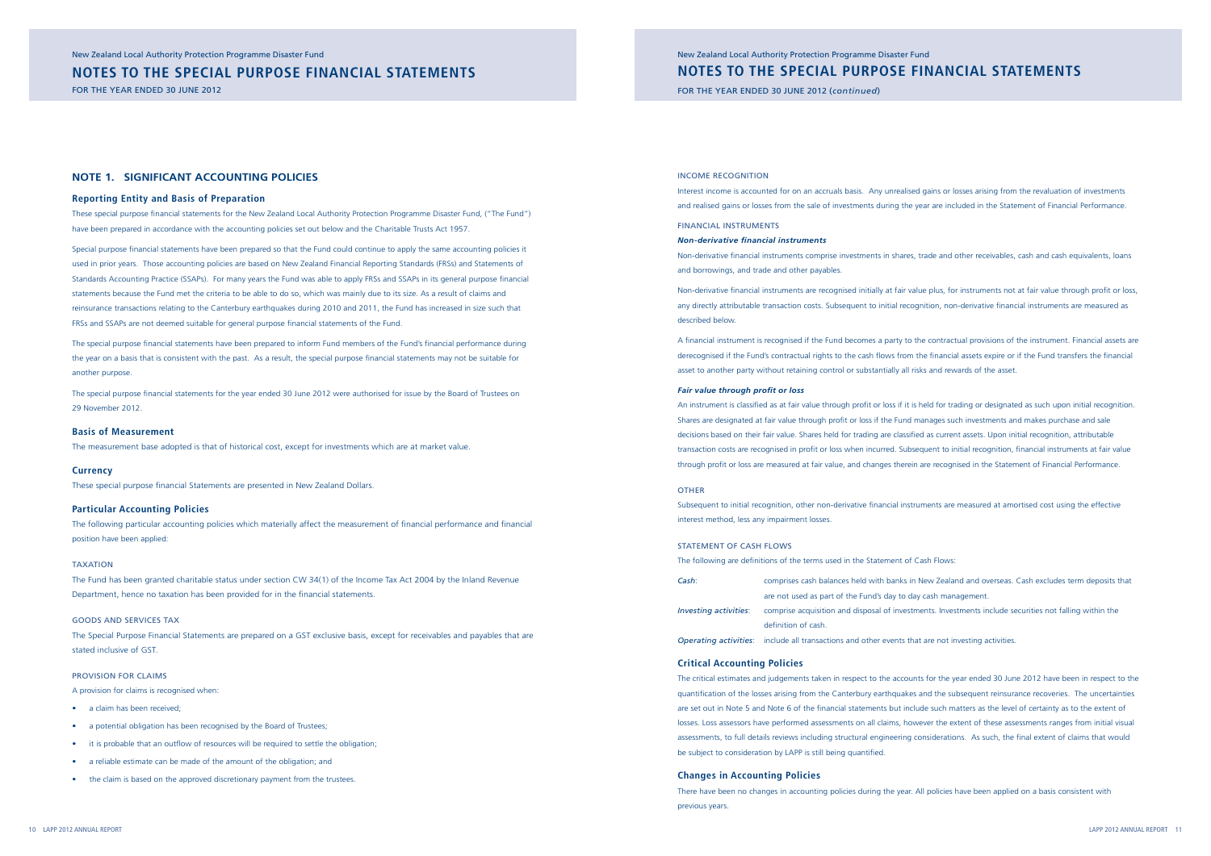# NOTE 1. SIGNIFICANT ACCOUNTING POLICIES

## Reporting Entity and Basis of Preparation

These special purpose financial statements for the New Zealand Local Authority Protection Programme Disaster Fund, ("The Fund") have been prepared in accordance with the accounting policies set out below and the Charitable Trusts Act 1957.

Special purpose financial statements have been prepared so that the Fund could continue to apply the same accounting policies it used in prior years. Those accounting policies are based on New Zealand Financial Reporting Standards (FRSs) and Statements of Standards Accounting Practice (SSAPs). For many years the Fund was able to apply FRSs and SSAPs in its general purpose financial statements because the Fund met the criteria to be able to do so, which was mainly due to its size. As a result of claims and reinsurance transactions relating to the Canterbury earthquakes during 2010 and 2011, the Fund has increased in size such that FRSs and SSAPs are not deemed suitable for general purpose financial statements of the Fund.

The special purpose financial statements have been prepared to inform Fund members of the Fund's financial performance during the year on a basis that is consistent with the past. As a result, the special purpose financial statements may not be suitable for another purpose.

The special purpose financial statements for the year ended 30 June 2012 were authorised for issue by the Board of Trustees on 29 November 2012.

## Basis of Measurement

The measurement base adopted is that of historical cost, except for investments which are at market value.

## Currency

These special purpose financial Statements are presented in New Zealand Dollars.

## Particular Accounting Policies

The following particular accounting policies which materially affect the measurement of financial performance and financial position have been applied:

### TAXATION

The Fund has been granted charitable status under section CW 34(1) of the Income Tax Act 2004 by the Inland Revenue Department, hence no taxation has been provided for in the financial statements.

### GOODS AND SERVICES TAX

The Special Purpose Financial Statements are prepared on a GST exclusive basis, except for receivables and payables that are stated inclusive of GST.

### PROVISION FOR CLAIMS

A provision for claims is recognised when:

- a claim has been received;
- a potential obligation has been recognised by the Board of Trustees;
- it is probable that an outflow of resources will be required to settle the obligation;
- a reliable estimate can be made of the amount of the obligation; and
- the claim is based on the approved discretionary payment from the trustees.

### INCOME RECOGNITION

Interest income is accounted for on an accruals basis. Any unrealised gains or losses arising from the revaluation of investments and realised gains or losses from the sale of investments during the year are included in the Statement of Financial Performance.

### FINANCIAL INSTRUMENTS

***Non-derivative financial instruments***

Non-derivative financial instruments comprise investments in shares, trade and other receivables, cash and cash equivalents, loans and borrowings, and trade and other payables.

Non-derivative financial instruments are recognised initially at fair value plus, for instruments not at fair value through profit or loss, any directly attributable transaction costs. Subsequent to initial recognition, non-derivative financial instruments are measured as described below.

A financial instrument is recognised if the Fund becomes a party to the contractual provisions of the instrument. Financial assets are derecognised if the Fund's contractual rights to the cash flows from the financial assets expire or if the Fund transfers the financial asset to another party without retaining control or substantially all risks and rewards of the asset.

***Fair value through profit or loss***

An instrument is classified as at fair value through profit or loss if it is held for trading or designated as such upon initial recognition. Shares are designated at fair value through profit or loss if the Fund manages such investments and makes purchase and sale decisions based on their fair value. Shares held for trading are classified as current assets. Upon initial recognition, attributable transaction costs are recognised in profit or loss when incurred. Subsequent to initial recognition, financial instruments at fair value through profit or loss are measured at fair value, and changes therein are recognised in the Statement of Financial Performance.

### OTHER

Subsequent to initial recognition, other non-derivative financial instruments are measured at amortised cost using the effective interest method, less any impairment losses.

### STATEMENT OF CASH FLOWS

The following are definitions of the terms used in the Statement of Cash Flows:

*Cash*: comprises cash balances held with banks in New Zealand and overseas. Cash excludes term deposits that are not used as part of the Fund's day to day cash management.

*Investing activities*: comprise acquisition and disposal of investments. Investments include securities not falling within the definition of cash.

*Operating activities*: include all transactions and other events that are not investing activities.

## Critical Accounting Policies

The critical estimates and judgements taken in respect to the accounts for the year ended 30 June 2012 have been in respect to the quantification of the losses arising from the Canterbury earthquakes and the subsequent reinsurance recoveries. The uncertainties are set out in Note 5 and Note 6 of the financial statements but include such matters as the level of certainty as to the extent of losses. Loss assessors have performed assessments on all claims, however the extent of these assessments ranges from initial visual assessments, to full details reviews including structural engineering considerations. As such, the final extent of claims that would be subject to consideration by LAPP is still being quantified.

## Changes in Accounting Policies

There have been no changes in accounting policies during the year. All policies have been applied on a basis consistent with previous years.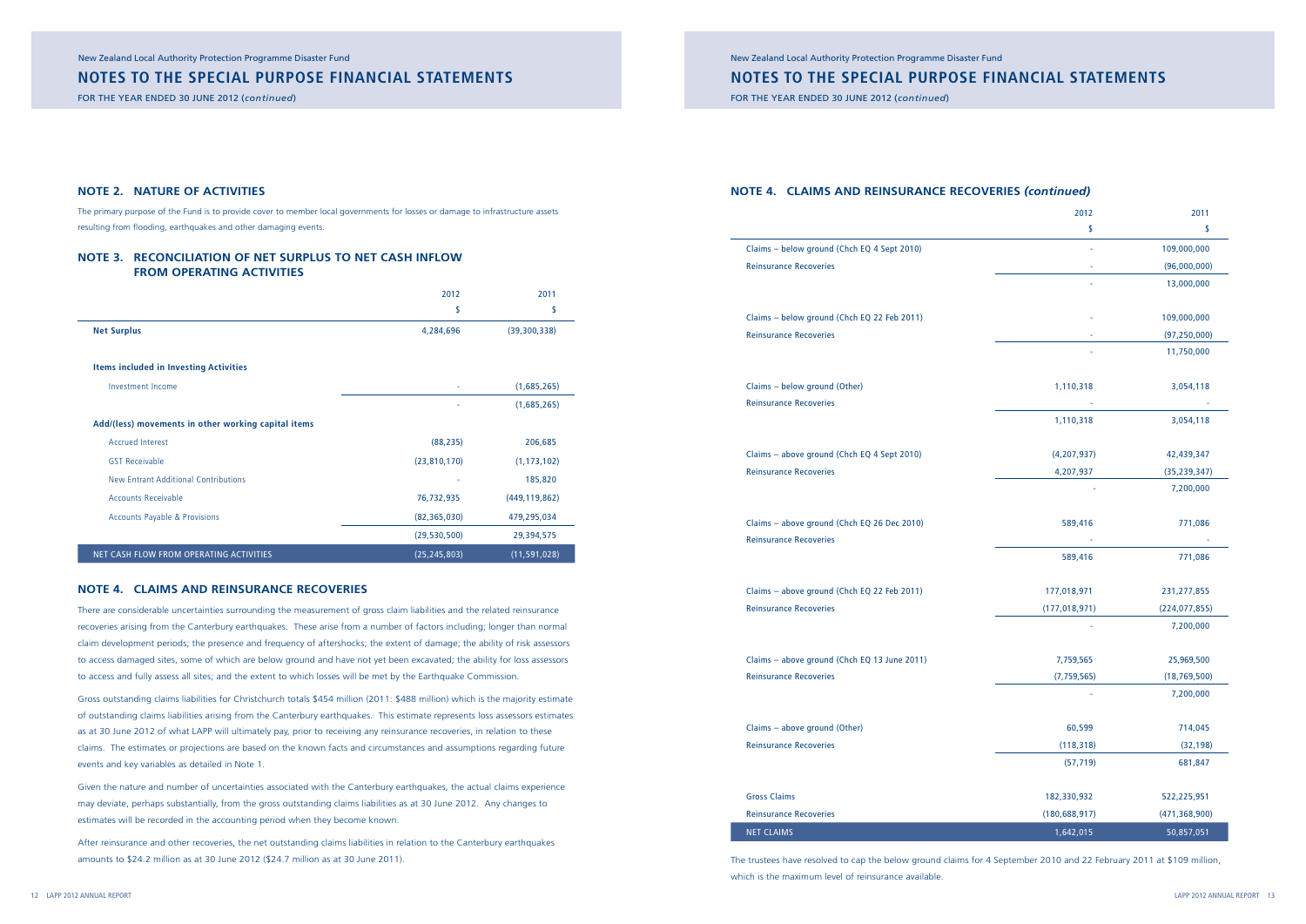## NOTE 2. NATURE OF ACTIVITIES

The primary purpose of the Fund is to provide cover to member local governments for losses or damage to infrastructure assets resulting from flooding, earthquakes and other damaging events.

## NOTE 3. RECONCILIATION OF NET SURPLUS TO NET CASH INFLOW FROM OPERATING ACTIVITIES

| | 2012 | 2011 |
|---|---|---|
| | $ | $ |
| **Net Surplus** | 4,284,696 | (39,300,338) |
| | | |
| **Items included in Investing Activities** | | |
| Investment Income | - | (1,685,265) |
| | - | (1,685,265) |
| **Add/(less) movements in other working capital items** | | |
| Accrued Interest | (88,235) | 206,685 |
| GST Receivable | (23,810,170) | (1,173,102) |
| New Entrant Additional Contributions | - | 185,820 |
| Accounts Receivable | 76,732,935 | (449,119,862) |
| Accounts Payable & Provisions | (82,365,030) | 479,295,034 |
| | (29,530,500) | 29,394,575 |
| NET CASH FLOW FROM OPERATING ACTIVITIES | (25,245,803) | (11,591,028) |

## NOTE 4. CLAIMS AND REINSURANCE RECOVERIES

There are considerable uncertainties surrounding the measurement of gross claim liabilities and the related reinsurance recoveries arising from the Canterbury earthquakes. These arise from a number of factors including; longer than normal claim development periods; the presence and frequency of aftershocks; the extent of damage; the ability of risk assessors to access damaged sites, some of which are below ground and have not yet been excavated; the ability for loss assessors to access and fully assess all sites; and the extent to which losses will be met by the Earthquake Commission.

Gross outstanding claims liabilities for Christchurch totals $454 million (2011: $488 million) which is the majority estimate of outstanding claims liabilities arising from the Canterbury earthquakes. This estimate represents loss assessors estimates as at 30 June 2012 of what LAPP will ultimately pay, prior to receiving any reinsurance recoveries, in relation to these claims. The estimates or projections are based on the known facts and circumstances and assumptions regarding future events and key variables as detailed in Note 1.

Given the nature and number of uncertainties associated with the Canterbury earthquakes, the actual claims experience may deviate, perhaps substantially, from the gross outstanding claims liabilities as at 30 June 2012. Any changes to estimates will be recorded in the accounting period when they become known.

After reinsurance and other recoveries, the net outstanding claims liabilities in relation to the Canterbury earthquakes amounts to $24.2 million as at 30 June 2012 ($24.7 million as at 30 June 2011).

## NOTE 4. CLAIMS AND REINSURANCE RECOVERIES *(continued)*

| | 2012 | 2011 |
|---|---|---|
| | $ | $ |
| Claims – below ground (Chch EQ 4 Sept 2010) | - | 109,000,000 |
| Reinsurance Recoveries | - | (96,000,000) |
| | - | 13,000,000 |
| | | |
| Claims – below ground (Chch EQ 22 Feb 2011) | - | 109,000,000 |
| Reinsurance Recoveries | - | (97,250,000) |
| | - | 11,750,000 |
| | | |
| Claims – below ground (Other) | 1,110,318 | 3,054,118 |
| Reinsurance Recoveries | - | - |
| | 1,110,318 | 3,054,118 |
| | | |
| Claims – above ground (Chch EQ 4 Sept 2010) | (4,207,937) | 42,439,347 |
| Reinsurance Recoveries | 4,207,937 | (35,239,347) |
| | - | 7,200,000 |
| | | |
| Claims – above ground (Chch EQ 26 Dec 2010) | 589,416 | 771,086 |
| Reinsurance Recoveries | - | - |
| | 589,416 | 771,086 |
| | | |
| Claims – above ground (Chch EQ 22 Feb 2011) | 177,018,971 | 231,277,855 |
| Reinsurance Recoveries | (177,018,971) | (224,077,855) |
| | - | 7,200,000 |
| | | |
| Claims – above ground (Chch EQ 13 June 2011) | 7,759,565 | 25,969,500 |
| Reinsurance Recoveries | (7,759,565) | (18,769,500) |
| | - | 7,200,000 |
| | | |
| Claims – above ground (Other) | 60,599 | 714,045 |
| Reinsurance Recoveries | (118,318) | (32,198) |
| | (57,719) | 681,847 |
| | | |
| Gross Claims | 182,330,932 | 522,225,951 |
| Reinsurance Recoveries | (180,688,917) | (471,368,900) |
| NET CLAIMS | 1,642,015 | 50,857,051 |

The trustees have resolved to cap the below ground claims for 4 September 2010 and 22 February 2011 at $109 million, which is the maximum level of reinsurance available.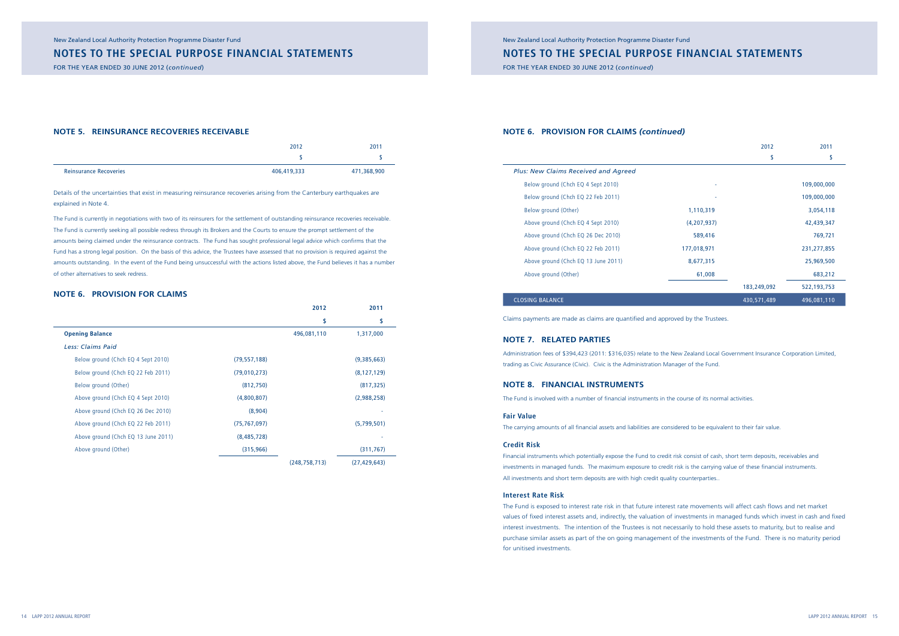## NOTE 5. REINSURANCE RECOVERIES RECEIVABLE

| | 2012 | 2011 |
|---|---|---|
| | $ | $ |
| Reinsurance Recoveries | 406,419,333 | 471,368,900 |

Details of the uncertainties that exist in measuring reinsurance recoveries arising from the Canterbury earthquakes are explained in Note 4.

The Fund is currently in negotiations with two of its reinsurers for the settlement of outstanding reinsurance recoveries receivable. The Fund is currently seeking all possible redress through its Brokers and the Courts to ensure the prompt settlement of the amounts being claimed under the reinsurance contracts. The Fund has sought professional legal advice which confirms that the Fund has a strong legal position. On the basis of this advice, the Trustees have assessed that no provision is required against the amounts outstanding. In the event of the Fund being unsuccessful with the actions listed above, the Fund believes it has a number of other alternatives to seek redress.

## NOTE 6. PROVISION FOR CLAIMS

| | | 2012 | 2011 |
|---|---|---|---|
| | | $ | $ |
| **Opening Balance** | | 496,081,110 | 1,317,000 |
| *Less: Claims Paid* | | | |
| Below ground (Chch EQ 4 Sept 2010) | (79,557,188) | | (9,385,663) |
| Below ground (Chch EQ 22 Feb 2011) | (79,010,273) | | (8,127,129) |
| Below ground (Other) | (812,750) | | (817,325) |
| Above ground (Chch EQ 4 Sept 2010) | (4,800,807) | | (2,988,258) |
| Above ground (Chch EQ 26 Dec 2010) | (8,904) | | - |
| Above ground (Chch EQ 22 Feb 2011) | (75,767,097) | | (5,799,501) |
| Above ground (Chch EQ 13 June 2011) | (8,485,728) | | - |
| Above ground (Other) | (315,966) | | (311,767) |
| | | (248,758,713) | (27,429,643) |

## NOTE 6. PROVISION FOR CLAIMS *(continued)*

| | | 2012 | 2011 |
|---|---|---|---|
| | | $ | $ |
| *Plus: New Claims Received and Agreed* | | | |
| Below ground (Chch EQ 4 Sept 2010) | - | | 109,000,000 |
| Below ground (Chch EQ 22 Feb 2011) | - | | 109,000,000 |
| Below ground (Other) | 1,110,319 | | 3,054,118 |
| Above ground (Chch EQ 4 Sept 2010) | (4,207,937) | | 42,439,347 |
| Above ground (Chch EQ 26 Dec 2010) | 589,416 | | 769,721 |
| Above ground (Chch EQ 22 Feb 2011) | 177,018,971 | | 231,277,855 |
| Above ground (Chch EQ 13 June 2011) | 8,677,315 | | 25,969,500 |
| Above ground (Other) | 61,008 | | 683,212 |
| | | 183,249,092 | 522,193,753 |
| CLOSING BALANCE | | 430,571,489 | 496,081,110 |

Claims payments are made as claims are quantified and approved by the Trustees.

## NOTE 7. RELATED PARTIES

Administration fees of $394,423 (2011: $316,035) relate to the New Zealand Local Government Insurance Corporation Limited, trading as Civic Assurance (Civic). Civic is the Administration Manager of the Fund.

## NOTE 8. FINANCIAL INSTRUMENTS

The Fund is involved with a number of financial instruments in the course of its normal activities.

### Fair Value

The carrying amounts of all financial assets and liabilities are considered to be equivalent to their fair value.

### Credit Risk

Financial instruments which potentially expose the Fund to credit risk consist of cash, short term deposits, receivables and investments in managed funds. The maximum exposure to credit risk is the carrying value of these financial instruments. All investments and short term deposits are with high credit quality counterparties..

### Interest Rate Risk

The Fund is exposed to interest rate risk in that future interest rate movements will affect cash flows and net market values of fixed interest assets and, indirectly, the valuation of investments in managed funds which invest in cash and fixed interest investments. The intention of the Trustees is not necessarily to hold these assets to maturity, but to realise and purchase similar assets as part of the on going management of the investments of the Fund. There is no maturity period for unitised investments.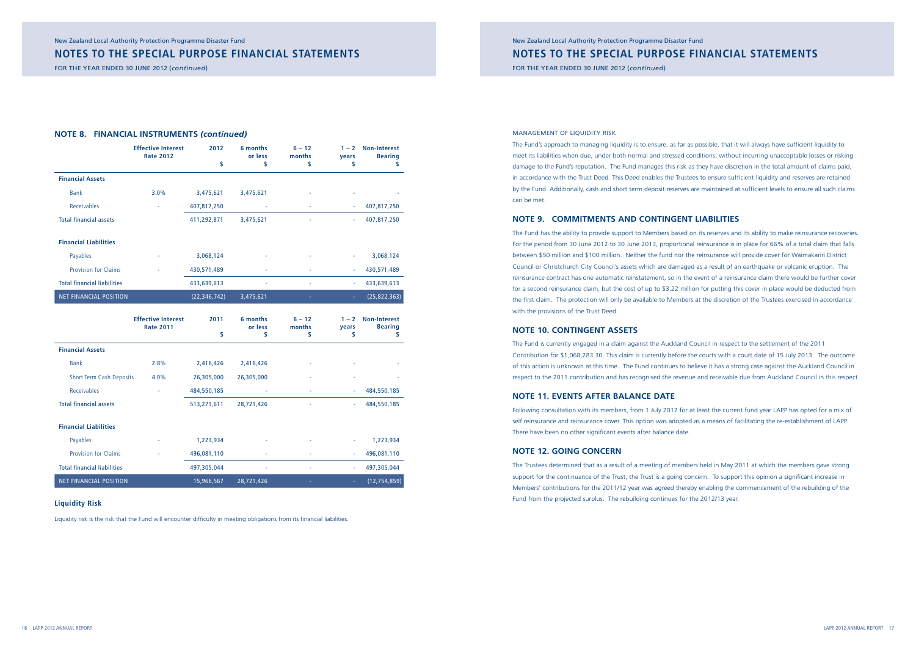## NOTE 8. FINANCIAL INSTRUMENTS *(continued)*

| | Effective Interest Rate 2012 | 2012 $ | 6 months or less $ | 6 – 12 months $ | 1 – 2 years $ | Non-Interest Bearing $ |
|---|---|---|---|---|---|---|
| **Financial Assets** | | | | | | |
| Bank | 3.0% | 3,475,621 | 3,475,621 | - | - | - |
| Receivables | - | 407,817,250 | - | - | - | 407,817,250 |
| **Total financial assets** | | 411,292,871 | 3,475,621 | - | - | 407,817,250 |
| **Financial Liabilities** | | | | | | |
| Payables | - | 3,068,124 | - | - | - | 3,068,124 |
| Provision for Claims | - | 430,571,489 | - | - | - | 430,571,489 |
| **Total financial liabilities** | | 433,639,613 | - | - | - | 433,639,613 |
| NET FINANCIAL POSITION | | (22,346,742) | 3,475,621 | - | - | (25,822,363) |

| | Effective Interest Rate 2011 | 2011 $ | 6 months or less $ | 6 – 12 months $ | 1 – 2 years $ | Non-Interest Bearing $ |
|---|---|---|---|---|---|---|
| **Financial Assets** | | | | | | |
| Bank | 2.8% | 2,416,426 | 2,416,426 | - | - | - |
| Short Term Cash Deposits | 4.0% | 26,305,000 | 26,305,000 | - | - | - |
| Receivables | - | 484,550,185 | - | - | - | 484,550,185 |
| **Total financial assets** | | 513,271,611 | 28,721,426 | - | - | 484,550,185 |
| **Financial Liabilities** | | | | | | |
| Payables | - | 1,223,934 | - | - | - | 1,223,934 |
| Provision for Claims | - | 496,081,110 | - | - | - | 496,081,110 |
| **Total financial liabilities** | | 497,305,044 | - | - | - | 497,305,044 |
| NET FINANCIAL POSITION | | 15,966,567 | 28,721,426 | - | - | (12,754,859) |

### Liquidity Risk

Liquidity risk is the risk that the Fund will encounter difficulty in meeting obligations from its financial liabilities.

MANAGEMENT OF LIQUIDITY RISK

The Fund's approach to managing liquidity is to ensure, as far as possible, that it will always have sufficient liquidity to meet its liabilities when due, under both normal and stressed conditions, without incurring unacceptable losses or risking damage to the Fund's reputation. The Fund manages this risk as they have discretion in the total amount of claims paid, in accordance with the Trust Deed. This Deed enables the Trustees to ensure sufficient liquidity and reserves are retained by the Fund. Additionally, cash and short term deposit reserves are maintained at sufficient levels to ensure all such claims can be met.

## NOTE 9. COMMITMENTS AND CONTINGENT LIABILITIES

The Fund has the ability to provide support to Members based on its reserves and its ability to make reinsurance recoveries. For the period from 30 June 2012 to 30 June 2013, proportional reinsurance is in place for 66% of a total claim that falls between $50 million and $100 million. Neither the fund nor the reinsurance will provide cover for Waimakariri District Council or Christchurch City Council's assets which are damaged as a result of an earthquake or volcanic eruption. The reinsurance contract has one automatic reinstatement, so in the event of a reinsurance claim there would be further cover for a second reinsurance claim, but the cost of up to $3.22 million for putting this cover in place would be deducted from the first claim. The protection will only be available to Members at the discretion of the Trustees exercised in accordance with the provisions of the Trust Deed.

## NOTE 10. CONTINGENT ASSETS

The Fund is currently engaged in a claim against the Auckland Council in respect to the settlement of the 2011 Contribution for $1,068,283.30. This claim is currently before the courts with a court date of 15 July 2013. The outcome of this action is unknown at this time. The Fund continues to believe it has a strong case against the Auckland Council in respect to the 2011 contribution and has recognised the revenue and receivable due from Auckland Council in this respect.

## NOTE 11. EVENTS AFTER BALANCE DATE

Following consultation with its members, from 1 July 2012 for at least the current fund year LAPP has opted for a mix of self reinsurance and reinsurance cover. This option was adopted as a means of facilitating the re-establishment of LAPP. There have been no other significant events after balance date.

## NOTE 12. GOING CONCERN

The Trustees determined that as a result of a meeting of members held in May 2011 at which the members gave strong support for the continuance of the Trust, the Trust is a going concern. To support this opinion a significant increase in Members' contributions for the 2011/12 year was agreed thereby enabling the commencement of the rebuilding of the Fund from the projected surplus. The rebuilding continues for the 2012/13 year.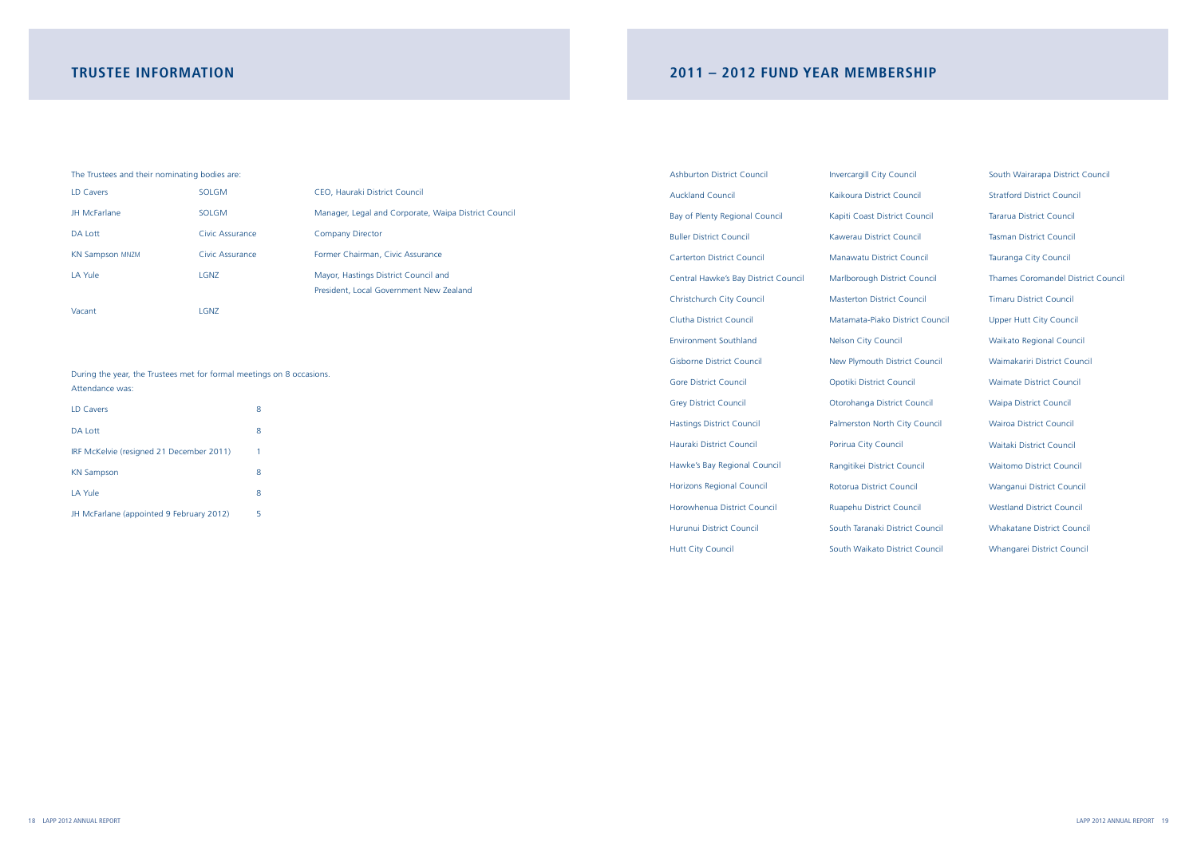## TRUSTEE INFORMATION

The Trustees and their nominating bodies are:

| | | |
|---|---|---|
| LD Cavers | SOLGM | CEO, Hauraki District Council |
| JH McFarlane | SOLGM | Manager, Legal and Corporate, Waipa District Council |
| DA Lott | Civic Assurance | Company Director |
| KN Sampson MNZM | Civic Assurance | Former Chairman, Civic Assurance |
| LA Yule | LGNZ | Mayor, Hastings District Council and President, Local Government New Zealand |
| Vacant | LGNZ | |

During the year, the Trustees met for formal meetings on 8 occasions.
Attendance was:

| | |
|---|---|
| LD Cavers | 8 |
| DA Lott | 8 |
| IRF McKelvie (resigned 21 December 2011) | 1 |
| KN Sampson | 8 |
| LA Yule | 8 |
| JH McFarlane (appointed 9 February 2012) | 5 |

## 2011 – 2012 FUND YEAR MEMBERSHIP

- Ashburton District Council
- Auckland Council
- Bay of Plenty Regional Council
- Buller District Council
- Carterton District Council
- Central Hawke's Bay District Council
- Christchurch City Council
- Clutha District Council
- Environment Southland
- Gisborne District Council
- Gore District Council
- Grey District Council
- Hastings District Council
- Hauraki District Council
- Hawke's Bay Regional Council
- Horizons Regional Council
- Horowhenua District Council
- Hurunui District Council
- Hutt City Council
- Invercargill City Council
- Kaikoura District Council
- Kapiti Coast District Council
- Kawerau District Council
- Manawatu District Council
- Marlborough District Council
- Masterton District Council
- Matamata-Piako District Council
- Nelson City Council
- New Plymouth District Council
- Opotiki District Council
- Otorohanga District Council
- Palmerston North City Council
- Porirua City Council
- Rangitikei District Council
- Rotorua District Council
- Ruapehu District Council
- South Taranaki District Council
- South Waikato District Council
- South Wairarapa District Council
- Stratford District Council
- Tararua District Council
- Tasman District Council
- Tauranga City Council
- Thames Coromandel District Council
- Timaru District Council
- Upper Hutt City Council
- Waikato Regional Council
- Waimakariri District Council
- Waimate District Council
- Waipa District Council
- Wairoa District Council
- Waitaki District Council
- Waitomo District Council
- Wanganui District Council
- Westland District Council
- Whakatane District Council
- Whangarei District Council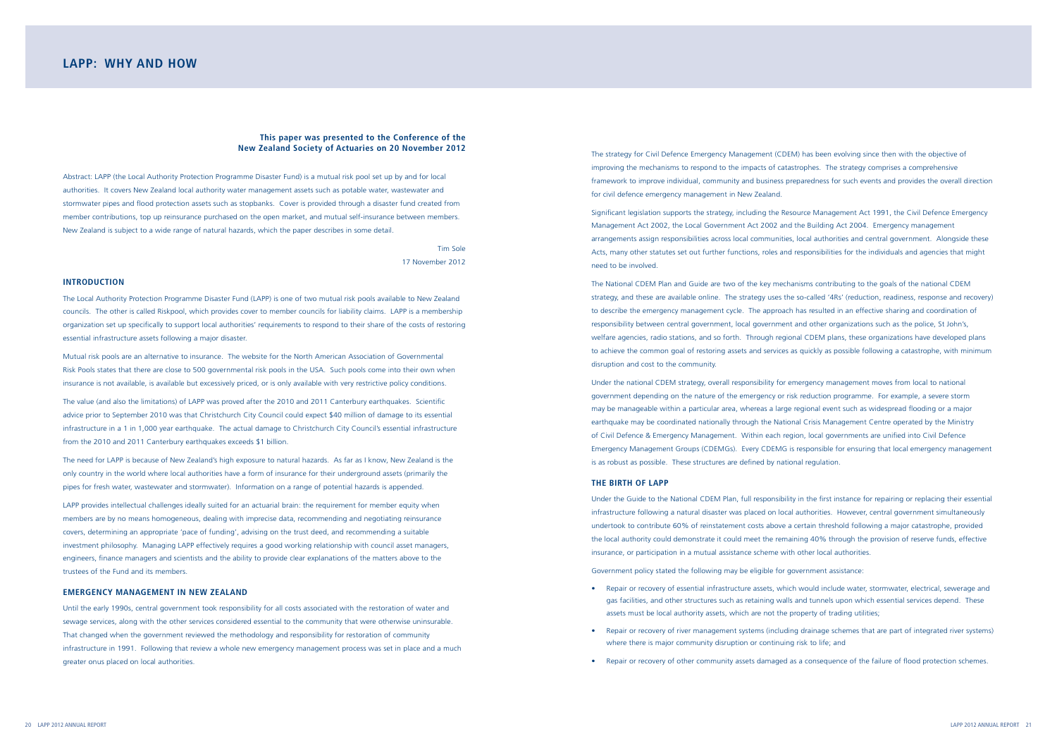# LAPP: WHY AND HOW

**This paper was presented to the Conference of the New Zealand Society of Actuaries on 20 November 2012**

Abstract: LAPP (the Local Authority Protection Programme Disaster Fund) is a mutual risk pool set up by and for local authorities. It covers New Zealand local authority water management assets such as potable water, wastewater and stormwater pipes and flood protection assets such as stopbanks. Cover is provided through a disaster fund created from member contributions, top up reinsurance purchased on the open market, and mutual self-insurance between members. New Zealand is subject to a wide range of natural hazards, which the paper describes in some detail.

Tim Sole
17 November 2012

## INTRODUCTION

The Local Authority Protection Programme Disaster Fund (LAPP) is one of two mutual risk pools available to New Zealand councils. The other is called Riskpool, which provides cover to member councils for liability claims. LAPP is a membership organization set up specifically to support local authorities' requirements to respond to their share of the costs of restoring essential infrastructure assets following a major disaster.

Mutual risk pools are an alternative to insurance. The website for the North American Association of Governmental Risk Pools states that there are close to 500 governmental risk pools in the USA. Such pools come into their own when insurance is not available, is available but excessively priced, or is only available with very restrictive policy conditions.

The value (and also the limitations) of LAPP was proved after the 2010 and 2011 Canterbury earthquakes. Scientific advice prior to September 2010 was that Christchurch City Council could expect $40 million of damage to its essential infrastructure in a 1 in 1,000 year earthquake. The actual damage to Christchurch City Council's essential infrastructure from the 2010 and 2011 Canterbury earthquakes exceeds $1 billion.

The need for LAPP is because of New Zealand's high exposure to natural hazards. As far as I know, New Zealand is the only country in the world where local authorities have a form of insurance for their underground assets (primarily the pipes for fresh water, wastewater and stormwater). Information on a range of potential hazards is appended.

LAPP provides intellectual challenges ideally suited for an actuarial brain: the requirement for member equity when members are by no means homogeneous, dealing with imprecise data, recommending and negotiating reinsurance covers, determining an appropriate 'pace of funding', advising on the trust deed, and recommending a suitable investment philosophy. Managing LAPP effectively requires a good working relationship with council asset managers, engineers, finance managers and scientists and the ability to provide clear explanations of the matters above to the trustees of the Fund and its members.

## EMERGENCY MANAGEMENT IN NEW ZEALAND

Until the early 1990s, central government took responsibility for all costs associated with the restoration of water and sewage services, along with the other services considered essential to the community that were otherwise uninsurable. That changed when the government reviewed the methodology and responsibility for restoration of community infrastructure in 1991. Following that review a whole new emergency management process was set in place and a much greater onus placed on local authorities.

The strategy for Civil Defence Emergency Management (CDEM) has been evolving since then with the objective of improving the mechanisms to respond to the impacts of catastrophes. The strategy comprises a comprehensive framework to improve individual, community and business preparedness for such events and provides the overall direction for civil defence emergency management in New Zealand.

Significant legislation supports the strategy, including the Resource Management Act 1991, the Civil Defence Emergency Management Act 2002, the Local Government Act 2002 and the Building Act 2004. Emergency management arrangements assign responsibilities across local communities, local authorities and central government. Alongside these Acts, many other statutes set out further functions, roles and responsibilities for the individuals and agencies that might need to be involved.

The National CDEM Plan and Guide are two of the key mechanisms contributing to the goals of the national CDEM strategy, and these are available online. The strategy uses the so-called '4Rs' (reduction, readiness, response and recovery) to describe the emergency management cycle. The approach has resulted in an effective sharing and coordination of responsibility between central government, local government and other organizations such as the police, St John's, welfare agencies, radio stations, and so forth. Through regional CDEM plans, these organizations have developed plans to achieve the common goal of restoring assets and services as quickly as possible following a catastrophe, with minimum disruption and cost to the community.

Under the national CDEM strategy, overall responsibility for emergency management moves from local to national government depending on the nature of the emergency or risk reduction programme. For example, a severe storm may be manageable within a particular area, whereas a large regional event such as widespread flooding or a major earthquake may be coordinated nationally through the National Crisis Management Centre operated by the Ministry of Civil Defence & Emergency Management. Within each region, local governments are unified into Civil Defence Emergency Management Groups (CDEMGs). Every CDEMG is responsible for ensuring that local emergency management is as robust as possible. These structures are defined by national regulation.

## THE BIRTH OF LAPP

Under the Guide to the National CDEM Plan, full responsibility in the first instance for repairing or replacing their essential infrastructure following a natural disaster was placed on local authorities. However, central government simultaneously undertook to contribute 60% of reinstatement costs above a certain threshold following a major catastrophe, provided the local authority could demonstrate it could meet the remaining 40% through the provision of reserve funds, effective insurance, or participation in a mutual assistance scheme with other local authorities.

Government policy stated the following may be eligible for government assistance:

- Repair or recovery of essential infrastructure assets, which would include water, stormwater, electrical, sewerage and gas facilities, and other structures such as retaining walls and tunnels upon which essential services depend. These assets must be local authority assets, which are not the property of trading utilities;
- Repair or recovery of river management systems (including drainage schemes that are part of integrated river systems) where there is major community disruption or continuing risk to life; and
- Repair or recovery of other community assets damaged as a consequence of the failure of flood protection schemes.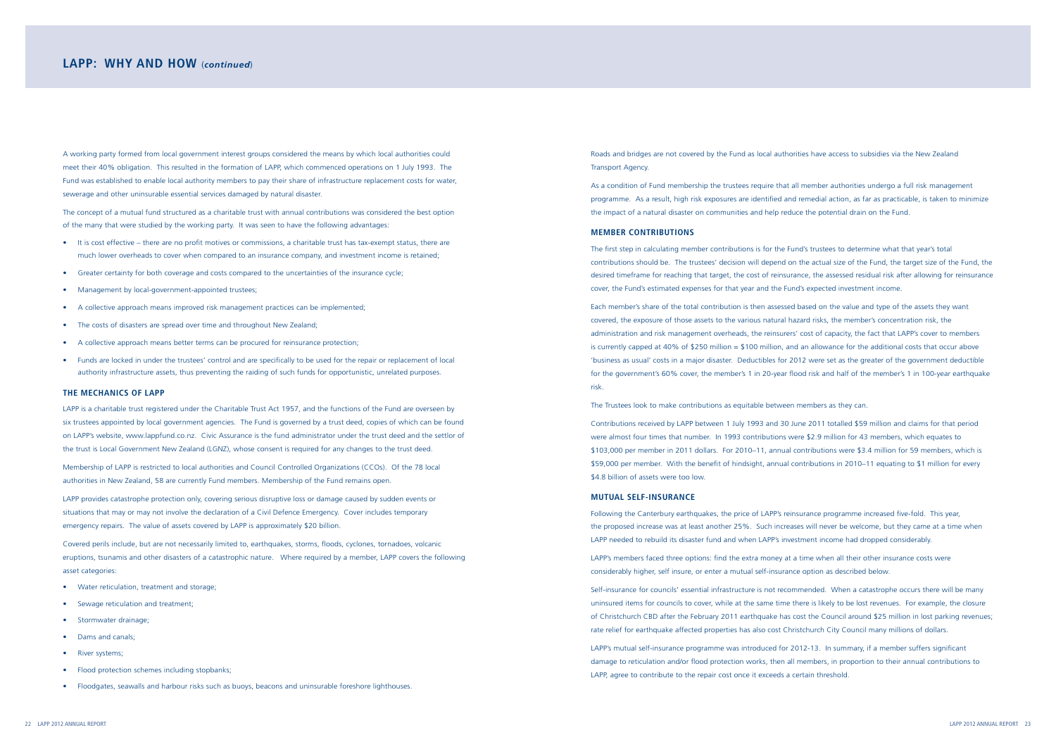## LAPP: WHY AND HOW (*continued*)

A working party formed from local government interest groups considered the means by which local authorities could meet their 40% obligation. This resulted in the formation of LAPP, which commenced operations on 1 July 1993. The Fund was established to enable local authority members to pay their share of infrastructure replacement costs for water, sewerage and other uninsurable essential services damaged by natural disaster.

The concept of a mutual fund structured as a charitable trust with annual contributions was considered the best option of the many that were studied by the working party. It was seen to have the following advantages:

- It is cost effective – there are no profit motives or commissions, a charitable trust has tax-exempt status, there are much lower overheads to cover when compared to an insurance company, and investment income is retained;
- Greater certainty for both coverage and costs compared to the uncertainties of the insurance cycle;
- Management by local-government-appointed trustees;
- A collective approach means improved risk management practices can be implemented;
- The costs of disasters are spread over time and throughout New Zealand;
- A collective approach means better terms can be procured for reinsurance protection;
- Funds are locked in under the trustees' control and are specifically to be used for the repair or replacement of local authority infrastructure assets, thus preventing the raiding of such funds for opportunistic, unrelated purposes.

### THE MECHANICS OF LAPP

LAPP is a charitable trust registered under the Charitable Trust Act 1957, and the functions of the Fund are overseen by six trustees appointed by local government agencies. The Fund is governed by a trust deed, copies of which can be found on LAPP's website, www.lappfund.co.nz. Civic Assurance is the fund administrator under the trust deed and the settlor of the trust is Local Government New Zealand (LGNZ), whose consent is required for any changes to the trust deed.

Membership of LAPP is restricted to local authorities and Council Controlled Organizations (CCOs). Of the 78 local authorities in New Zealand, 58 are currently Fund members. Membership of the Fund remains open.

LAPP provides catastrophe protection only, covering serious disruptive loss or damage caused by sudden events or situations that may or may not involve the declaration of a Civil Defence Emergency. Cover includes temporary emergency repairs. The value of assets covered by LAPP is approximately $20 billion.

Covered perils include, but are not necessarily limited to, earthquakes, storms, floods, cyclones, tornadoes, volcanic eruptions, tsunamis and other disasters of a catastrophic nature. Where required by a member, LAPP covers the following asset categories:

- Water reticulation, treatment and storage;
- Sewage reticulation and treatment;
- Stormwater drainage;
- Dams and canals;
- River systems;
- Flood protection schemes including stopbanks;
- Floodgates, seawalls and harbour risks such as buoys, beacons and uninsurable foreshore lighthouses.

Roads and bridges are not covered by the Fund as local authorities have access to subsidies via the New Zealand Transport Agency.

As a condition of Fund membership the trustees require that all member authorities undergo a full risk management programme. As a result, high risk exposures are identified and remedial action, as far as practicable, is taken to minimize the impact of a natural disaster on communities and help reduce the potential drain on the Fund.

### MEMBER CONTRIBUTIONS

The first step in calculating member contributions is for the Fund's trustees to determine what that year's total contributions should be. The trustees' decision will depend on the actual size of the Fund, the target size of the Fund, the desired timeframe for reaching that target, the cost of reinsurance, the assessed residual risk after allowing for reinsurance cover, the Fund's estimated expenses for that year and the Fund's expected investment income.

Each member's share of the total contribution is then assessed based on the value and type of the assets they want covered, the exposure of those assets to the various natural hazard risks, the member's concentration risk, the administration and risk management overheads, the reinsurers' cost of capacity, the fact that LAPP's cover to members is currently capped at 40% of $250 million = $100 million, and an allowance for the additional costs that occur above 'business as usual' costs in a major disaster. Deductibles for 2012 were set as the greater of the government deductible for the government's 60% cover, the member's 1 in 20-year flood risk and half of the member's 1 in 100-year earthquake risk.

The Trustees look to make contributions as equitable between members as they can.

Contributions received by LAPP between 1 July 1993 and 30 June 2011 totalled $59 million and claims for that period were almost four times that number. In 1993 contributions were $2.9 million for 43 members, which equates to $103,000 per member in 2011 dollars. For 2010–11, annual contributions were $3.4 million for 59 members, which is $59,000 per member. With the benefit of hindsight, annual contributions in 2010–11 equating to $1 million for every $4.8 billion of assets were too low.

### MUTUAL SELF-INSURANCE

Following the Canterbury earthquakes, the price of LAPP's reinsurance programme increased five-fold. This year, the proposed increase was at least another 25%. Such increases will never be welcome, but they came at a time when LAPP needed to rebuild its disaster fund and when LAPP's investment income had dropped considerably.

LAPP's members faced three options: find the extra money at a time when all their other insurance costs were considerably higher, self insure, or enter a mutual self-insurance option as described below.

Self-insurance for councils' essential infrastructure is not recommended. When a catastrophe occurs there will be many uninsured items for councils to cover, while at the same time there is likely to be lost revenues. For example, the closure of Christchurch CBD after the February 2011 earthquake has cost the Council around $25 million in lost parking revenues; rate relief for earthquake affected properties has also cost Christchurch City Council many millions of dollars.

LAPP's mutual self-insurance programme was introduced for 2012-13. In summary, if a member suffers significant damage to reticulation and/or flood protection works, then all members, in proportion to their annual contributions to LAPP, agree to contribute to the repair cost once it exceeds a certain threshold.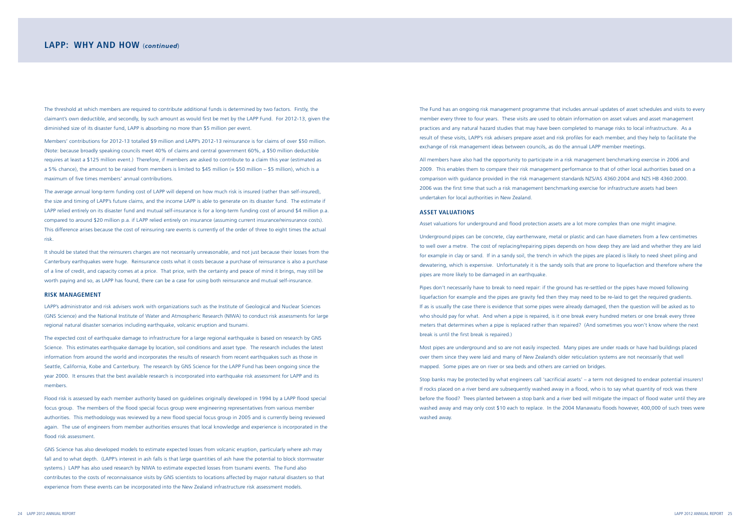## LAPP: WHY AND HOW (*continued*)

The threshold at which members are required to contribute additional funds is determined by two factors. Firstly, the claimant's own deductible, and secondly, by such amount as would first be met by the LAPP Fund. For 2012-13, given the diminished size of its disaster fund, LAPP is absorbing no more than $5 million per event.

Members' contributions for 2012-13 totalled $9 million and LAPP's 2012-13 reinsurance is for claims of over $50 million. (Note: because broadly speaking councils meet 40% of claims and central government 60%, a $50 million deductible requires at least a $125 million event.) Therefore, if members are asked to contribute to a claim this year (estimated as a 5% chance), the amount to be raised from members is limited to $45 million (= $50 million – $5 million), which is a maximum of five times members' annual contributions.

The average annual long-term funding cost of LAPP will depend on how much risk is insured (rather than self-insured), the size and timing of LAPP's future claims, and the income LAPP is able to generate on its disaster fund. The estimate if LAPP relied entirely on its disaster fund and mutual self-insurance is for a long-term funding cost of around $4 million p.a. compared to around $20 million p.a. if LAPP relied entirely on insurance (assuming current insurance/reinsurance costs). This difference arises because the cost of reinsuring rare events is currently of the order of three to eight times the actual risk.

It should be stated that the reinsurers charges are not necessarily unreasonable, and not just because their losses from the Canterbury earthquakes were huge. Reinsurance costs what it costs because a purchase of reinsurance is also a purchase of a line of credit, and capacity comes at a price. That price, with the certainty and peace of mind it brings, may still be worth paying and so, as LAPP has found, there can be a case for using both reinsurance and mutual self-insurance.

### RISK MANAGEMENT

LAPP's administrator and risk advisers work with organizations such as the Institute of Geological and Nuclear Sciences (GNS Science) and the National Institute of Water and Atmospheric Research (NIWA) to conduct risk assessments for large regional natural disaster scenarios including earthquake, volcanic eruption and tsunami.

The expected cost of earthquake damage to infrastructure for a large regional earthquake is based on research by GNS Science. This estimates earthquake damage by location, soil conditions and asset type. The research includes the latest information from around the world and incorporates the results of research from recent earthquakes such as those in Seattle, California, Kobe and Canterbury. The research by GNS Science for the LAPP Fund has been ongoing since the year 2000. It ensures that the best available research is incorporated into earthquake risk assessment for LAPP and its members.

Flood risk is assessed by each member authority based on guidelines originally developed in 1994 by a LAPP flood special focus group. The members of the flood special focus group were engineering representatives from various member authorities. This methodology was reviewed by a new flood special focus group in 2005 and is currently being reviewed again. The use of engineers from member authorities ensures that local knowledge and experience is incorporated in the flood risk assessment.

GNS Science has also developed models to estimate expected losses from volcanic eruption, particularly where ash may fall and to what depth. (LAPP's interest in ash falls is that large quantities of ash have the potential to block stormwater systems.) LAPP has also used research by NIWA to estimate expected losses from tsunami events. The Fund also contributes to the costs of reconnaissance visits by GNS scientists to locations affected by major natural disasters so that experience from these events can be incorporated into the New Zealand infrastructure risk assessment models.

The Fund has an ongoing risk management programme that includes annual updates of asset schedules and visits to every member every three to four years. These visits are used to obtain information on asset values and asset management practices and any natural hazard studies that may have been completed to manage risks to local infrastructure. As a result of these visits, LAPP's risk advisers prepare asset and risk profiles for each member, and they help to facilitate the exchange of risk management ideas between councils, as do the annual LAPP member meetings.

All members have also had the opportunity to participate in a risk management benchmarking exercise in 2006 and 2009. This enables them to compare their risk management performance to that of other local authorities based on a comparison with guidance provided in the risk management standards NZS/AS 4360:2004 and NZS HB 4360:2000. 2006 was the first time that such a risk management benchmarking exercise for infrastructure assets had been undertaken for local authorities in New Zealand.

### ASSET VALUATIONS

Asset valuations for underground and flood protection assets are a lot more complex than one might imagine.

Underground pipes can be concrete, clay earthenware, metal or plastic and can have diameters from a few centimetres to well over a metre. The cost of replacing/repairing pipes depends on how deep they are laid and whether they are laid for example in clay or sand. If in a sandy soil, the trench in which the pipes are placed is likely to need sheet piling and dewatering, which is expensive. Unfortunately it is the sandy soils that are prone to liquefaction and therefore where the pipes are more likely to be damaged in an earthquake.

Pipes don't necessarily have to break to need repair: if the ground has re-settled or the pipes have moved following liquefaction for example and the pipes are gravity fed then they may need to be re-laid to get the required gradients. If as is usually the case there is evidence that some pipes were already damaged, then the question will be asked as to who should pay for what. And when a pipe is repaired, is it one break every hundred meters or one break every three meters that determines when a pipe is replaced rather than repaired? (And sometimes you won't know where the next break is until the first break is repaired.)

Most pipes are underground and so are not easily inspected. Many pipes are under roads or have had buildings placed over them since they were laid and many of New Zealand's older reticulation systems are not necessarily that well mapped. Some pipes are on river or sea beds and others are carried on bridges.

Stop banks may be protected by what engineers call 'sacrificial assets' – a term not designed to endear potential insurers! If rocks placed on a river bend are subsequently washed away in a flood, who is to say what quantity of rock was there before the flood? Trees planted between a stop bank and a river bed will mitigate the impact of flood water until they are washed away and may only cost $10 each to replace. In the 2004 Manawatu floods however, 400,000 of such trees were washed away.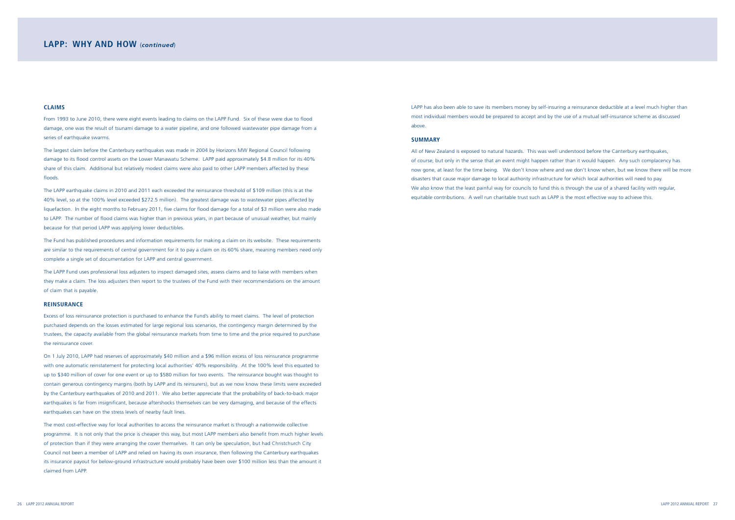## LAPP: WHY AND HOW (*continued*)

### CLAIMS

From 1993 to June 2010, there were eight events leading to claims on the LAPP Fund. Six of these were due to flood damage, one was the result of tsunami damage to a water pipeline, and one followed wastewater pipe damage from a series of earthquake swarms.

The largest claim before the Canterbury earthquakes was made in 2004 by Horizons MW Regional Council following damage to its flood control assets on the Lower Manawatu Scheme. LAPP paid approximately $4.8 million for its 40% share of this claim. Additional but relatively modest claims were also paid to other LAPP members affected by these floods.

The LAPP earthquake claims in 2010 and 2011 each exceeded the reinsurance threshold of $109 million (this is at the 40% level, so at the 100% level exceeded $272.5 million). The greatest damage was to wastewater pipes affected by liquefaction. In the eight months to February 2011, five claims for flood damage for a total of $3 million were also made to LAPP. The number of flood claims was higher than in previous years, in part because of unusual weather, but mainly because for that period LAPP was applying lower deductibles.

The Fund has published procedures and information requirements for making a claim on its website. These requirements are similar to the requirements of central government for it to pay a claim on its 60% share, meaning members need only complete a single set of documentation for LAPP and central government.

The LAPP Fund uses professional loss adjusters to inspect damaged sites, assess claims and to liaise with members when they make a claim. The loss adjusters then report to the trustees of the Fund with their recommendations on the amount of claim that is payable.

### REINSURANCE

Excess of loss reinsurance protection is purchased to enhance the Fund's ability to meet claims. The level of protection purchased depends on the losses estimated for large regional loss scenarios, the contingency margin determined by the trustees, the capacity available from the global reinsurance markets from time to time and the price required to purchase the reinsurance cover.

On 1 July 2010, LAPP had reserves of approximately $40 million and a $96 million excess of loss reinsurance programme with one automatic reinstatement for protecting local authorities' 40% responsibility. At the 100% level this equated to up to $340 million of cover for one event or up to $580 million for two events. The reinsurance bought was thought to contain generous contingency margins (both by LAPP and its reinsurers), but as we now know these limits were exceeded by the Canterbury earthquakes of 2010 and 2011. We also better appreciate that the probability of back-to-back major earthquakes is far from insignificant, because aftershocks themselves can be very damaging, and because of the effects earthquakes can have on the stress levels of nearby fault lines.

The most cost-effective way for local authorities to access the reinsurance market is through a nationwide collective programme. It is not only that the price is cheaper this way, but most LAPP members also benefit from much higher levels of protection than if they were arranging the cover themselves. It can only be speculation, but had Christchurch City Council not been a member of LAPP and relied on having its own insurance, then following the Canterbury earthquakes its insurance payout for below-ground infrastructure would probably have been over $100 million less than the amount it claimed from LAPP.

LAPP has also been able to save its members money by self-insuring a reinsurance deductible at a level much higher than most individual members would be prepared to accept and by the use of a mutual self-insurance scheme as discussed above.

### SUMMARY

All of New Zealand is exposed to natural hazards. This was well understood before the Canterbury earthquakes, of course, but only in the sense that an event might happen rather than it would happen. Any such complacency has now gone, at least for the time being. We don't know where and we don't know when, but we know there will be more disasters that cause major damage to local authority infrastructure for which local authorities will need to pay. We also know that the least painful way for councils to fund this is through the use of a shared facility with regular, equitable contributions. A well run charitable trust such as LAPP is the most effective way to achieve this.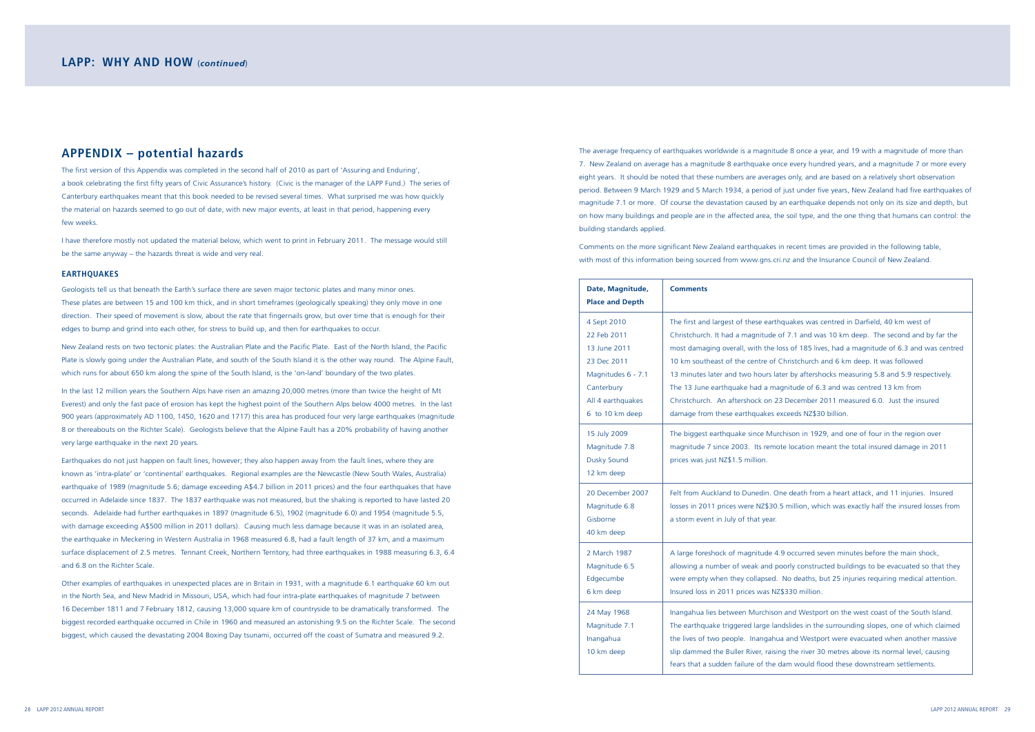## LAPP: WHY AND HOW (*continued*)

## APPENDIX – potential hazards

The first version of this Appendix was completed in the second half of 2010 as part of 'Assuring and Enduring', a book celebrating the first fifty years of Civic Assurance's history. (Civic is the manager of the LAPP Fund.) The series of Canterbury earthquakes meant that this book needed to be revised several times. What surprised me was how quickly the material on hazards seemed to go out of date, with new major events, at least in that period, happening every few weeks.

I have therefore mostly not updated the material below, which went to print in February 2011. The message would still be the same anyway – the hazards threat is wide and very real.

### EARTHQUAKES

Geologists tell us that beneath the Earth's surface there are seven major tectonic plates and many minor ones. These plates are between 15 and 100 km thick, and in short timeframes (geologically speaking) they only move in one direction. Their speed of movement is slow, about the rate that fingernails grow, but over time that is enough for their edges to bump and grind into each other, for stress to build up, and then for earthquakes to occur.

New Zealand rests on two tectonic plates: the Australian Plate and the Pacific Plate. East of the North Island, the Pacific Plate is slowly going under the Australian Plate, and south of the South Island it is the other way round. The Alpine Fault, which runs for about 650 km along the spine of the South Island, is the 'on-land' boundary of the two plates.

In the last 12 million years the Southern Alps have risen an amazing 20,000 metres (more than twice the height of Mt Everest) and only the fast pace of erosion has kept the highest point of the Southern Alps below 4000 metres. In the last 900 years (approximately AD 1100, 1450, 1620 and 1717) this area has produced four very large earthquakes (magnitude 8 or thereabouts on the Richter Scale). Geologists believe that the Alpine Fault has a 20% probability of having another very large earthquake in the next 20 years.

Earthquakes do not just happen on fault lines, however; they also happen away from the fault lines, where they are known as 'intra-plate' or 'continental' earthquakes. Regional examples are the Newcastle (New South Wales, Australia) earthquake of 1989 (magnitude 5.6; damage exceeding A$4.7 billion in 2011 prices) and the four earthquakes that have occurred in Adelaide since 1837. The 1837 earthquake was not measured, but the shaking is reported to have lasted 20 seconds. Adelaide had further earthquakes in 1897 (magnitude 6.5), 1902 (magnitude 6.0) and 1954 (magnitude 5.5, with damage exceeding A$500 million in 2011 dollars). Causing much less damage because it was in an isolated area, the earthquake in Meckering in Western Australia in 1968 measured 6.8, had a fault length of 37 km, and a maximum surface displacement of 2.5 metres. Tennant Creek, Northern Territory, had three earthquakes in 1988 measuring 6.3, 6.4 and 6.8 on the Richter Scale.

Other examples of earthquakes in unexpected places are in Britain in 1931, with a magnitude 6.1 earthquake 60 km out in the North Sea, and New Madrid in Missouri, USA, which had four intra-plate earthquakes of magnitude 7 between 16 December 1811 and 7 February 1812, causing 13,000 square km of countryside to be dramatically transformed. The biggest recorded earthquake occurred in Chile in 1960 and measured an astonishing 9.5 on the Richter Scale. The second biggest, which caused the devastating 2004 Boxing Day tsunami, occurred off the coast of Sumatra and measured 9.2.

The average frequency of earthquakes worldwide is a magnitude 8 once a year, and 19 with a magnitude of more than 7. New Zealand on average has a magnitude 8 earthquake once every hundred years, and a magnitude 7 or more every eight years. It should be noted that these numbers are averages only, and are based on a relatively short observation period. Between 9 March 1929 and 5 March 1934, a period of just under five years, New Zealand had five earthquakes of magnitude 7.1 or more. Of course the devastation caused by an earthquake depends not only on its size and depth, but on how many buildings and people are in the affected area, the soil type, and the one thing that humans can control: the building standards applied.

Comments on the more significant New Zealand earthquakes in recent times are provided in the following table, with most of this information being sourced from www.gns.cri.nz and the Insurance Council of New Zealand.

| Date, Magnitude, Place and Depth | Comments |
|---|---|
| 4 Sept 2010<br>22 Feb 2011<br>13 June 2011<br>23 Dec 2011<br>Magnitudes 6 - 7.1<br>Canterbury<br>All 4 earthquakes<br>6 to 10 km deep | The first and largest of these earthquakes was centred in Darfield, 40 km west of Christchurch. It had a magnitude of 7.1 and was 10 km deep. The second and by far the most damaging overall, with the loss of 185 lives, had a magnitude of 6.3 and was centred 10 km southeast of the centre of Christchurch and 6 km deep. It was followed 13 minutes later and two hours later by aftershocks measuring 5.8 and 5.9 respectively. The 13 June earthquake had a magnitude of 6.3 and was centred 13 km from Christchurch. An aftershock on 23 December 2011 measured 6.0. Just the insured damage from these earthquakes exceeds NZ$30 billion. |
| 15 July 2009<br>Magnitude 7.8<br>Dusky Sound<br>12 km deep | The biggest earthquake since Murchison in 1929, and one of four in the region over magnitude 7 since 2003. Its remote location meant the total insured damage in 2011 prices was just NZ$1.5 million. |
| 20 December 2007<br>Magnitude 6.8<br>Gisborne<br>40 km deep | Felt from Auckland to Dunedin. One death from a heart attack, and 11 injuries. Insured losses in 2011 prices were NZ$30.5 million, which was exactly half the insured losses from a storm event in July of that year. |
| 2 March 1987<br>Magnitude 6.5<br>Edgecumbe<br>6 km deep | A large foreshock of magnitude 4.9 occurred seven minutes before the main shock, allowing a number of weak and poorly constructed buildings to be evacuated so that they were empty when they collapsed. No deaths, but 25 injuries requiring medical attention. Insured loss in 2011 prices was NZ$330 million. |
| 24 May 1968<br>Magnitude 7.1<br>Inangahua<br>10 km deep | Inangahua lies between Murchison and Westport on the west coast of the South Island. The earthquake triggered large landslides in the surrounding slopes, one of which claimed the lives of two people. Inangahua and Westport were evacuated when another massive slip dammed the Buller River, raising the river 30 metres above its normal level, causing fears that a sudden failure of the dam would flood these downstream settlements. |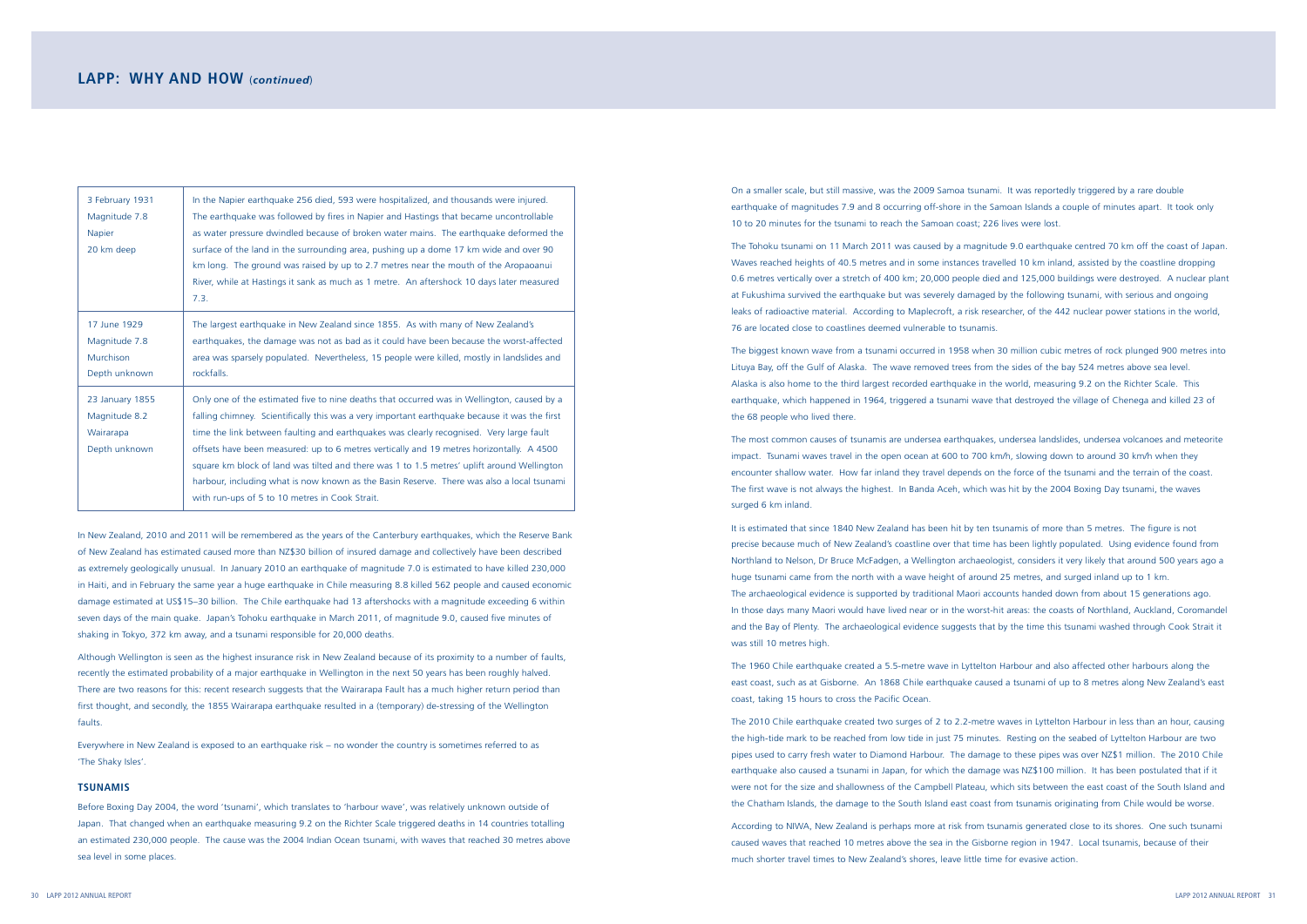## LAPP: WHY AND HOW (*continued*)

| | |
|---|---|
| 3 February 1931<br>Magnitude 7.8<br>Napier<br>20 km deep | In the Napier earthquake 256 died, 593 were hospitalized, and thousands were injured. The earthquake was followed by fires in Napier and Hastings that became uncontrollable as water pressure dwindled because of broken water mains. The earthquake deformed the surface of the land in the surrounding area, pushing up a dome 17 km wide and over 90 km long. The ground was raised by up to 2.7 metres near the mouth of the Aropaoanui River, while at Hastings it sank as much as 1 metre. An aftershock 10 days later measured 7.3. |
| 17 June 1929<br>Magnitude 7.8<br>Murchison<br>Depth unknown | The largest earthquake in New Zealand since 1855. As with many of New Zealand's earthquakes, the damage was not as bad as it could have been because the worst-affected area was sparsely populated. Nevertheless, 15 people were killed, mostly in landslides and rockfalls. |
| 23 January 1855<br>Magnitude 8.2<br>Wairarapa<br>Depth unknown | Only one of the estimated five to nine deaths that occurred was in Wellington, caused by a falling chimney. Scientifically this was a very important earthquake because it was the first time the link between faulting and earthquakes was clearly recognised. Very large fault offsets have been measured: up to 6 metres vertically and 19 metres horizontally. A 4500 square km block of land was tilted and there was 1 to 1.5 metres' uplift around Wellington harbour, including what is now known as the Basin Reserve. There was also a local tsunami with run-ups of 5 to 10 metres in Cook Strait. |

In New Zealand, 2010 and 2011 will be remembered as the years of the Canterbury earthquakes, which the Reserve Bank of New Zealand has estimated caused more than NZ$30 billion of insured damage and collectively have been described as extremely geologically unusual. In January 2010 an earthquake of magnitude 7.0 is estimated to have killed 230,000 in Haiti, and in February the same year a huge earthquake in Chile measuring 8.8 killed 562 people and caused economic damage estimated at US$15–30 billion. The Chile earthquake had 13 aftershocks with a magnitude exceeding 6 within seven days of the main quake. Japan's Tohoku earthquake in March 2011, of magnitude 9.0, caused five minutes of shaking in Tokyo, 372 km away, and a tsunami responsible for 20,000 deaths.

Although Wellington is seen as the highest insurance risk in New Zealand because of its proximity to a number of faults, recently the estimated probability of a major earthquake in Wellington in the next 50 years has been roughly halved. There are two reasons for this: recent research suggests that the Wairarapa Fault has a much higher return period than first thought, and secondly, the 1855 Wairarapa earthquake resulted in a (temporary) de-stressing of the Wellington faults.

Everywhere in New Zealand is exposed to an earthquake risk – no wonder the country is sometimes referred to as 'The Shaky Isles'.

### TSUNAMIS

Before Boxing Day 2004, the word 'tsunami', which translates to 'harbour wave', was relatively unknown outside of Japan. That changed when an earthquake measuring 9.2 on the Richter Scale triggered deaths in 14 countries totalling an estimated 230,000 people. The cause was the 2004 Indian Ocean tsunami, with waves that reached 30 metres above sea level in some places.

On a smaller scale, but still massive, was the 2009 Samoa tsunami. It was reportedly triggered by a rare double earthquake of magnitudes 7.9 and 8 occurring off-shore in the Samoan Islands a couple of minutes apart. It took only 10 to 20 minutes for the tsunami to reach the Samoan coast; 226 lives were lost.

The Tohoku tsunami on 11 March 2011 was caused by a magnitude 9.0 earthquake centred 70 km off the coast of Japan. Waves reached heights of 40.5 metres and in some instances travelled 10 km inland, assisted by the coastline dropping 0.6 metres vertically over a stretch of 400 km; 20,000 people died and 125,000 buildings were destroyed. A nuclear plant at Fukushima survived the earthquake but was severely damaged by the following tsunami, with serious and ongoing leaks of radioactive material. According to Maplecroft, a risk researcher, of the 442 nuclear power stations in the world, 76 are located close to coastlines deemed vulnerable to tsunamis.

The biggest known wave from a tsunami occurred in 1958 when 30 million cubic metres of rock plunged 900 metres into Lituya Bay, off the Gulf of Alaska. The wave removed trees from the sides of the bay 524 metres above sea level. Alaska is also home to the third largest recorded earthquake in the world, measuring 9.2 on the Richter Scale. This earthquake, which happened in 1964, triggered a tsunami wave that destroyed the village of Chenega and killed 23 of the 68 people who lived there.

The most common causes of tsunamis are undersea earthquakes, undersea landslides, undersea volcanoes and meteorite impact. Tsunami waves travel in the open ocean at 600 to 700 km/h, slowing down to around 30 km/h when they encounter shallow water. How far inland they travel depends on the force of the tsunami and the terrain of the coast. The first wave is not always the highest. In Banda Aceh, which was hit by the 2004 Boxing Day tsunami, the waves surged 6 km inland.

It is estimated that since 1840 New Zealand has been hit by ten tsunamis of more than 5 metres. The figure is not precise because much of New Zealand's coastline over that time has been lightly populated. Using evidence found from Northland to Nelson, Dr Bruce McFadgen, a Wellington archaeologist, considers it very likely that around 500 years ago a huge tsunami came from the north with a wave height of around 25 metres, and surged inland up to 1 km. The archaeological evidence is supported by traditional Maori accounts handed down from about 15 generations ago. In those days many Maori would have lived near or in the worst-hit areas: the coasts of Northland, Auckland, Coromandel and the Bay of Plenty. The archaeological evidence suggests that by the time this tsunami washed through Cook Strait it was still 10 metres high.

The 1960 Chile earthquake created a 5.5-metre wave in Lyttelton Harbour and also affected other harbours along the east coast, such as at Gisborne. An 1868 Chile earthquake caused a tsunami of up to 8 metres along New Zealand's east coast, taking 15 hours to cross the Pacific Ocean.

The 2010 Chile earthquake created two surges of 2 to 2.2-metre waves in Lyttelton Harbour in less than an hour, causing the high-tide mark to be reached from low tide in just 75 minutes. Resting on the seabed of Lyttelton Harbour are two pipes used to carry fresh water to Diamond Harbour. The damage to these pipes was over NZ$1 million. The 2010 Chile earthquake also caused a tsunami in Japan, for which the damage was NZ$100 million. It has been postulated that if it were not for the size and shallowness of the Campbell Plateau, which sits between the east coast of the South Island and the Chatham Islands, the damage to the South Island east coast from tsunamis originating from Chile would be worse.

According to NIWA, New Zealand is perhaps more at risk from tsunamis generated close to its shores. One such tsunami caused waves that reached 10 metres above the sea in the Gisborne region in 1947. Local tsunamis, because of their much shorter travel times to New Zealand's shores, leave little time for evasive action.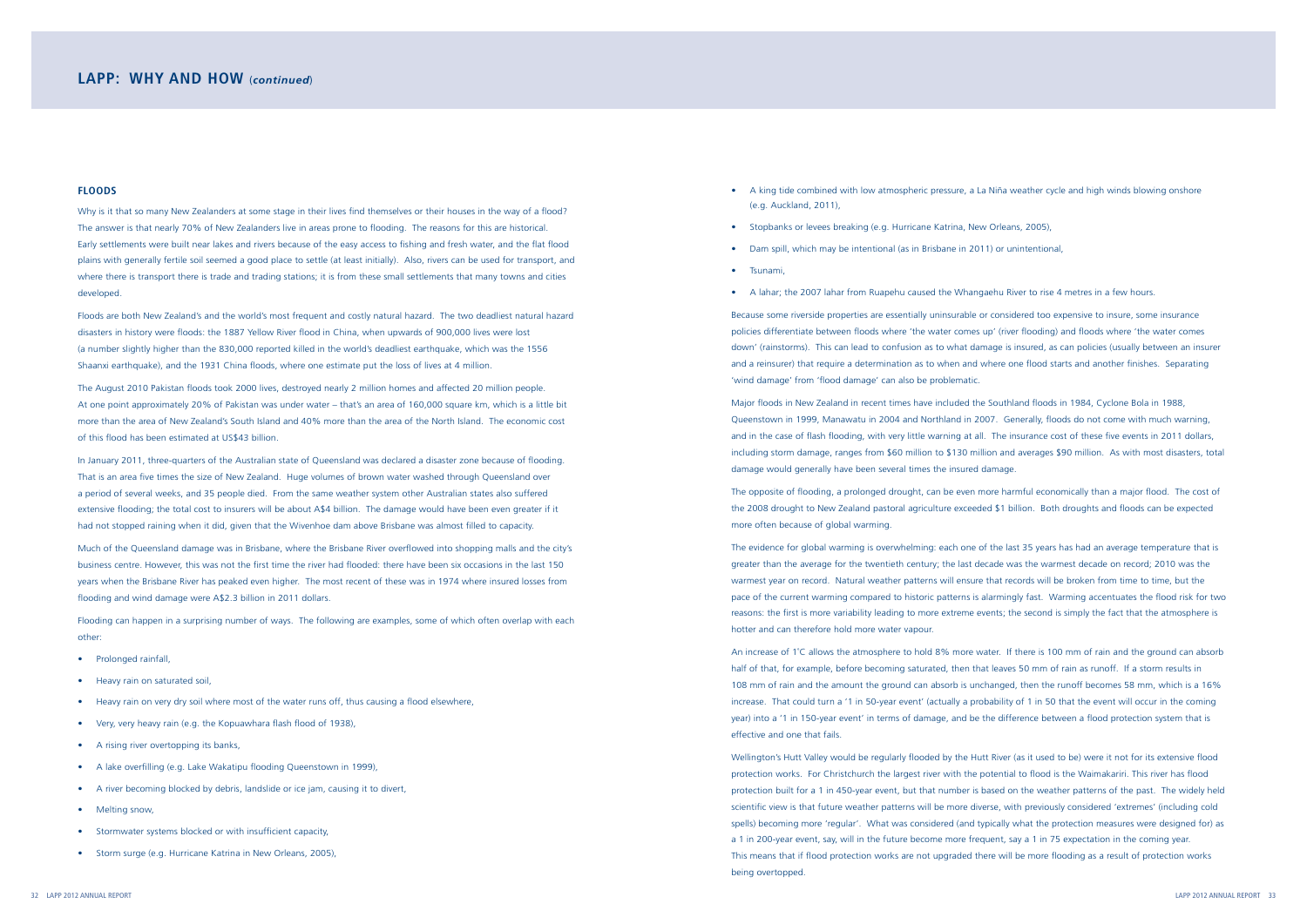## LAPP: WHY AND HOW (*continued*)

### FLOODS

Why is it that so many New Zealanders at some stage in their lives find themselves or their houses in the way of a flood? The answer is that nearly 70% of New Zealanders live in areas prone to flooding. The reasons for this are historical. Early settlements were built near lakes and rivers because of the easy access to fishing and fresh water, and the flat flood plains with generally fertile soil seemed a good place to settle (at least initially). Also, rivers can be used for transport, and where there is transport there is trade and trading stations; it is from these small settlements that many towns and cities developed.

Floods are both New Zealand's and the world's most frequent and costly natural hazard. The two deadliest natural hazard disasters in history were floods: the 1887 Yellow River flood in China, when upwards of 900,000 lives were lost (a number slightly higher than the 830,000 reported killed in the world's deadliest earthquake, which was the 1556 Shaanxi earthquake), and the 1931 China floods, where one estimate put the loss of lives at 4 million.

The August 2010 Pakistan floods took 2000 lives, destroyed nearly 2 million homes and affected 20 million people. At one point approximately 20% of Pakistan was under water – that's an area of 160,000 square km, which is a little bit more than the area of New Zealand's South Island and 40% more than the area of the North Island. The economic cost of this flood has been estimated at US$43 billion.

In January 2011, three-quarters of the Australian state of Queensland was declared a disaster zone because of flooding. That is an area five times the size of New Zealand. Huge volumes of brown water washed through Queensland over a period of several weeks, and 35 people died. From the same weather system other Australian states also suffered extensive flooding; the total cost to insurers will be about A$4 billion. The damage would have been even greater if it had not stopped raining when it did, given that the Wivenhoe dam above Brisbane was almost filled to capacity.

Much of the Queensland damage was in Brisbane, where the Brisbane River overflowed into shopping malls and the city's business centre. However, this was not the first time the river had flooded: there have been six occasions in the last 150 years when the Brisbane River has peaked even higher. The most recent of these was in 1974 where insured losses from flooding and wind damage were A$2.3 billion in 2011 dollars.

Flooding can happen in a surprising number of ways. The following are examples, some of which often overlap with each other:

- Prolonged rainfall,
- Heavy rain on saturated soil,
- Heavy rain on very dry soil where most of the water runs off, thus causing a flood elsewhere,
- Very, very heavy rain (e.g. the Kopuawhara flash flood of 1938),
- A rising river overtopping its banks,
- A lake overfilling (e.g. Lake Wakatipu flooding Queenstown in 1999),
- A river becoming blocked by debris, landslide or ice jam, causing it to divert,
- Melting snow,
- Stormwater systems blocked or with insufficient capacity,
- Storm surge (e.g. Hurricane Katrina in New Orleans, 2005),
- A king tide combined with low atmospheric pressure, a La Niña weather cycle and high winds blowing onshore (e.g. Auckland, 2011),
- Stopbanks or levees breaking (e.g. Hurricane Katrina, New Orleans, 2005),
- Dam spill, which may be intentional (as in Brisbane in 2011) or unintentional,
- Tsunami,
- A lahar; the 2007 lahar from Ruapehu caused the Whangaehu River to rise 4 metres in a few hours.

Because some riverside properties are essentially uninsurable or considered too expensive to insure, some insurance policies differentiate between floods where 'the water comes up' (river flooding) and floods where 'the water comes down' (rainstorms). This can lead to confusion as to what damage is insured, as can policies (usually between an insurer and a reinsurer) that require a determination as to when and where one flood starts and another finishes. Separating 'wind damage' from 'flood damage' can also be problematic.

Major floods in New Zealand in recent times have included the Southland floods in 1984, Cyclone Bola in 1988, Queenstown in 1999, Manawatu in 2004 and Northland in 2007. Generally, floods do not come with much warning, and in the case of flash flooding, with very little warning at all. The insurance cost of these five events in 2011 dollars, including storm damage, ranges from $60 million to $130 million and averages $90 million. As with most disasters, total damage would generally have been several times the insured damage.

The opposite of flooding, a prolonged drought, can be even more harmful economically than a major flood. The cost of the 2008 drought to New Zealand pastoral agriculture exceeded $1 billion. Both droughts and floods can be expected more often because of global warming.

The evidence for global warming is overwhelming: each one of the last 35 years has had an average temperature that is greater than the average for the twentieth century; the last decade was the warmest decade on record; 2010 was the warmest year on record. Natural weather patterns will ensure that records will be broken from time to time, but the pace of the current warming compared to historic patterns is alarmingly fast. Warming accentuates the flood risk for two reasons: the first is more variability leading to more extreme events; the second is simply the fact that the atmosphere is hotter and can therefore hold more water vapour.

An increase of 1°C allows the atmosphere to hold 8% more water. If there is 100 mm of rain and the ground can absorb half of that, for example, before becoming saturated, then that leaves 50 mm of rain as runoff. If a storm results in 108 mm of rain and the amount the ground can absorb is unchanged, then the runoff becomes 58 mm, which is a 16% increase. That could turn a '1 in 50-year event' (actually a probability of 1 in 50 that the event will occur in the coming year) into a '1 in 150-year event' in terms of damage, and be the difference between a flood protection system that is effective and one that fails.

Wellington's Hutt Valley would be regularly flooded by the Hutt River (as it used to be) were it not for its extensive flood protection works. For Christchurch the largest river with the potential to flood is the Waimakariri. This river has flood protection built for a 1 in 450-year event, but that number is based on the weather patterns of the past. The widely held scientific view is that future weather patterns will be more diverse, with previously considered 'extremes' (including cold spells) becoming more 'regular'. What was considered (and typically what the protection measures were designed for) as a 1 in 200-year event, say, will in the future become more frequent, say a 1 in 75 expectation in the coming year. This means that if flood protection works are not upgraded there will be more flooding as a result of protection works being overtopped.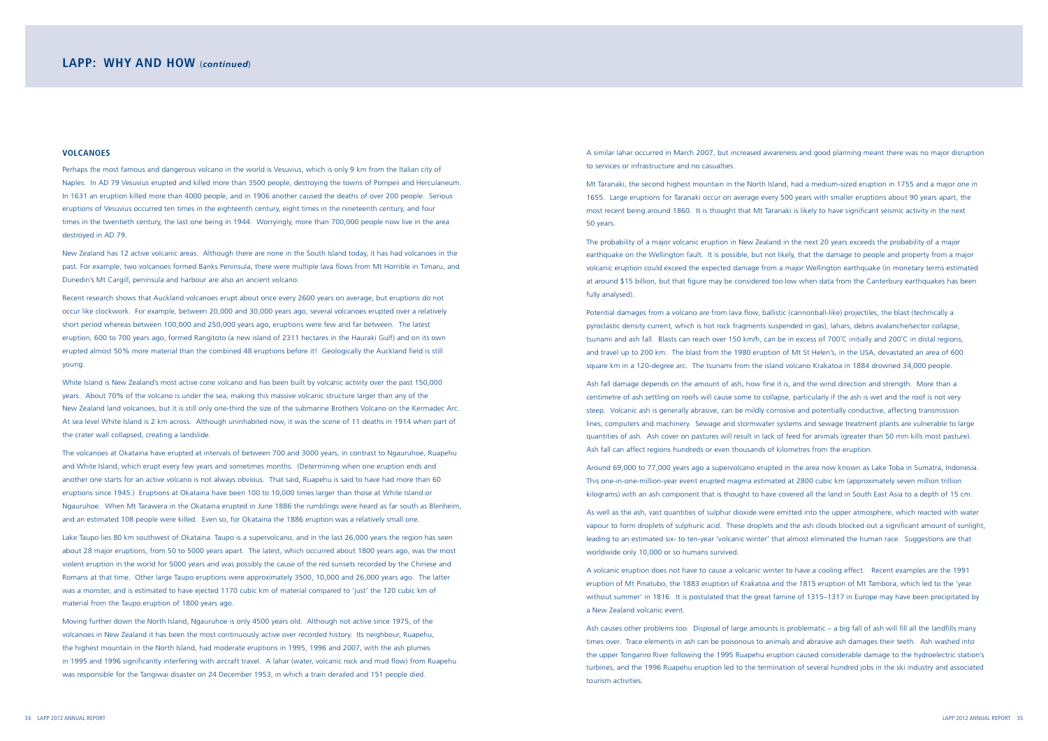## LAPP: WHY AND HOW (*continued*)

### VOLCANOES

Perhaps the most famous and dangerous volcano in the world is Vesuvius, which is only 9 km from the Italian city of Naples. In AD 79 Vesuvius erupted and killed more than 3500 people, destroying the towns of Pompeii and Herculaneum. In 1631 an eruption killed more than 4000 people, and in 1906 another caused the deaths of over 200 people. Serious eruptions of Vesuvius occurred ten times in the eighteenth century, eight times in the nineteenth century, and four times in the twentieth century, the last one being in 1944. Worryingly, more than 700,000 people now live in the area destroyed in AD 79.

New Zealand has 12 active volcanic areas. Although there are none in the South Island today, it has had volcanoes in the past. For example, two volcanoes formed Banks Peninsula, there were multiple lava flows from Mt Horrible in Timaru, and Dunedin's Mt Cargill, peninsula and harbour are also an ancient volcano.

Recent research shows that Auckland volcanoes erupt about once every 2600 years on average, but eruptions do not occur like clockwork. For example, between 20,000 and 30,000 years ago, several volcanoes erupted over a relatively short period whereas between 100,000 and 250,000 years ago, eruptions were few and far between. The latest eruption, 600 to 700 years ago, formed Rangitoto (a new island of 2311 hectares in the Hauraki Gulf) and on its own erupted almost 50% more material than the combined 48 eruptions before it! Geologically the Auckland field is still young.

White Island is New Zealand's most active cone volcano and has been built by volcanic activity over the past 150,000 years. About 70% of the volcano is under the sea, making this massive volcanic structure larger than any of the New Zealand land volcanoes, but it is still only one-third the size of the submarine Brothers Volcano on the Kermadec Arc. At sea level White Island is 2 km across. Although uninhabited now, it was the scene of 11 deaths in 1914 when part of the crater wall collapsed, creating a landslide.

The volcanoes at Okataina have erupted at intervals of between 700 and 3000 years, in contrast to Ngauruhoe, Ruapehu and White Island, which erupt every few years and sometimes months. (Determining when one eruption ends and another one starts for an active volcano is not always obvious. That said, Ruapehu is said to have had more than 60 eruptions since 1945.) Eruptions at Okataina have been 100 to 10,000 times larger than those at White Island or Ngauruhoe. When Mt Tarawera in the Okataina erupted in June 1886 the rumblings were heard as far south as Blenheim, and an estimated 108 people were killed. Even so, for Okataina the 1886 eruption was a relatively small one.

Lake Taupo lies 80 km southwest of Okataina. Taupo is a supervolcano, and in the last 26,000 years the region has seen about 28 major eruptions, from 50 to 5000 years apart. The latest, which occurred about 1800 years ago, was the most violent eruption in the world for 5000 years and was possibly the cause of the red sunsets recorded by the Chinese and Romans at that time. Other large Taupo eruptions were approximately 3500, 10,000 and 26,000 years ago. The latter was a monster, and is estimated to have ejected 1170 cubic km of material compared to 'just' the 120 cubic km of material from the Taupo eruption of 1800 years ago.

Moving further down the North Island, Ngauruhoe is only 4500 years old. Although not active since 1975, of the volcanoes in New Zealand it has been the most continuously active over recorded history. Its neighbour, Ruapehu, the highest mountain in the North Island, had moderate eruptions in 1995, 1996 and 2007, with the ash plumes in 1995 and 1996 significantly interfering with aircraft travel. A lahar (water, volcanic rock and mud flow) from Ruapehu was responsible for the Tangiwai disaster on 24 December 1953, in which a train derailed and 151 people died.

A similar lahar occurred in March 2007, but increased awareness and good planning meant there was no major disruption to services or infrastructure and no casualties.

Mt Taranaki, the second highest mountain in the North Island, had a medium-sized eruption in 1755 and a major one in 1655. Large eruptions for Taranaki occur on average every 500 years with smaller eruptions about 90 years apart, the most recent being around 1860. It is thought that Mt Taranaki is likely to have significant seismic activity in the next 50 years.

The probability of a major volcanic eruption in New Zealand in the next 20 years exceeds the probability of a major earthquake on the Wellington fault. It is possible, but not likely, that the damage to people and property from a major volcanic eruption could exceed the expected damage from a major Wellington earthquake (in monetary terms estimated at around $15 billion, but that figure may be considered too low when data from the Canterbury earthquakes has been fully analysed).

Potential damages from a volcano are from lava flow, ballistic (cannonball-like) projectiles, the blast (technically a pyroclastic density current, which is hot rock fragments suspended in gas), lahars, debris avalanche/sector collapse, tsunami and ash fall. Blasts can reach over 150 km/h, can be in excess of 700˚C initially and 200˚C in distal regions, and travel up to 200 km. The blast from the 1980 eruption of Mt St Helen's, in the USA, devastated an area of 600 square km in a 120-degree arc. The tsunami from the island volcano Krakatoa in 1884 drowned 34,000 people.

Ash fall damage depends on the amount of ash, how fine it is, and the wind direction and strength. More than a centimetre of ash settling on roofs will cause some to collapse, particularly if the ash is wet and the roof is not very steep. Volcanic ash is generally abrasive, can be mildly corrosive and potentially conductive, affecting transmission lines, computers and machinery. Sewage and stormwater systems and sewage treatment plants are vulnerable to large quantities of ash. Ash cover on pastures will result in lack of feed for animals (greater than 50 mm kills most pasture). Ash fall can affect regions hundreds or even thousands of kilometres from the eruption.

Around 69,000 to 77,000 years ago a supervolcano erupted in the area now known as Lake Toba in Sumatra, Indonesia. This one-in-one-million-year event erupted magma estimated at 2800 cubic km (approximately seven million trillion kilograms) with an ash component that is thought to have covered all the land in South East Asia to a depth of 15 cm.

As well as the ash, vast quantities of sulphur dioxide were emitted into the upper atmosphere, which reacted with water vapour to form droplets of sulphuric acid. These droplets and the ash clouds blocked out a significant amount of sunlight, leading to an estimated six- to ten-year 'volcanic winter' that almost eliminated the human race. Suggestions are that worldwide only 10,000 or so humans survived.

A volcanic eruption does not have to cause a volcanic winter to have a cooling effect. Recent examples are the 1991 eruption of Mt Pinatubo, the 1883 eruption of Krakatoa and the 1815 eruption of Mt Tambora, which led to the 'year without summer' in 1816. It is postulated that the great famine of 1315–1317 in Europe may have been precipitated by a New Zealand volcanic event.

Ash causes other problems too. Disposal of large amounts is problematic – a big fall of ash will fill all the landfills many times over. Trace elements in ash can be poisonous to animals and abrasive ash damages their teeth. Ash washed into the upper Tongariro River following the 1995 Ruapehu eruption caused considerable damage to the hydroelectric station's turbines, and the 1996 Ruapehu eruption led to the termination of several hundred jobs in the ski industry and associated tourism activities.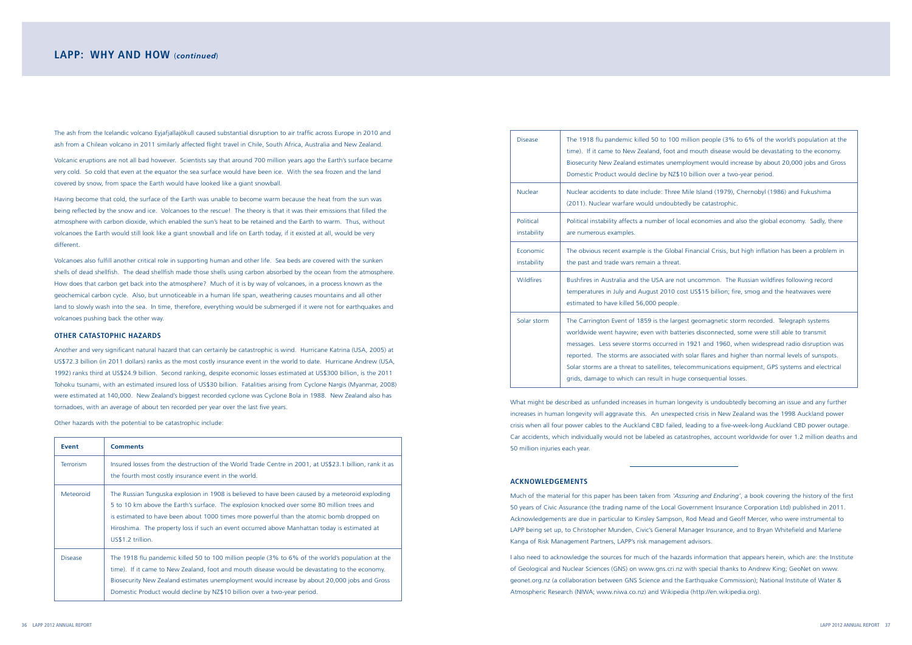## LAPP: WHY AND HOW (*continued*)

The ash from the Icelandic volcano Eyjafjallajökull caused substantial disruption to air traffic across Europe in 2010 and ash from a Chilean volcano in 2011 similarly affected flight travel in Chile, South Africa, Australia and New Zealand.

Volcanic eruptions are not all bad however. Scientists say that around 700 million years ago the Earth's surface became very cold. So cold that even at the equator the sea surface would have been ice. With the sea frozen and the land covered by snow, from space the Earth would have looked like a giant snowball.

Having become that cold, the surface of the Earth was unable to become warm because the heat from the sun was being reflected by the snow and ice. Volcanoes to the rescue! The theory is that it was their emissions that filled the atmosphere with carbon dioxide, which enabled the sun's heat to be retained and the Earth to warm. Thus, without volcanoes the Earth would still look like a giant snowball and life on Earth today, if it existed at all, would be very different.

Volcanoes also fulfill another critical role in supporting human and other life. Sea beds are covered with the sunken shells of dead shellfish. The dead shellfish made those shells using carbon absorbed by the ocean from the atmosphere. How does that carbon get back into the atmosphere? Much of it is by way of volcanoes, in a process known as the geochemical carbon cycle. Also, but unnoticeable in a human life span, weathering causes mountains and all other land to slowly wash into the sea. In time, therefore, everything would be submerged if it were not for earthquakes and volcanoes pushing back the other way.

### OTHER CATASTOPHIC HAZARDS

Another and very significant natural hazard that can certainly be catastrophic is wind. Hurricane Katrina (USA, 2005) at US$72.3 billion (in 2011 dollars) ranks as the most costly insurance event in the world to date. Hurricane Andrew (USA, 1992) ranks third at US$24.9 billion. Second ranking, despite economic losses estimated at US$300 billion, is the 2011 Tohoku tsunami, with an estimated insured loss of US$30 billion. Fatalities arising from Cyclone Nargis (Myanmar, 2008) were estimated at 140,000. New Zealand's biggest recorded cyclone was Cyclone Bola in 1988. New Zealand also has tornadoes, with an average of about ten recorded per year over the last five years.

Other hazards with the potential to be catastrophic include:

| Event | Comments |
|---|---|
| Terrorism | Insured losses from the destruction of the World Trade Centre in 2001, at US$23.1 billion, rank it as the fourth most costly insurance event in the world. |
| Meteoroid | The Russian Tunguska explosion in 1908 is believed to have been caused by a meteoroid exploding 5 to 10 km above the Earth's surface. The explosion knocked over some 80 million trees and is estimated to have been about 1000 times more powerful than the atomic bomb dropped on Hiroshima. The property loss if such an event occurred above Manhattan today is estimated at US$1.2 trillion. |
| Disease | The 1918 flu pandemic killed 50 to 100 million people (3% to 6% of the world's population at the time). If it came to New Zealand, foot and mouth disease would be devastating to the economy. Biosecurity New Zealand estimates unemployment would increase by about 20,000 jobs and Gross Domestic Product would decline by NZ$10 billion over a two-year period. |
| Nuclear | Nuclear accidents to date include: Three Mile Island (1979), Chernobyl (1986) and Fukushima (2011). Nuclear warfare would undoubtedly be catastrophic. |
| Political instability | Political instability affects a number of local economies and also the global economy. Sadly, there are numerous examples. |
| Economic instability | The obvious recent example is the Global Financial Crisis, but high inflation has been a problem in the past and trade wars remain a threat. |
| Wildfires | Bushfires in Australia and the USA are not uncommon. The Russian wildfires following record temperatures in July and August 2010 cost US$15 billion; fire, smog and the heatwaves were estimated to have killed 56,000 people. |
| Solar storm | The Carrington Event of 1859 is the largest geomagnetic storm recorded. Telegraph systems worldwide went haywire; even with batteries disconnected, some were still able to transmit messages. Less severe storms occurred in 1921 and 1960, when widespread radio disruption was reported. The storms are associated with solar flares and higher than normal levels of sunspots. Solar storms are a threat to satellites, telecommunications equipment, GPS systems and electrical grids, damage to which can result in huge consequential losses. |

What might be described as unfunded increases in human longevity is undoubtedly becoming an issue and any further increases in human longevity will aggravate this. An unexpected crisis in New Zealand was the 1998 Auckland power crisis when all four power cables to the Auckland CBD failed, leading to a five-week-long Auckland CBD power outage. Car accidents, which individually would not be labeled as catastrophes, account worldwide for over 1.2 million deaths and 50 million injuries each year.

---

### ACKNOWLEDGEMENTS

Much of the material for this paper has been taken from *'Assuring and Enduring'*, a book covering the history of the first 50 years of Civic Assurance (the trading name of the Local Government Insurance Corporation Ltd) published in 2011. Acknowledgements are due in particular to Kinsley Sampson, Rod Mead and Geoff Mercer, who were instrumental to LAPP being set up, to Christopher Munden, Civic's General Manager Insurance, and to Bryan Whitefield and Marlene Kanga of Risk Management Partners, LAPP's risk management advisors.

I also need to acknowledge the sources for much of the hazards information that appears herein, which are: the Institute of Geological and Nuclear Sciences (GNS) on www.gns.cri.nz with special thanks to Andrew King; GeoNet on www.geonet.org.nz (a collaboration between GNS Science and the Earthquake Commission); National Institute of Water & Atmospheric Research (NIWA; www.niwa.co.nz) and Wikipedia (http://en.wikipedia.org).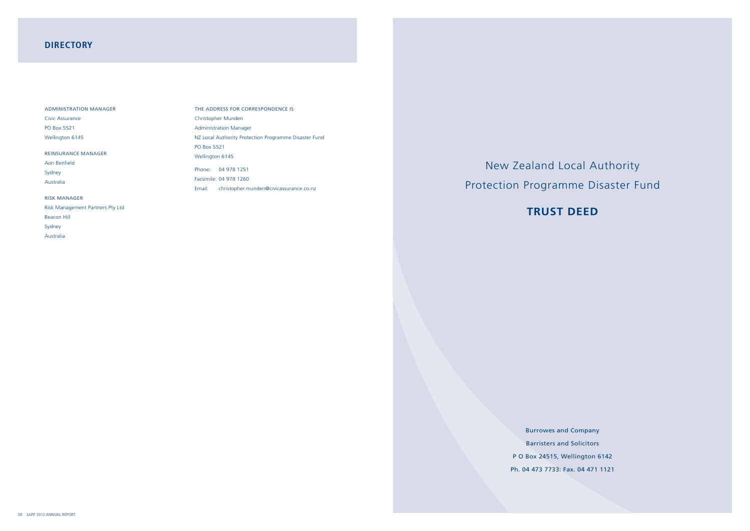## DIRECTORY

ADMINISTRATION MANAGER

Civic Assurance
PO Box 5521
Wellington 6145

REINSURANCE MANAGER

Aon Benfield
Sydney
Australia

RISK MANAGER

Risk Management Partners Pty Ltd
Beacon Hill
Sydney
Australia

THE ADDRESS FOR CORRESPONDENCE IS

Christopher Munden
Administration Manager
NZ Local Authority Protection Programme Disaster Fund
PO Box 5521
Wellington 6145

Phone: 04 978 1251
Facsimile: 04 978 1260
Email: christopher.munden@civicassurance.co.nz

# New Zealand Local Authority Protection Programme Disaster Fund

# TRUST DEED

Burrowes and Company
Barristers and Solicitors
P O Box 24515, Wellington 6142
Ph. 04 473 7733: Fax. 04 471 1121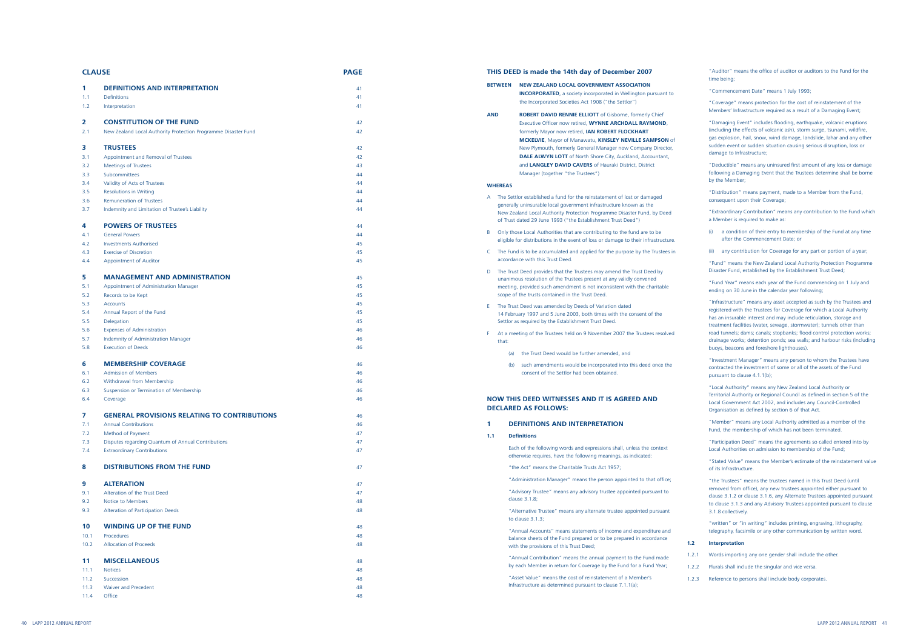| CLAUSE | | PAGE |
|---|---|---|
| **1** | **DEFINITIONS AND INTERPRETATION** | 41 |
| 1.1 | Definitions | 41 |
| 1.2 | Interpretation | 41 |
| **2** | **CONSTITUTION OF THE FUND** | 42 |
| 2.1 | New Zealand Local Authority Protection Programme Disaster Fund | 42 |
| **3** | **TRUSTEES** | 42 |
| 3.1 | Appointment and Removal of Trustees | 42 |
| 3.2 | Meetings of Trustees | 43 |
| 3.3 | Subcommittees | 44 |
| 3.4 | Validity of Acts of Trustees | 44 |
| 3.5 | Resolutions in Writing | 44 |
| 3.6 | Remuneration of Trustees | 44 |
| 3.7 | Indemnity and Limitation of Trustee's Liability | 44 |
| **4** | **POWERS OF TRUSTEES** | 44 |
| 4.1 | General Powers | 44 |
| 4.2 | Investments Authorised | 45 |
| 4.3 | Exercise of Discretion | 45 |
| 4.4 | Appointment of Auditor | 45 |
| **5** | **MANAGEMENT AND ADMINISTRATION** | 45 |
| 5.1 | Appointment of Administration Manager | 45 |
| 5.2 | Records to be Kept | 45 |
| 5.3 | Accounts | 45 |
| 5.4 | Annual Report of the Fund | 45 |
| 5.5 | Delegation | 45 |
| 5.6 | Expenses of Administration | 46 |
| 5.7 | Indemnity of Administration Manager | 46 |
| 5.8 | Execution of Deeds | 46 |
| **6** | **MEMBERSHIP COVERAGE** | 46 |
| 6.1 | Admission of Members | 46 |
| 6.2 | Withdrawal from Membership | 46 |
| 6.3 | Suspension or Termination of Membership | 46 |
| 6.4 | Coverage | 46 |
| **7** | **GENERAL PROVISIONS RELATING TO CONTRIBUTIONS** | 46 |
| 7.1 | Annual Contributions | 46 |
| 7.2 | Method of Payment | 47 |
| 7.3 | Disputes regarding Quantum of Annual Contributions | 47 |
| 7.4 | Extraordinary Contributions | 47 |
| **8** | **DISTRIBUTIONS FROM THE FUND** | 47 |
| **9** | **ALTERATION** | 47 |
| 9.1 | Alteration of the Trust Deed | 47 |
| 9.2 | Notice to Members | 48 |
| 9.3 | Alteration of Participation Deeds | 48 |
| **10** | **WINDING UP OF THE FUND** | 48 |
| 10.1 | Procedures | 48 |
| 10.2 | Allocation of Proceeds | 48 |
| **11** | **MISCELLANEOUS** | 48 |
| 11.1 | Notices | 48 |
| 11.2 | Succession | 48 |
| 11.3 | Waiver and Precedent | 48 |
| 11.4 | Office | 48 |

## THIS DEED is made the 14th day of December 2007

**BETWEEN** **NEW ZEALAND LOCAL GOVERNMENT ASSOCIATION INCORPORATED**, a society incorporated in Wellington pursuant to the Incorporated Societies Act 1908 ("the Settlor")

**AND** **ROBERT DAVID RENNIE ELLIOTT** of Gisborne, formerly Chief Executive Officer now retired, **WYNNE ARCHDALL RAYMOND**, formerly Mayor now retired, **IAN ROBERT FLOCKHART MCKELVIE**, Mayor of Manawatu, **KINSLEY NEVILLE SAMPSON** of New Plymouth, formerly General Manager now Company Director, **DALE ALWYN LOTT** of North Shore City, Auckland, Accountant, and **LANGLEY DAVID CAVERS** of Hauraki District, District Manager (together "the Trustees")

**WHEREAS**

A The Settlor established a fund for the reinstatement of lost or damaged generally uninsurable local government infrastructure known as the New Zealand Local Authority Protection Programme Disaster Fund, by Deed of Trust dated 29 June 1993 ("the Establishment Trust Deed")

B Only those Local Authorities that are contributing to the fund are to be eligible for distributions in the event of loss or damage to their infrastructure.

C The Fund is to be accumulated and applied for the purpose by the Trustees in accordance with this Trust Deed.

D The Trust Deed provides that the Trustees may amend the Trust Deed by unanimous resolution of the Trustees present at any validly convened meeting, provided such amendment is not inconsistent with the charitable scope of the trusts contained in the Trust Deed.

E The Trust Deed was amended by Deeds of Variation dated 14 February 1997 and 5 June 2003, both times with the consent of the Settlor as required by the Establishment Trust Deed.

F At a meeting of the Trustees held on 9 November 2007 the Trustees resolved that:

(a) the Trust Deed would be further amended, and

(b) such amendments would be incorporated into this deed once the consent of the Settlor had been obtained.

## NOW THIS DEED WITNESSES AND IT IS AGREED AND DECLARED AS FOLLOWS:

## 1 DEFINITIONS AND INTERPRETATION

### 1.1 Definitions

Each of the following words and expressions shall, unless the context otherwise requires, have the following meanings, as indicated:

"the Act" means the Charitable Trusts Act 1957;

"Administration Manager" means the person appointed to that office;

"Advisory Trustee" means any advisory trustee appointed pursuant to clause 3.1.8;

"Alternative Trustee" means any alternate trustee appointed pursuant to clause 3.1.3;

"Annual Accounts" means statements of income and expenditure and balance sheets of the Fund prepared or to be prepared in accordance with the provisions of this Trust Deed;

"Annual Contribution" means the annual payment to the Fund made by each Member in return for Coverage by the Fund for a Fund Year;

"Asset Value" means the cost of reinstatement of a Member's Infrastructure as determined pursuant to clause 7.1.1(a);

"Auditor" means the office of auditor or auditors to the Fund for the time being;

"Commencement Date" means 1 July 1993;

"Coverage" means protection for the cost of reinstatement of the Members' Infrastructure required as a result of a Damaging Event;

"Damaging Event" includes flooding, earthquake, volcanic eruptions (including the effects of volcanic ash), storm surge, tsunami, wildfire, gas explosion, hail, snow, wind damage, landslide, lahar and any other sudden event or sudden situation causing serious disruption, loss or damage to Infrastructure;

"Deductible" means any uninsured first amount of any loss or damage following a Damaging Event that the Trustees determine shall be borne by the Member;

"Distribution" means payment, made to a Member from the Fund, consequent upon their Coverage;

"Extraordinary Contribution" means any contribution to the Fund which a Member is required to make as:

(i) a condition of their entry to membership of the Fund at any time after the Commencement Date; or

(ii) any contribution for Coverage for any part or portion of a year;

"Fund" means the New Zealand Local Authority Protection Programme Disaster Fund, established by the Establishment Trust Deed;

"Fund Year" means each year of the Fund commencing on 1 July and ending on 30 June in the calendar year following;

"Infrastructure" means any asset accepted as such by the Trustees and registered with the Trustees for Coverage for which a Local Authority has an insurable interest and may include reticulation, storage and treatment facilities (water, sewage, stormwater); tunnels other than road tunnels; dams; canals; stopbanks; flood control protection works; drainage works; detention ponds; sea walls; and harbour risks (including buoys, beacons and foreshore lighthouses).

"Investment Manager" means any person to whom the Trustees have contracted the investment of some or all of the assets of the Fund pursuant to clause 4.1.1(b);

"Local Authority" means any New Zealand Local Authority or Territorial Authority or Regional Council as defined in section 5 of the Local Government Act 2002, and includes any Council-Controlled Organisation as defined by section 6 of that Act.

"Member" means any Local Authority admitted as a member of the Fund, the membership of which has not been terminated.

"Participation Deed" means the agreements so called entered into by Local Authorities on admission to membership of the Fund;

"Stated Value" means the Member's estimate of the reinstatement value of its Infrastructure.

"the Trustees" means the trustees named in this Trust Deed (until removed from office), any new trustees appointed either pursuant to clause 3.1.2 or clause 3.1.6, any Alternate Trustees appointed pursuant to clause 3.1.3 and any Advisory Trustees appointed pursuant to clause 3.1.8 collectively.

"written" or "in writing" includes printing, engraving, lithography, telegraphy, facsimile or any other communication by written word.

### 1.2 Interpretation

1.2.1 Words importing any one gender shall include the other.

1.2.2 Plurals shall include the singular and vice versa.

1.2.3 Reference to persons shall include body corporates.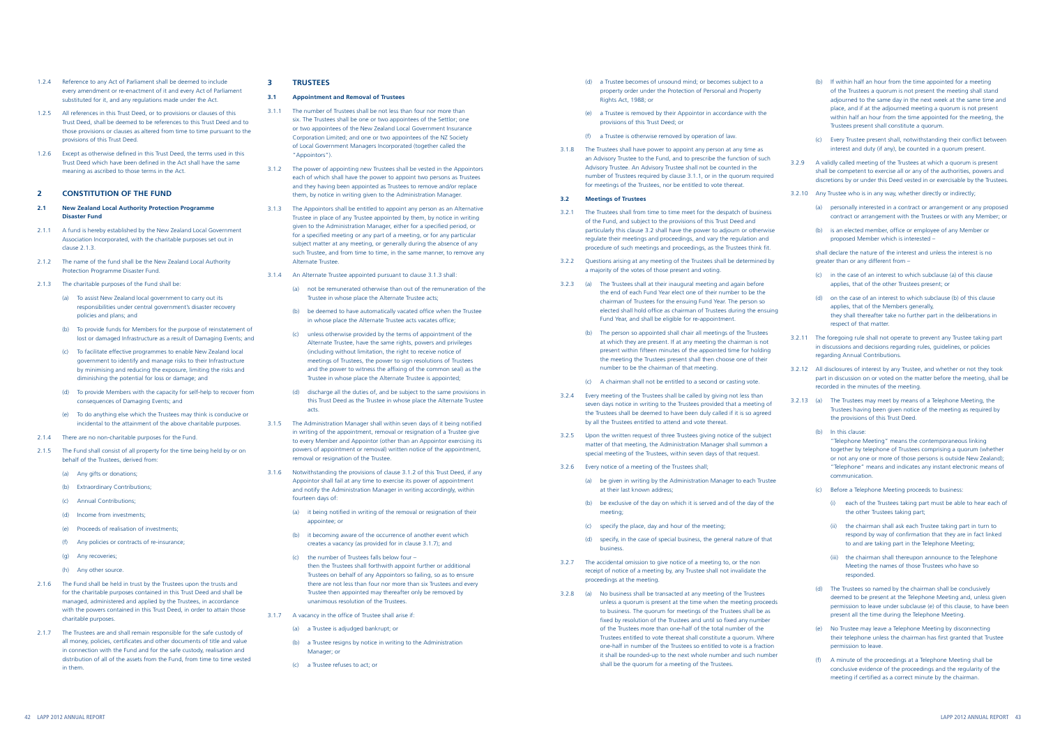1.2.4 Reference to any Act of Parliament shall be deemed to include every amendment or re-enactment of it and every Act of Parliament substituted for it, and any regulations made under the Act.

1.2.5 All references in this Trust Deed, or to provisions or clauses of this Trust Deed, shall be deemed to be references to this Trust Deed and to those provisions or clauses as altered from time to time pursuant to the provisions of this Trust Deed.

1.2.6 Except as otherwise defined in this Trust Deed, the terms used in this Trust Deed which have been defined in the Act shall have the same meaning as ascribed to those terms in the Act.

## 2 CONSTITUTION OF THE FUND

### 2.1 New Zealand Local Authority Protection Programme Disaster Fund

2.1.1 A fund is hereby established by the New Zealand Local Government Association Incorporated, with the charitable purposes set out in clause 2.1.3.

2.1.2 The name of the fund shall be the New Zealand Local Authority Protection Programme Disaster Fund.

2.1.3 The charitable purposes of the Fund shall be:

(a) To assist New Zealand local government to carry out its responsibilities under central government's disaster recovery policies and plans; and

(b) To provide funds for Members for the purpose of reinstatement of lost or damaged Infrastructure as a result of Damaging Events; and

(c) To facilitate effective programmes to enable New Zealand local government to identify and manage risks to their Infrastructure by minimising and reducing the exposure, limiting the risks and diminishing the potential for loss or damage; and

(d) To provide Members with the capacity for self-help to recover from consequences of Damaging Events; and

(e) To do anything else which the Trustees may think is conducive or incidental to the attainment of the above charitable purposes.

2.1.4 There are no non-charitable purposes for the Fund.

2.1.5 The Fund shall consist of all property for the time being held by or on behalf of the Trustees, derived from:

(a) Any gifts or donations;

(b) Extraordinary Contributions;

(c) Annual Contributions;

(d) Income from investments;

(e) Proceeds of realisation of investments;

(f) Any policies or contracts of re-insurance;

(g) Any recoveries;

(h) Any other source.

2.1.6 The Fund shall be held in trust by the Trustees upon the trusts and for the charitable purposes contained in this Trust Deed and shall be managed, administered and applied by the Trustees, in accordance with the powers contained in this Trust Deed, in order to attain those charitable purposes.

2.1.7 The Trustees are and shall remain responsible for the safe custody of all money, policies, certificates and other documents of title and value in connection with the Fund and for the safe custody, realisation and distribution of all of the assets from the Fund, from time to time vested in them.

## 3 TRUSTEES

### 3.1 Appointment and Removal of Trustees

3.1.1 The number of Trustees shall be not less than four nor more than six. The Trustees shall be one or two appointees of the Settlor; one or two appointees of the New Zealand Local Government Insurance Corporation Limited; and one or two appointees of the NZ Society of Local Government Managers Incorporated (together called the "Appointors").

3.1.2 The power of appointing new Trustees shall be vested in the Appointors each of which shall have the power to appoint two persons as Trustees and they having been appointed as Trustees to remove and/or replace them, by notice in writing given to the Administration Manager.

3.1.3 The Appointors shall be entitled to appoint any person as an Alternative Trustee in place of any Trustee appointed by them, by notice in writing given to the Administration Manager, either for a specified period, or for a specified meeting or any part of a meeting, or for any particular subject matter at any meeting, or generally during the absence of any such Trustee, and from time to time, in the same manner, to remove any Alternate Trustee.

3.1.4 An Alternate Trustee appointed pursuant to clause 3.1.3 shall:

(a) not be remunerated otherwise than out of the remuneration of the Trustee in whose place the Alternate Trustee acts;

(b) be deemed to have automatically vacated office when the Trustee in whose place the Alternate Trustee acts vacates office;

(c) unless otherwise provided by the terms of appointment of the Alternate Trustee, have the same rights, powers and privileges (including without limitation, the right to receive notice of meetings of Trustees, the power to sign resolutions of Trustees and the power to witness the affixing of the common seal) as the Trustee in whose place the Alternate Trustee is appointed;

(d) discharge all the duties of, and be subject to the same provisions in this Trust Deed as the Trustee in whose place the Alternate Trustee acts.

3.1.5 The Administration Manager shall within seven days of it being notified in writing of the appointment, removal or resignation of a Trustee give to every Member and Appointor (other than an Appointor exercising its powers of appointment or removal) written notice of the appointment, removal or resignation of the Trustee.

3.1.6 Notwithstanding the provisions of clause 3.1.2 of this Trust Deed, if any Appointor shall fail at any time to exercise its power of appointment and notify the Administration Manager in writing accordingly, within fourteen days of:

(a) it being notified in writing of the removal or resignation of their appointee; or

(b) it becoming aware of the occurrence of another event which creates a vacancy (as provided for in clause 3.1.7); and

(c) the number of Trustees falls below four –
then the Trustees shall forthwith appoint further or additional Trustees on behalf of any Appointors so failing, so as to ensure there are not less than four nor more than six Trustees and every Trustee then appointed may thereafter only be removed by unanimous resolution of the Trustees.

3.1.7 A vacancy in the office of Trustee shall arise if:

(a) a Trustee is adjudged bankrupt; or

(b) a Trustee resigns by notice in writing to the Administration Manager; or

(c) a Trustee refuses to act; or

(d) a Trustee becomes of unsound mind; or becomes subject to a property order under the Protection of Personal and Property Rights Act, 1988; or

(e) a Trustee is removed by their Appointor in accordance with the provisions of this Trust Deed; or

(f) a Trustee is otherwise removed by operation of law.

3.1.8 The Trustees shall have power to appoint any person at any time as an Advisory Trustee to the Fund, and to prescribe the function of such Advisory Trustee. An Advisory Trustee shall not be counted in the number of Trustees required by clause 3.1.1, or in the quorum required for meetings of the Trustees, nor be entitled to vote thereat.

### 3.2 Meetings of Trustees

3.2.1 The Trustees shall from time to time meet for the despatch of business of the Fund, and subject to the provisions of this Trust Deed and particularly this clause 3.2 shall have the power to adjourn or otherwise regulate their meetings and proceedings, and vary the regulation and procedure of such meetings and proceedings, as the Trustees think fit.

3.2.2 Questions arising at any meeting of the Trustees shall be determined by a majority of the votes of those present and voting.

3.2.3 (a) The Trustees shall at their inaugural meeting and again before the end of each Fund Year elect one of their number to be the chairman of Trustees for the ensuing Fund Year. The person so elected shall hold office as chairman of Trustees during the ensuing Fund Year, and shall be eligible for re-appointment.

(b) The person so appointed shall chair all meetings of the Trustees at which they are present. If at any meeting the chairman is not present within fifteen minutes of the appointed time for holding the meeting the Trustees present shall then choose one of their number to be the chairman of that meeting.

(c) A chairman shall not be entitled to a second or casting vote.

3.2.4 Every meeting of the Trustees shall be called by giving not less than seven days notice in writing to the Trustees provided that a meeting of the Trustees shall be deemed to have been duly called if it is so agreed by all the Trustees entitled to attend and vote thereat.

3.2.5 Upon the written request of three Trustees giving notice of the subject matter of that meeting, the Administration Manager shall summon a special meeting of the Trustees, within seven days of that request.

3.2.6 Every notice of a meeting of the Trustees shall;

(a) be given in writing by the Administration Manager to each Trustee at their last known address;

(b) be exclusive of the day on which it is served and of the day of the meeting;

(c) specify the place, day and hour of the meeting;

(d) specify, in the case of special business, the general nature of that business.

3.2.7 The accidental omission to give notice of a meeting to, or the non receipt of notice of a meeting by, any Trustee shall not invalidate the proceedings at the meeting.

3.2.8 (a) No business shall be transacted at any meeting of the Trustees unless a quorum is present at the time when the meeting proceeds to business. The quorum for meetings of the Trustees shall be as fixed by resolution of the Trustees and until so fixed any number of the Trustees more than one-half of the total number of the Trustees entitled to vote thereat shall constitute a quorum. Where one-half in number of the Trustees so entitled to vote is a fraction it shall be rounded-up to the next whole number and such number shall be the quorum for a meeting of the Trustees.

(b) If within half an hour from the time appointed for a meeting of the Trustees a quorum is not present the meeting shall stand adjourned to the same day in the next week at the same time and place, and if at the adjourned meeting a quorum is not present within half an hour from the time appointed for the meeting, the Trustees present shall constitute a quorum.

(c) Every Trustee present shall, notwithstanding their conflict between interest and duty (if any), be counted in a quorum present.

3.2.9 A validly called meeting of the Trustees at which a quorum is present shall be competent to exercise all or any of the authorities, powers and discretions by or under this Deed vested in or exercisable by the Trustees.

3.2.10 Any Trustee who is in any way, whether directly or indirectly;

(a) personally interested in a contract or arrangement or any proposed contract or arrangement with the Trustees or with any Member; or

(b) is an elected member, office or employee of any Member or proposed Member which is interested –

shall declare the nature of the interest and unless the interest is no greater than or any different from –

(c) in the case of an interest to which subclause (a) of this clause applies, that of the other Trustees present; or

(d) on the case of an interest to which subclause (b) of this clause applies, that of the Members generally,
they shall thereafter take no further part in the deliberations in respect of that matter.

3.2.11 The foregoing rule shall not operate to prevent any Trustee taking part in discussions and decisions regarding rules, guidelines, or policies regarding Annual Contributions.

3.2.12 All disclosures of interest by any Trustee, and whether or not they took part in discussion on or voted on the matter before the meeting, shall be recorded in the minutes of the meeting.

3.2.13 (a) The Trustees may meet by means of a Telephone Meeting, the Trustees having been given notice of the meeting as required by the provisions of this Trust Deed.

(b) In this clause:
"Telephone Meeting" means the contemporaneous linking together by telephone of Trustees comprising a quorum (whether or not any one or more of those persons is outside New Zealand); "Telephone" means and indicates any instant electronic means of communication.

(c) Before a Telephone Meeting proceeds to business:

(i) each of the Trustees taking part must be able to hear each of the other Trustees taking part;

(ii) the chairman shall ask each Trustee taking part in turn to respond by way of confirmation that they are in fact linked to and are taking part in the Telephone Meeting;

(iii) the chairman shall thereupon announce to the Telephone Meeting the names of those Trustees who have so responded.

(d) The Trustees so named by the chairman shall be conclusively deemed to be present at the Telephone Meeting and, unless given permission to leave under subclause (e) of this clause, to have been present all the time during the Telephone Meeting.

(e) No Trustee may leave a Telephone Meeting by disconnecting their telephone unless the chairman has first granted that Trustee permission to leave.

(f) A minute of the proceedings at a Telephone Meeting shall be conclusive evidence of the proceedings and the regularity of the meeting if certified as a correct minute by the chairman.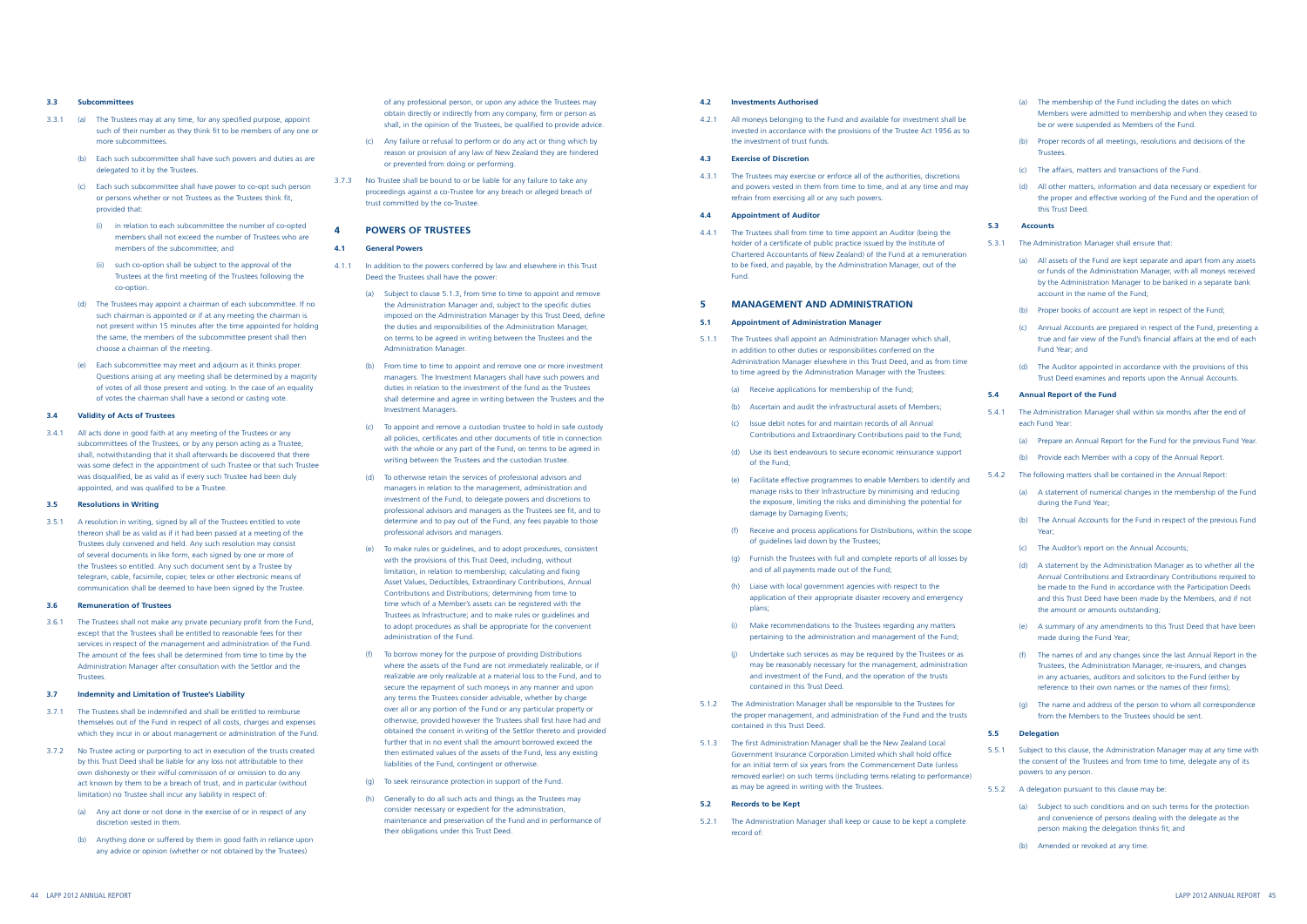### 3.3 Subcommittees

3.3.1 (a) The Trustees may at any time, for any specified purpose, appoint such of their number as they think fit to be members of any one or more subcommittees.

(b) Each such subcommittee shall have such powers and duties as are delegated to it by the Trustees.

(c) Each such subcommittee shall have power to co-opt such person or persons whether or not Trustees as the Trustees think fit, provided that:

(i) in relation to each subcommittee the number of co-opted members shall not exceed the number of Trustees who are members of the subcommittee; and

(ii) such co-option shall be subject to the approval of the Trustees at the first meeting of the Trustees following the co-option.

(d) The Trustees may appoint a chairman of each subcommittee. If no such chairman is appointed or if at any meeting the chairman is not present within 15 minutes after the time appointed for holding the same, the members of the subcommittee present shall then choose a chairman of the meeting.

(e) Each subcommittee may meet and adjourn as it thinks proper. Questions arising at any meeting shall be determined by a majority of votes of all those present and voting. In the case of an equality of votes the chairman shall have a second or casting vote.

### 3.4 Validity of Acts of Trustees

3.4.1 All acts done in good faith at any meeting of the Trustees or any subcommittees of the Trustees, or by any person acting as a Trustee, shall, notwithstanding that it shall afterwards be discovered that there was some defect in the appointment of such Trustee or that such Trustee was disqualified, be as valid as if every such Trustee had been duly appointed, and was qualified to be a Trustee.

### 3.5 Resolutions in Writing

3.5.1 A resolution in writing, signed by all of the Trustees entitled to vote thereon shall be as valid as if it had been passed at a meeting of the Trustees duly convened and held. Any such resolution may consist of several documents in like form, each signed by one or more of the Trustees so entitled. Any such document sent by a Trustee by telegram, cable, facsimile, copier, telex or other electronic means of communication shall be deemed to have been signed by the Trustee.

### 3.6 Remuneration of Trustees

3.6.1 The Trustees shall not make any private pecuniary profit from the Fund, except that the Trustees shall be entitled to reasonable fees for their services in respect of the management and administration of the Fund. The amount of the fees shall be determined from time to time by the Administration Manager after consultation with the Settlor and the Trustees.

### 3.7 Indemnity and Limitation of Trustee's Liability

3.7.1 The Trustees shall be indemnified and shall be entitled to reimburse themselves out of the Fund in respect of all costs, charges and expenses which they incur in or about management or administration of the Fund.

3.7.2 No Trustee acting or purporting to act in execution of the trusts created by this Trust Deed shall be liable for any loss not attributable to their own dishonesty or their wilful commission of or omission to do any act known by them to be a breach of trust, and in particular (without limitation) no Trustee shall incur any liability in respect of:

(a) Any act done or not done in the exercise of or in respect of any discretion vested in them.

(b) Anything done or suffered by them in good faith in reliance upon any advice or opinion (whether or not obtained by the Trustees) of any professional person, or upon any advice the Trustees may obtain directly or indirectly from any company, firm or person as shall, in the opinion of the Trustees, be qualified to provide advice.

(c) Any failure or refusal to perform or do any act or thing which by reason or provision of any law of New Zealand they are hindered or prevented from doing or performing.

3.7.3 No Trustee shall be bound to or be liable for any failure to take any proceedings against a co-Trustee for any breach or alleged breach of trust committed by the co-Trustee.

## 4 POWERS OF TRUSTEES

### 4.1 General Powers

4.1.1 In addition to the powers conferred by law and elsewhere in this Trust Deed the Trustees shall have the power:

(a) Subject to clause 5.1.3, from time to time to appoint and remove the Administration Manager and, subject to the specific duties imposed on the Administration Manager by this Trust Deed, define the duties and responsibilities of the Administration Manager, on terms to be agreed in writing between the Trustees and the Administration Manager.

(b) From time to time to appoint and remove one or more investment managers. The Investment Managers shall have such powers and duties in relation to the investment of the fund as the Trustees shall determine and agree in writing between the Trustees and the Investment Managers.

(c) To appoint and remove a custodian trustee to hold in safe custody all policies, certificates and other documents of title in connection with the whole or any part of the Fund, on terms to be agreed in writing between the Trustees and the custodian trustee.

(d) To otherwise retain the services of professional advisors and managers in relation to the management, administration and investment of the Fund, to delegate powers and discretions to professional advisors and managers as the Trustees see fit, and to determine and to pay out of the Fund, any fees payable to those professional advisors and managers.

(e) To make rules or guidelines, and to adopt procedures, consistent with the provisions of this Trust Deed, including, without limitation, in relation to membership; calculating and fixing Asset Values, Deductibles, Extraordinary Contributions, Annual Contributions and Distributions; determining from time to time which of a Member's assets can be registered with the Trustees as Infrastructure; and to make rules or guidelines and to adopt procedures as shall be appropriate for the convenient administration of the Fund.

(f) To borrow money for the purpose of providing Distributions where the assets of the Fund are not immediately realizable, or if realizable are only realizable at a material loss to the Fund, and to secure the repayment of such moneys in any manner and upon any terms the Trustees consider advisable, whether by charge over all or any portion of the Fund or any particular property or otherwise, provided however the Trustees shall first have had and obtained the consent in writing of the Settlor thereto and provided further that in no event shall the amount borrowed exceed the then estimated values of the assets of the Fund, less any existing liabilities of the Fund, contingent or otherwise.

(g) To seek reinsurance protection in support of the Fund.

(h) Generally to do all such acts and things as the Trustees may consider necessary or expedient for the administration, maintenance and preservation of the Fund and in performance of their obligations under this Trust Deed.

### 4.2 Investments Authorised

4.2.1 All moneys belonging to the Fund and available for investment shall be invested in accordance with the provisions of the Trustee Act 1956 as to the investment of trust funds.

### 4.3 Exercise of Discretion

4.3.1 The Trustees may exercise or enforce all of the authorities, discretions and powers vested in them from time to time, and at any time and may refrain from exercising all or any such powers.

### 4.4 Appointment of Auditor

4.4.1 The Trustees shall from time to time appoint an Auditor (being the holder of a certificate of public practice issued by the Institute of Chartered Accountants of New Zealand) of the Fund at a remuneration to be fixed, and payable, by the Administration Manager, out of the Fund.

## 5 MANAGEMENT AND ADMINISTRATION

### 5.1 Appointment of Administration Manager

5.1.1 The Trustees shall appoint an Administration Manager which shall, in addition to other duties or responsibilities conferred on the Administration Manager elsewhere in this Trust Deed, and as from time to time agreed by the Administration Manager with the Trustees:

(a) Receive applications for membership of the Fund;

(b) Ascertain and audit the infrastructural assets of Members;

(c) Issue debit notes for and maintain records of all Annual Contributions and Extraordinary Contributions paid to the Fund;

(d) Use its best endeavours to secure economic reinsurance support of the Fund;

(e) Facilitate effective programmes to enable Members to identify and manage risks to their Infrastructure by minimising and reducing the exposure, limiting the risks and diminishing the potential for damage by Damaging Events;

(f) Receive and process applications for Distributions, within the scope of guidelines laid down by the Trustees;

(g) Furnish the Trustees with full and complete reports of all losses by and of all payments made out of the Fund;

(h) Liaise with local government agencies with respect to the application of their appropriate disaster recovery and emergency plans;

(i) Make recommendations to the Trustees regarding any matters pertaining to the administration and management of the Fund;

(j) Undertake such services as may be required by the Trustees or as may be reasonably necessary for the management, administration and investment of the Fund, and the operation of the trusts contained in this Trust Deed.

5.1.2 The Administration Manager shall be responsible to the Trustees for the proper management, and administration of the Fund and the trusts contained in this Trust Deed.

5.1.3 The first Administration Manager shall be the New Zealand Local Government Insurance Corporation Limited which shall hold office for an initial term of six years from the Commencement Date (unless removed earlier) on such terms (including terms relating to performance) as may be agreed in writing with the Trustees.

### 5.2 Records to be Kept

5.2.1 The Administration Manager shall keep or cause to be kept a complete record of:

(a) The membership of the Fund including the dates on which Members were admitted to membership and when they ceased to be or were suspended as Members of the Fund.

(b) Proper records of all meetings, resolutions and decisions of the Trustees.

(c) The affairs, matters and transactions of the Fund.

(d) All other matters, information and data necessary or expedient for the proper and effective working of the Fund and the operation of this Trust Deed.

### 5.3 Accounts

5.3.1 The Administration Manager shall ensure that:

(a) All assets of the Fund are kept separate and apart from any assets or funds of the Administration Manager, with all moneys received by the Administration Manager to be banked in a separate bank account in the name of the Fund;

(b) Proper books of account are kept in respect of the Fund;

(c) Annual Accounts are prepared in respect of the Fund, presenting a true and fair view of the Fund's financial affairs at the end of each Fund Year; and

(d) The Auditor appointed in accordance with the provisions of this Trust Deed examines and reports upon the Annual Accounts.

### 5.4 Annual Report of the Fund

5.4.1 The Administration Manager shall within six months after the end of each Fund Year:

(a) Prepare an Annual Report for the Fund for the previous Fund Year.

(b) Provide each Member with a copy of the Annual Report.

5.4.2 The following matters shall be contained in the Annual Report:

(a) A statement of numerical changes in the membership of the Fund during the Fund Year;

(b) The Annual Accounts for the Fund in respect of the previous Fund Year;

(c) The Auditor's report on the Annual Accounts;

(d) A statement by the Administration Manager as to whether all the Annual Contributions and Extraordinary Contributions required to be made to the Fund in accordance with the Participation Deeds and this Trust Deed have been made by the Members, and if not the amount or amounts outstanding;

(e) A summary of any amendments to this Trust Deed that have been made during the Fund Year;

(f) The names of and any changes since the last Annual Report in the Trustees, the Administration Manager, re-insurers, and changes in any actuaries, auditors and solicitors to the Fund (either by reference to their own names or the names of their firms);

(g) The name and address of the person to whom all correspondence from the Members to the Trustees should be sent.

### 5.5 Delegation

5.5.1 Subject to this clause, the Administration Manager may at any time with the consent of the Trustees and from time to time, delegate any of its powers to any person.

5.5.2 A delegation pursuant to this clause may be:

(a) Subject to such conditions and on such terms for the protection and convenience of persons dealing with the delegate as the person making the delegation thinks fit; and

(b) Amended or revoked at any time.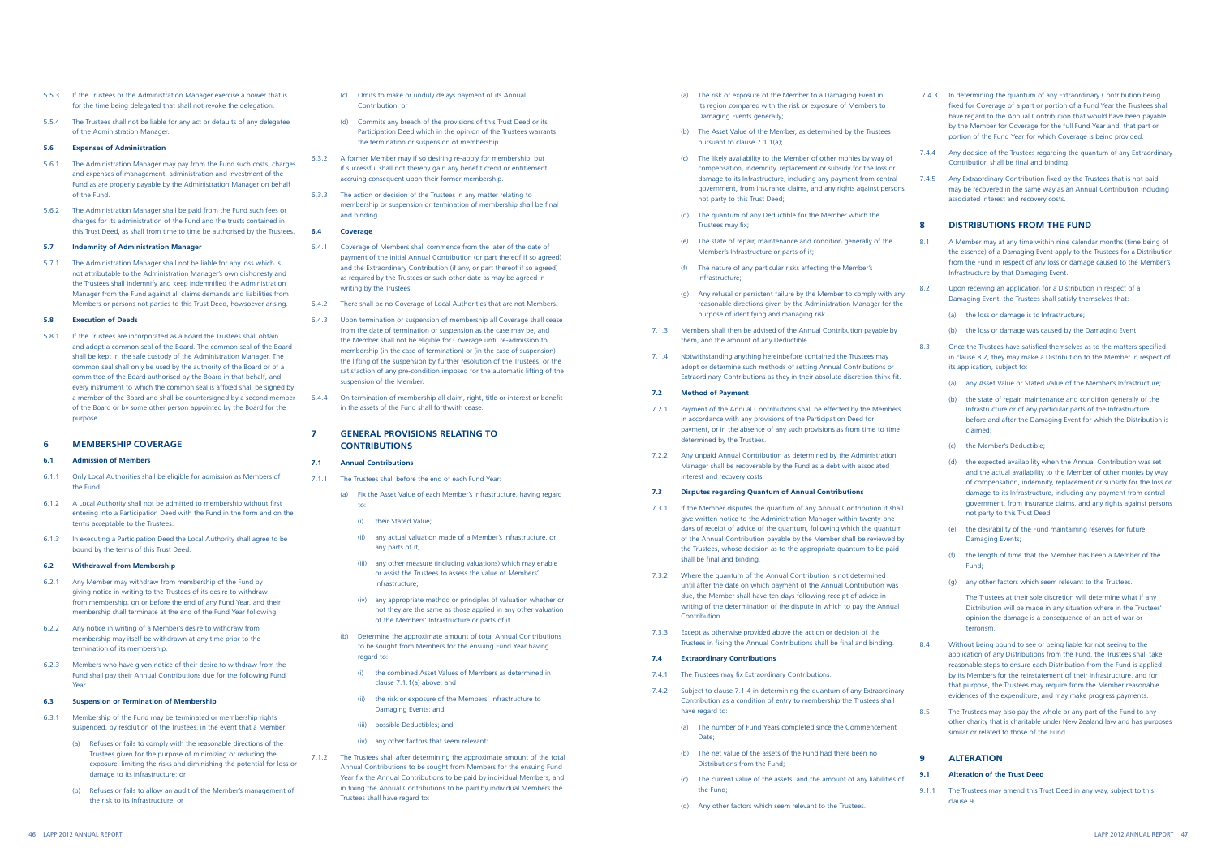5.5.3 If the Trustees or the Administration Manager exercise a power that is for the time being delegated that shall not revoke the delegation.

5.5.4 The Trustees shall not be liable for any act or defaults of any delegatee of the Administration Manager.

**5.6 Expenses of Administration**

5.6.1 The Administration Manager may pay from the Fund such costs, charges and expenses of management, administration and investment of the Fund as are properly payable by the Administration Manager on behalf of the Fund.

5.6.2 The Administration Manager shall be paid from the Fund such fees or charges for its administration of the Fund and the trusts contained in this Trust Deed, as shall from time to time be authorised by the Trustees.

**5.7 Indemnity of Administration Manager**

5.7.1 The Administration Manager shall not be liable for any loss which is not attributable to the Administration Manager's own dishonesty and the Trustees shall indemnify and keep indemnified the Administration Manager from the Fund against all claims demands and liabilities from Members or persons not parties to this Trust Deed, howsoever arising.

**5.8 Execution of Deeds**

5.8.1 If the Trustees are incorporated as a Board the Trustees shall obtain and adopt a common seal of the Board. The common seal of the Board shall be kept in the safe custody of the Administration Manager. The common seal shall only be used by the authority of the Board or of a committee of the Board authorised by the Board in that behalf, and every instrument to which the common seal is affixed shall be signed by a member of the Board and shall be countersigned by a second member of the Board or by some other person appointed by the Board for the purpose.

## 6 MEMBERSHIP COVERAGE

**6.1 Admission of Members**

6.1.1 Only Local Authorities shall be eligible for admission as Members of the Fund.

6.1.2 A Local Authority shall not be admitted to membership without first entering into a Participation Deed with the Fund in the form and on the terms acceptable to the Trustees.

6.1.3 In executing a Participation Deed the Local Authority shall agree to be bound by the terms of this Trust Deed.

**6.2 Withdrawal from Membership**

6.2.1 Any Member may withdraw from membership of the Fund by giving notice in writing to the Trustees of its desire to withdraw from membership, on or before the end of any Fund Year, and their membership shall terminate at the end of the Fund Year following.

6.2.2 Any notice in writing of a Member's desire to withdraw from membership may itself be withdrawn at any time prior to the termination of its membership.

6.2.3 Members who have given notice of their desire to withdraw from the Fund shall pay their Annual Contributions due for the following Fund Year.

**6.3 Suspension or Termination of Membership**

6.3.1 Membership of the Fund may be terminated or membership rights suspended, by resolution of the Trustees, in the event that a Member:

(a) Refuses or fails to comply with the reasonable directions of the Trustees given for the purpose of minimizing or reducing the exposure, limiting the risks and diminishing the potential for loss or damage to its Infrastructure; or

(b) Refuses or fails to allow an audit of the Member's management of the risk to its Infrastructure; or

(c) Omits to make or unduly delays payment of its Annual Contribution; or

(d) Commits any breach of the provisions of this Trust Deed or its Participation Deed which in the opinion of the Trustees warrants the termination or suspension of membership.

6.3.2 A former Member may if so desiring re-apply for membership, but if successful shall not thereby gain any benefit credit or entitlement accruing consequent upon their former membership.

6.3.3 The action or decision of the Trustees in any matter relating to membership or suspension or termination of membership shall be final and binding.

**6.4 Coverage**

6.4.1 Coverage of Members shall commence from the later of the date of payment of the initial Annual Contribution (or part thereof if so agreed) and the Extraordinary Contribution (if any, or part thereof if so agreed) as required by the Trustees or such other date as may be agreed in writing by the Trustees.

6.4.2 There shall be no Coverage of Local Authorities that are not Members.

6.4.3 Upon termination or suspension of membership all Coverage shall cease from the date of termination or suspension as the case may be, and the Member shall not be eligible for Coverage until re-admission to membership (in the case of termination) or (in the case of suspension) the lifting of the suspension by further resolution of the Trustees, or the satisfaction of any pre-condition imposed for the automatic lifting of the suspension of the Member.

6.4.4 On termination of membership all claim, right, title or interest or benefit in the assets of the Fund shall forthwith cease.

## 7 GENERAL PROVISIONS RELATING TO CONTRIBUTIONS

**7.1 Annual Contributions**

7.1.1 The Trustees shall before the end of each Fund Year:

(a) Fix the Asset Value of each Member's Infrastructure, having regard to:

(i) their Stated Value;

(ii) any actual valuation made of a Member's Infrastructure, or any parts of it;

(iii) any other measure (including valuations) which may enable or assist the Trustees to assess the value of Members' Infrastructure;

(iv) any appropriate method or principles of valuation whether or not they are the same as those applied in any other valuation of the Members' Infrastructure or parts of it.

(b) Determine the approximate amount of total Annual Contributions to be sought from Members for the ensuing Fund Year having regard to:

(i) the combined Asset Values of Members as determined in clause 7.1.1(a) above; and

(ii) the risk or exposure of the Members' Infrastructure to Damaging Events; and

(iii) possible Deductibles; and

(iv) any other factors that seem relevant:

7.1.2 The Trustees shall after determining the approximate amount of the total Annual Contributions to be sought from Members for the ensuing Fund Year fix the Annual Contributions to be paid by individual Members, and in fixing the Annual Contributions to be paid by individual Members the Trustees shall have regard to:

(a) The risk or exposure of the Member to a Damaging Event in its region compared with the risk or exposure of Members to Damaging Events generally;

(b) The Asset Value of the Member, as determined by the Trustees pursuant to clause 7.1.1(a);

(c) The likely availability to the Member of other monies by way of compensation, indemnity, replacement or subsidy for the loss or damage to its Infrastructure, including any payment from central government, from insurance claims, and any rights against persons not party to this Trust Deed;

(d) The quantum of any Deductible for the Member which the Trustees may fix;

(e) The state of repair, maintenance and condition generally of the Member's Infrastructure or parts of it;

(f) The nature of any particular risks affecting the Member's Infrastructure;

(g) Any refusal or persistent failure by the Member to comply with any reasonable directions given by the Administration Manager for the purpose of identifying and managing risk.

7.1.3 Members shall then be advised of the Annual Contribution payable by them, and the amount of any Deductible.

7.1.4 Notwithstanding anything hereinbefore contained the Trustees may adopt or determine such methods of setting Annual Contributions or Extraordinary Contributions as they in their absolute discretion think fit.

**7.2 Method of Payment**

7.2.1 Payment of the Annual Contributions shall be effected by the Members in accordance with any provisions of the Participation Deed for payment, or in the absence of any such provisions as from time to time determined by the Trustees.

7.2.2 Any unpaid Annual Contribution as determined by the Administration Manager shall be recoverable by the Fund as a debt with associated interest and recovery costs.

**7.3 Disputes regarding Quantum of Annual Contributions**

7.3.1 If the Member disputes the quantum of any Annual Contribution it shall give written notice to the Administration Manager within twenty-one days of receipt of advice of the quantum, following which the quantum of the Annual Contribution payable by the Member shall be reviewed by the Trustees, whose decision as to the appropriate quantum to be paid shall be final and binding.

7.3.2 Where the quantum of the Annual Contribution is not determined until after the date on which payment of the Annual Contribution was due, the Member shall have ten days following receipt of advice in writing of the determination of the dispute in which to pay the Annual Contribution.

7.3.3 Except as otherwise provided above the action or decision of the Trustees in fixing the Annual Contributions shall be final and binding.

**7.4 Extraordinary Contributions**

7.4.1 The Trustees may fix Extraordinary Contributions.

7.4.2 Subject to clause 7.1.4 in determining the quantum of any Extraordinary Contribution as a condition of entry to membership the Trustees shall have regard to:

(a) The number of Fund Years completed since the Commencement Date;

(b) The net value of the assets of the Fund had there been no Distributions from the Fund;

(c) The current value of the assets, and the amount of any liabilities of the Fund;

(d) Any other factors which seem relevant to the Trustees.

7.4.3 In determining the quantum of any Extraordinary Contribution being fixed for Coverage of a part or portion of a Fund Year the Trustees shall have regard to the Annual Contribution that would have been payable by the Member for Coverage for the full Fund Year and, that part or portion of the Fund Year for which Coverage is being provided.

7.4.4 Any decision of the Trustees regarding the quantum of any Extraordinary Contribution shall be final and binding.

7.4.5 Any Extraordinary Contribution fixed by the Trustees that is not paid may be recovered in the same way as an Annual Contribution including associated interest and recovery costs.

## 8 DISTRIBUTIONS FROM THE FUND

8.1 A Member may at any time within nine calendar months (time being of the essence) of a Damaging Event apply to the Trustees for a Distribution from the Fund in respect of any loss or damage caused to the Member's Infrastructure by that Damaging Event.

8.2 Upon receiving an application for a Distribution in respect of a Damaging Event, the Trustees shall satisfy themselves that:

(a) the loss or damage is to Infrastructure;

(b) the loss or damage was caused by the Damaging Event.

8.3 Once the Trustees have satisfied themselves as to the matters specified in clause 8.2, they may make a Distribution to the Member in respect of its application, subject to:

(a) any Asset Value or Stated Value of the Member's Infrastructure;

(b) the state of repair, maintenance and condition generally of the Infrastructure or of any particular parts of the Infrastructure before and after the Damaging Event for which the Distribution is claimed;

(c) the Member's Deductible;

(d) the expected availability when the Annual Contribution was set and the actual availability to the Member of other monies by way of compensation, indemnity, replacement or subsidy for the loss or damage to its Infrastructure, including any payment from central government, from insurance claims, and any rights against persons not party to this Trust Deed;

(e) the desirability of the Fund maintaining reserves for future Damaging Events;

(f) the length of time that the Member has been a Member of the Fund;

(g) any other factors which seem relevant to the Trustees.

The Trustees at their sole discretion will determine what if any Distribution will be made in any situation where in the Trustees' opinion the damage is a consequence of an act of war or terrorism.

8.4 Without being bound to see or being liable for not seeing to the application of any Distributions from the Fund, the Trustees shall take reasonable steps to ensure each Distribution from the Fund is applied by its Members for the reinstatement of their Infrastructure, and for that purpose, the Trustees may require from the Member reasonable evidences of the expenditure, and may make progress payments.

8.5 The Trustees may also pay the whole or any part of the Fund to any other charity that is charitable under New Zealand law and has purposes similar or related to those of the Fund.

## 9 ALTERATION

**9.1 Alteration of the Trust Deed**

9.1.1 The Trustees may amend this Trust Deed in any way, subject to this clause 9.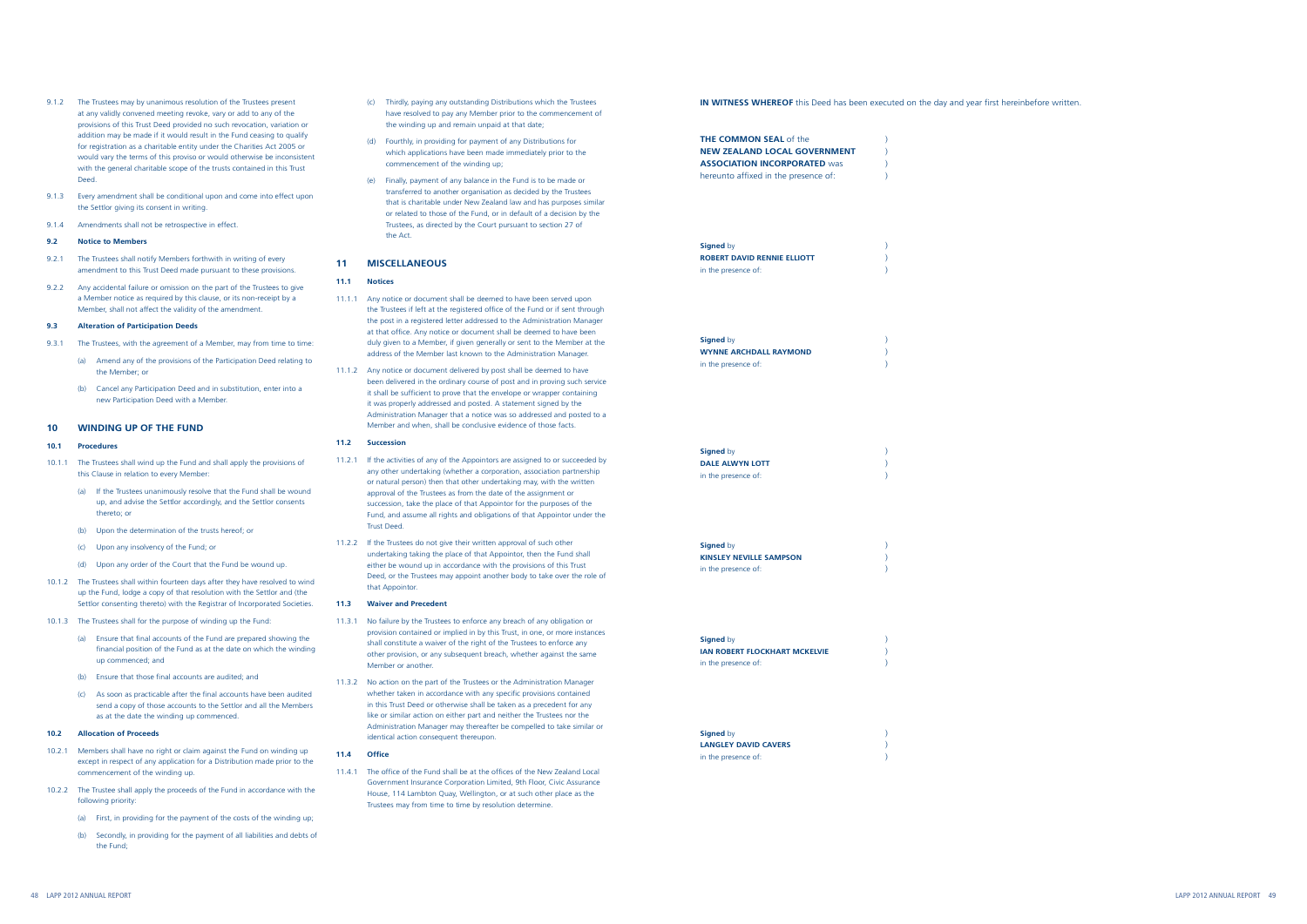9.1.2 The Trustees may by unanimous resolution of the Trustees present at any validly convened meeting revoke, vary or add to any of the provisions of this Trust Deed provided no such revocation, variation or addition may be made if it would result in the Fund ceasing to qualify for registration as a charitable entity under the Charities Act 2005 or would vary the terms of this proviso or would otherwise be inconsistent with the general charitable scope of the trusts contained in this Trust Deed.

9.1.3 Every amendment shall be conditional upon and come into effect upon the Settlor giving its consent in writing.

9.1.4 Amendments shall not be retrospective in effect.

### 9.2 Notice to Members

9.2.1 The Trustees shall notify Members forthwith in writing of every amendment to this Trust Deed made pursuant to these provisions.

9.2.2 Any accidental failure or omission on the part of the Trustees to give a Member notice as required by this clause, or its non-receipt by a Member, shall not affect the validity of the amendment.

### 9.3 Alteration of Participation Deeds

9.3.1 The Trustees, with the agreement of a Member, may from time to time:

(a) Amend any of the provisions of the Participation Deed relating to the Member; or

(b) Cancel any Participation Deed and in substitution, enter into a new Participation Deed with a Member.

## 10 WINDING UP OF THE FUND

### 10.1 Procedures

10.1.1 The Trustees shall wind up the Fund and shall apply the provisions of this Clause in relation to every Member:

(a) If the Trustees unanimously resolve that the Fund shall be wound up, and advise the Settlor accordingly, and the Settlor consents thereto; or

(b) Upon the determination of the trusts hereof; or

(c) Upon any insolvency of the Fund; or

(d) Upon any order of the Court that the Fund be wound up.

10.1.2 The Trustees shall within fourteen days after they have resolved to wind up the Fund, lodge a copy of that resolution with the Settlor and (the Settlor consenting thereto) with the Registrar of Incorporated Societies.

10.1.3 The Trustees shall for the purpose of winding up the Fund:

(a) Ensure that final accounts of the Fund are prepared showing the financial position of the Fund as at the date on which the winding up commenced; and

(b) Ensure that those final accounts are audited; and

(c) As soon as practicable after the final accounts have been audited send a copy of those accounts to the Settlor and all the Members as at the date the winding up commenced.

### 10.2 Allocation of Proceeds

10.2.1 Members shall have no right or claim against the Fund on winding up except in respect of any application for a Distribution made prior to the commencement of the winding up.

10.2.2 The Trustee shall apply the proceeds of the Fund in accordance with the following priority:

(a) First, in providing for the payment of the costs of the winding up;

(b) Secondly, in providing for the payment of all liabilities and debts of the Fund;

(c) Thirdly, paying any outstanding Distributions which the Trustees have resolved to pay any Member prior to the commencement of the winding up and remain unpaid at that date;

(d) Fourthly, in providing for payment of any Distributions for which applications have been made immediately prior to the commencement of the winding up;

(e) Finally, payment of any balance in the Fund is to be made or transferred to another organisation as decided by the Trustees that is charitable under New Zealand law and has purposes similar or related to those of the Fund, or in default of a decision by the Trustees, as directed by the Court pursuant to section 27 of the Act.

## 11 MISCELLANEOUS

### 11.1 Notices

11.1.1 Any notice or document shall be deemed to have been served upon the Trustees if left at the registered office of the Fund or if sent through the post in a registered letter addressed to the Administration Manager at that office. Any notice or document shall be deemed to have been duly given to a Member, if given generally or sent to the Member at the address of the Member last known to the Administration Manager.

11.1.2 Any notice or document delivered by post shall be deemed to have been delivered in the ordinary course of post and in proving such service it shall be sufficient to prove that the envelope or wrapper containing it was properly addressed and posted. A statement signed by the Administration Manager that a notice was so addressed and posted to a Member and when, shall be conclusive evidence of those facts.

### 11.2 Succession

11.2.1 If the activities of any of the Appointors are assigned to or succeeded by any other undertaking (whether a corporation, association partnership or natural person) then that other undertaking may, with the written approval of the Trustees as from the date of the assignment or succession, take the place of that Appointor for the purposes of the Fund, and assume all rights and obligations of that Appointor under the Trust Deed.

11.2.2 If the Trustees do not give their written approval of such other undertaking taking the place of that Appointor, then the Fund shall either be wound up in accordance with the provisions of this Trust Deed, or the Trustees may appoint another body to take over the role of that Appointor.

### 11.3 Waiver and Precedent

11.3.1 No failure by the Trustees to enforce any breach of any obligation or provision contained or implied in by this Trust, in one, or more instances shall constitute a waiver of the right of the Trustees to enforce any other provision, or any subsequent breach, whether against the same Member or another.

11.3.2 No action on the part of the Trustees or the Administration Manager whether taken in accordance with any specific provisions contained in this Trust Deed or otherwise shall be taken as a precedent for any like or similar action on either part and neither the Trustees nor the Administration Manager may thereafter be compelled to take similar or identical action consequent thereupon.

### 11.4 Office

11.4.1 The office of the Fund shall be at the offices of the New Zealand Local Government Insurance Corporation Limited, 9th Floor, Civic Assurance House, 114 Lambton Quay, Wellington, or at such other place as the Trustees may from time to time by resolution determine.

**IN WITNESS WHEREOF** this Deed has been executed on the day and year first hereinbefore written.

**THE COMMON SEAL** of the **NEW ZEALAND LOCAL GOVERNMENT ASSOCIATION INCORPORATED** was hereunto affixed in the presence of: )

**Signed** by **ROBERT DAVID RENNIE ELLIOTT** in the presence of: )

**Signed** by **WYNNE ARCHDALL RAYMOND** in the presence of: )

**Signed** by **DALE ALWYN LOTT** in the presence of: )

**Signed** by **KINSLEY NEVILLE SAMPSON** in the presence of: )

**Signed** by **IAN ROBERT FLOCKHART MCKELVIE** in the presence of: )

**Signed** by **LANGLEY DAVID CAVERS** in the presence of: )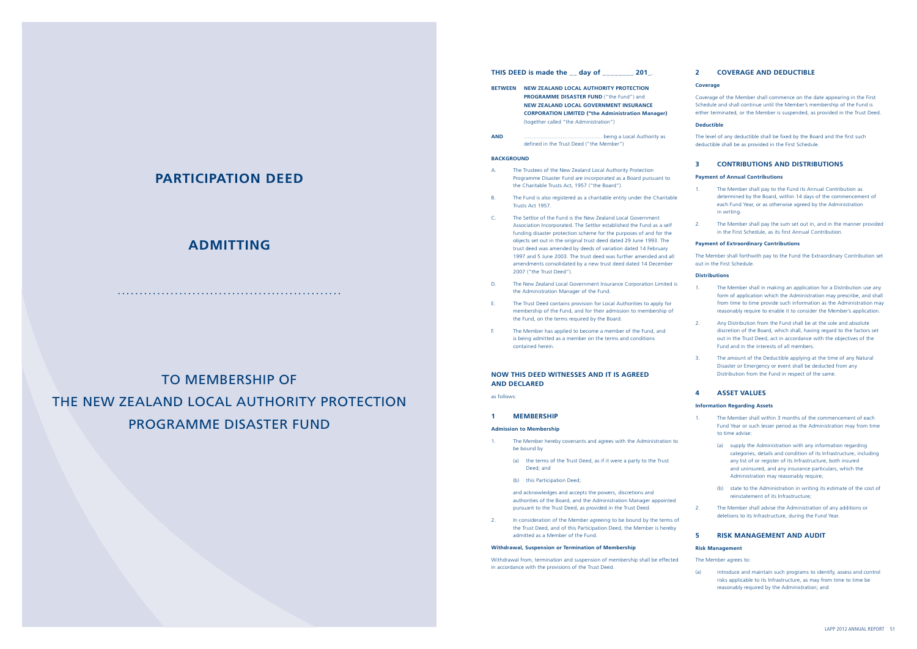# PARTICIPATION DEED

# ADMITTING

……………………………………………

# TO MEMBERSHIP OF THE NEW ZEALAND LOCAL AUTHORITY PROTECTION PROGRAMME DISASTER FUND

**THIS DEED is made the __ day of ________ 201_.**

**BETWEEN** **NEW ZEALAND LOCAL AUTHORITY PROTECTION PROGRAMME DISASTER FUND** ("the Fund") and **NEW ZEALAND LOCAL GOVERNMENT INSURANCE CORPORATION LIMITED ("the Administration Manager)** (together called "the Administration")

**AND** ……………………………………… being a Local Authority as defined in the Trust Deed ("the Member")

**BACKGROUND**

A. The Trustees of the New Zealand Local Authority Protection Programme Disaster Fund are incorporated as a Board pursuant to the Charitable Trusts Act, 1957 ("the Board").

B. The Fund is also registered as a charitable entity under the Charitable Trusts Act 1957.

C. The Settlor of the Fund is the New Zealand Local Government Association Incorporated. The Settlor established the Fund as a self funding disaster protection scheme for the purposes of and for the objects set out in the original trust deed dated 29 June 1993. The trust deed was amended by deeds of variation dated 14 February 1997 and 5 June 2003. The trust deed was further amended and all amendments consolidated by a new trust deed dated 14 December 2007 ("the Trust Deed").

D. The New Zealand Local Government Insurance Corporation Limited is the Administration Manager of the Fund.

E. The Trust Deed contains provision for Local Authorities to apply for membership of the Fund, and for their admission to membership of the Fund, on the terms required by the Board.

F. The Member has applied to become a member of the Fund, and is being admitted as a member on the terms and conditions contained herein.

## NOW THIS DEED WITNESSES AND IT IS AGREED AND DECLARED

as follows:

## 1 MEMBERSHIP

**Admission to Membership**

1. The Member hereby covenants and agrees with the Administration to be bound by

   (a) the terms of the Trust Deed, as if it were a party to the Trust Deed; and

   (b) this Participation Deed;

   and acknowledges and accepts the powers, discretions and authorities of the Board, and the Administration Manager appointed pursuant to the Trust Deed, as provided in the Trust Deed.

2. In consideration of the Member agreeing to be bound by the terms of the Trust Deed, and of this Participation Deed, the Member is hereby admitted as a Member of the Fund.

**Withdrawal, Suspension or Termination of Membership**

Withdrawal from, termination and suspension of membership shall be effected in accordance with the provisions of the Trust Deed.

## 2 COVERAGE AND DEDUCTIBLE

**Coverage**

Coverage of the Member shall commence on the date appearing in the First Schedule and shall continue until the Member's membership of the Fund is either terminated, or the Member is suspended, as provided in the Trust Deed.

**Deductible**

The level of any deductible shall be fixed by the Board and the first such deductible shall be as provided in the First Schedule.

## 3 CONTRIBUTIONS AND DISTRIBUTIONS

**Payment of Annual Contributions**

1. The Member shall pay to the Fund its Annual Contribution as determined by the Board, within 14 days of the commencement of each Fund Year, or as otherwise agreed by the Administration in writing.

2. The Member shall pay the sum set out in, and in the manner provided in the First Schedule, as its first Annual Contribution.

**Payment of Extraordinary Contributions**

The Member shall forthwith pay to the Fund the Extraordinary Contribution set out in the First Schedule.

**Distributions**

1. The Member shall in making an application for a Distribution use any form of application which the Administration may prescribe, and shall from time to time provide such information as the Administration may reasonably require to enable it to consider the Member's application.

2. Any Distribution from the Fund shall be at the sole and absolute discretion of the Board, which shall, having regard to the factors set out in the Trust Deed, act in accordance with the objectives of the Fund and in the interests of all members.

3. The amount of the Deductible applying at the time of any Natural Disaster or Emergency or event shall be deducted from any Distribution from the Fund in respect of the same.

## 4 ASSET VALUES

**Information Regarding Assets**

1. The Member shall within 3 months of the commencement of each Fund Year or such lesser period as the Administration may from time to time advise:

   (a) supply the Administration with any information regarding categories, details and condition of its Infrastructure, including any list of or register of its Infrastructure, both insured and uninsured, and any insurance particulars, which the Administration may reasonably require;

   (b) state to the Administration in writing its estimate of the cost of reinstatement of its Infrastructure;

2. The Member shall advise the Administration of any additions or deletions to its Infrastructure, during the Fund Year.

## 5 RISK MANAGEMENT AND AUDIT

**Risk Management**

The Member agrees to:

(a) introduce and maintain such programs to identify, assess and control risks applicable to its Infrastructure, as may from time to time be reasonably required by the Administration; and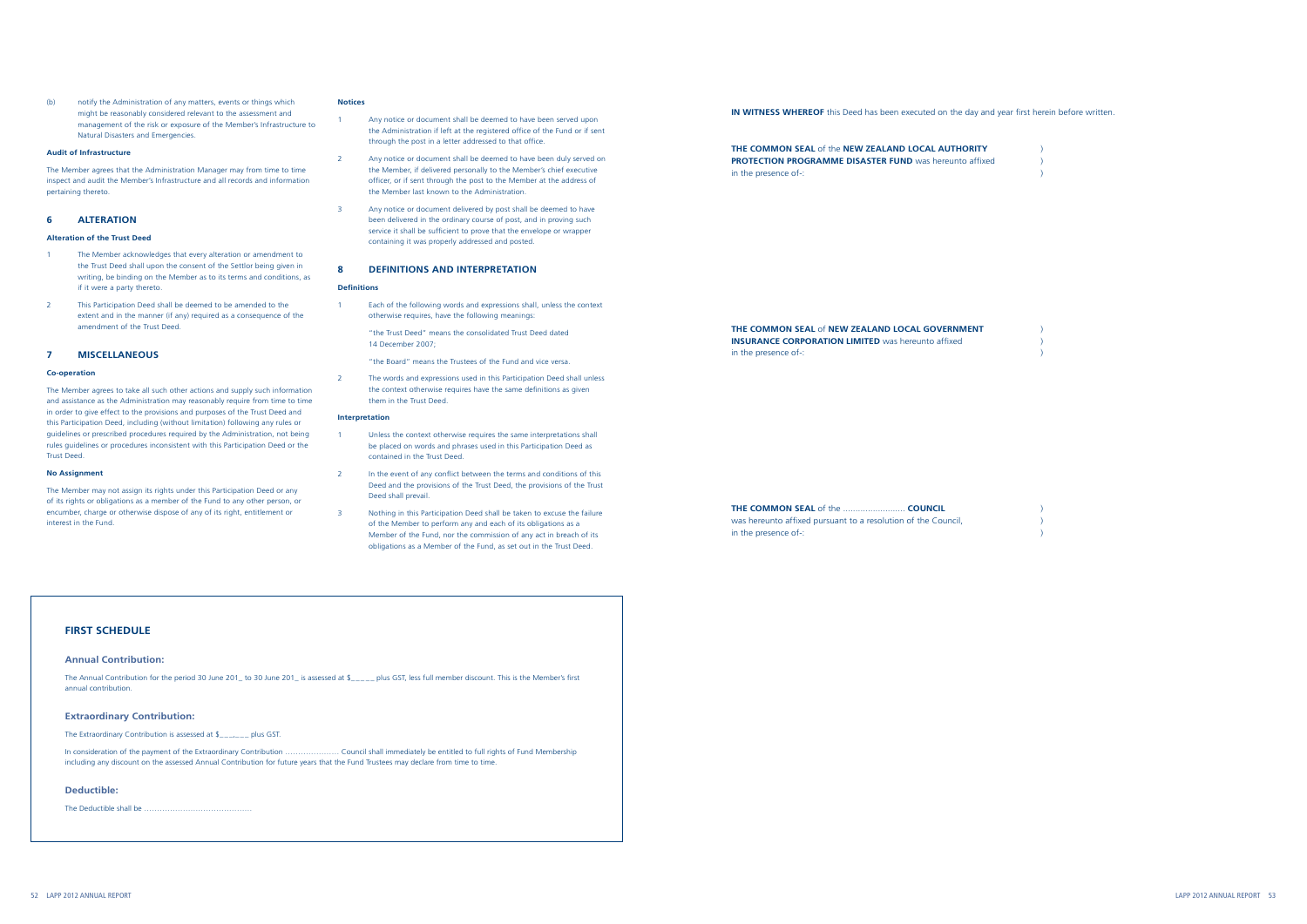(b) notify the Administration of any matters, events or things which might be reasonably considered relevant to the assessment and management of the risk or exposure of the Member's Infrastructure to Natural Disasters and Emergencies.

**Audit of Infrastructure**

The Member agrees that the Administration Manager may from time to time inspect and audit the Member's Infrastructure and all records and information pertaining thereto.

## 6 ALTERATION

**Alteration of the Trust Deed**

1. The Member acknowledges that every alteration or amendment to the Trust Deed shall upon the consent of the Settlor being given in writing, be binding on the Member as to its terms and conditions, as if it were a party thereto.
2. This Participation Deed shall be deemed to be amended to the extent and in the manner (if any) required as a consequence of the amendment of the Trust Deed.

## 7 MISCELLANEOUS

**Co-operation**

The Member agrees to take all such other actions and supply such information and assistance as the Administration may reasonably require from time to time in order to give effect to the provisions and purposes of the Trust Deed and this Participation Deed, including (without limitation) following any rules or guidelines or prescribed procedures required by the Administration, not being rules guidelines or procedures inconsistent with this Participation Deed or the Trust Deed.

**No Assignment**

The Member may not assign its rights under this Participation Deed or any of its rights or obligations as a member of the Fund to any other person, or encumber, charge or otherwise dispose of any of its right, entitlement or interest in the Fund.

**Notices**

1. Any notice or document shall be deemed to have been served upon the Administration if left at the registered office of the Fund or if sent through the post in a letter addressed to that office.
2. Any notice or document shall be deemed to have been duly served on the Member, if delivered personally to the Member's chief executive officer, or if sent through the post to the Member at the address of the Member last known to the Administration.
3. Any notice or document delivered by post shall be deemed to have been delivered in the ordinary course of post, and in proving such service it shall be sufficient to prove that the envelope or wrapper containing it was properly addressed and posted.

## 8 DEFINITIONS AND INTERPRETATION

**Definitions**

1. Each of the following words and expressions shall, unless the context otherwise requires, have the following meanings:

   "the Trust Deed" means the consolidated Trust Deed dated 14 December 2007;

   "the Board" means the Trustees of the Fund and vice versa.

2. The words and expressions used in this Participation Deed shall unless the context otherwise requires have the same definitions as given them in the Trust Deed.

**Interpretation**

1. Unless the context otherwise requires the same interpretations shall be placed on words and phrases used in this Participation Deed as contained in the Trust Deed.
2. In the event of any conflict between the terms and conditions of this Deed and the provisions of the Trust Deed, the provisions of the Trust Deed shall prevail.
3. Nothing in this Participation Deed shall be taken to excuse the failure of the Member to perform any and each of its obligations as a Member of the Fund, nor the commission of any act in breach of its obligations as a Member of the Fund, as set out in the Trust Deed.

**IN WITNESS WHEREOF** this Deed has been executed on the day and year first herein before written.

**THE COMMON SEAL** of the **NEW ZEALAND LOCAL AUTHORITY PROTECTION PROGRAMME DISASTER FUND** was hereunto affixed in the presence of-: )

**THE COMMON SEAL** of **NEW ZEALAND LOCAL GOVERNMENT INSURANCE CORPORATION LIMITED** was hereunto affixed in the presence of-: )

**THE COMMON SEAL** of the ......................... **COUNCIL** was hereunto affixed pursuant to a resolution of the Council, in the presence of-: )

## FIRST SCHEDULE

### Annual Contribution:

The Annual Contribution for the period 30 June 201_ to 30 June 201_ is assessed at $_____ plus GST, less full member discount. This is the Member's first annual contribution.

### Extraordinary Contribution:

The Extraordinary Contribution is assessed at $___,___ plus GST.

In consideration of the payment of the Extraordinary Contribution ..................... Council shall immediately be entitled to full rights of Fund Membership including any discount on the assessed Annual Contribution for future years that the Fund Trustees may declare from time to time.

### Deductible:

The Deductible shall be .........................................